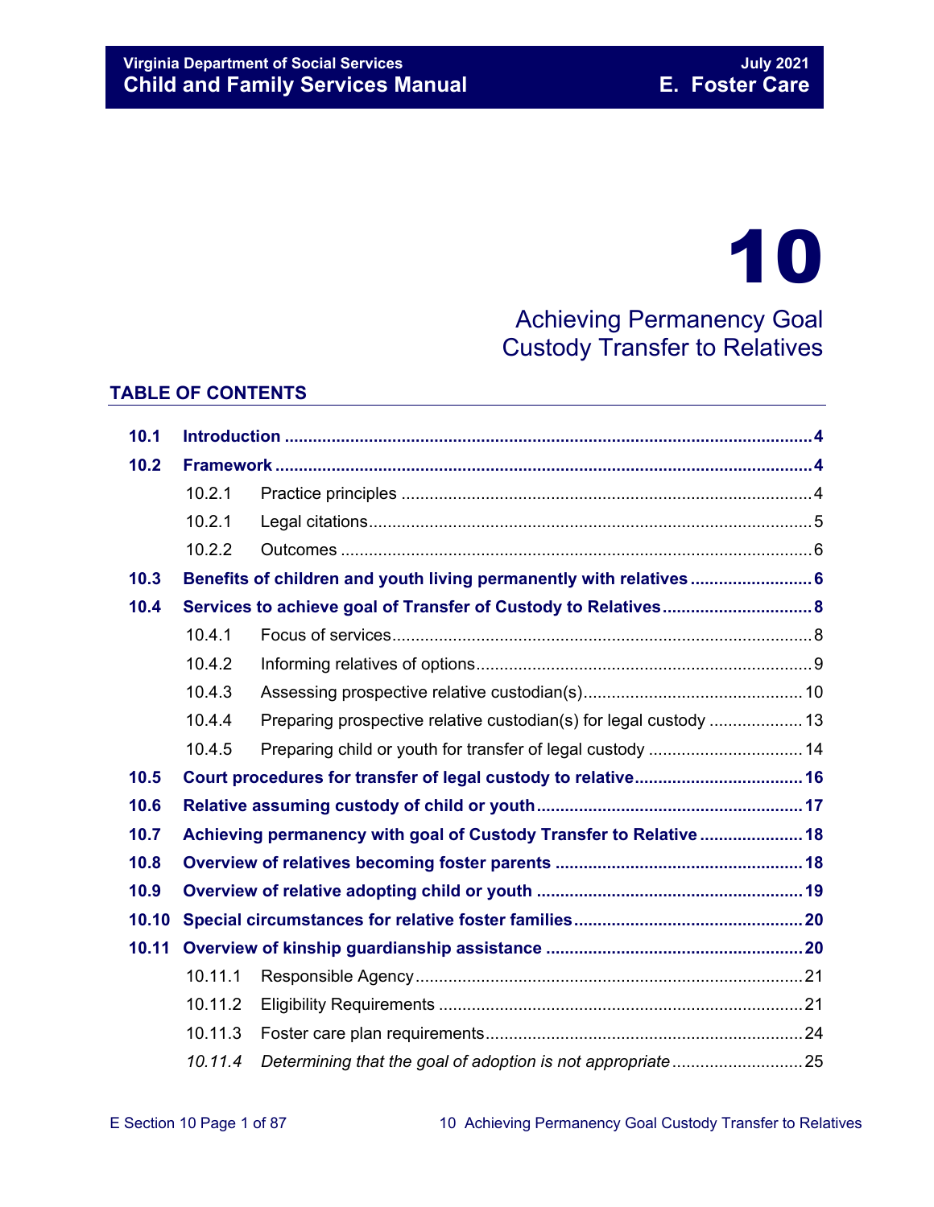# 10

## Achieving Permanency Goal Custody Transfer to Relatives

### TABLE OF CONTENTS

| | | | |
|---|---|---|---|
| **10.1** | **Introduction** | | **4** |
| **10.2** | **Framework** | | **4** |
| | 10.2.1 | Practice principles | 4 |
| | 10.2.1 | Legal citations | 5 |
| | 10.2.2 | Outcomes | 6 |
| **10.3** | **Benefits of children and youth living permanently with relatives** | | **6** |
| **10.4** | **Services to achieve goal of Transfer of Custody to Relatives** | | **8** |
| | 10.4.1 | Focus of services | 8 |
| | 10.4.2 | Informing relatives of options | 9 |
| | 10.4.3 | Assessing prospective relative custodian(s) | 10 |
| | 10.4.4 | Preparing prospective relative custodian(s) for legal custody | 13 |
| | 10.4.5 | Preparing child or youth for transfer of legal custody | 14 |
| **10.5** | **Court procedures for transfer of legal custody to relative** | | **16** |
| **10.6** | **Relative assuming custody of child or youth** | | **17** |
| **10.7** | **Achieving permanency with goal of Custody Transfer to Relative** | | **18** |
| **10.8** | **Overview of relatives becoming foster parents** | | **18** |
| **10.9** | **Overview of relative adopting child or youth** | | **19** |
| **10.10** | **Special circumstances for relative foster families** | | **20** |
| **10.11** | **Overview of kinship guardianship assistance** | | **20** |
| | 10.11.1 | Responsible Agency | 21 |
| | 10.11.2 | Eligibility Requirements | 21 |
| | 10.11.3 | Foster care plan requirements | 24 |
| | *10.11.4* | *Determining that the goal of adoption is not appropriate* | 25 |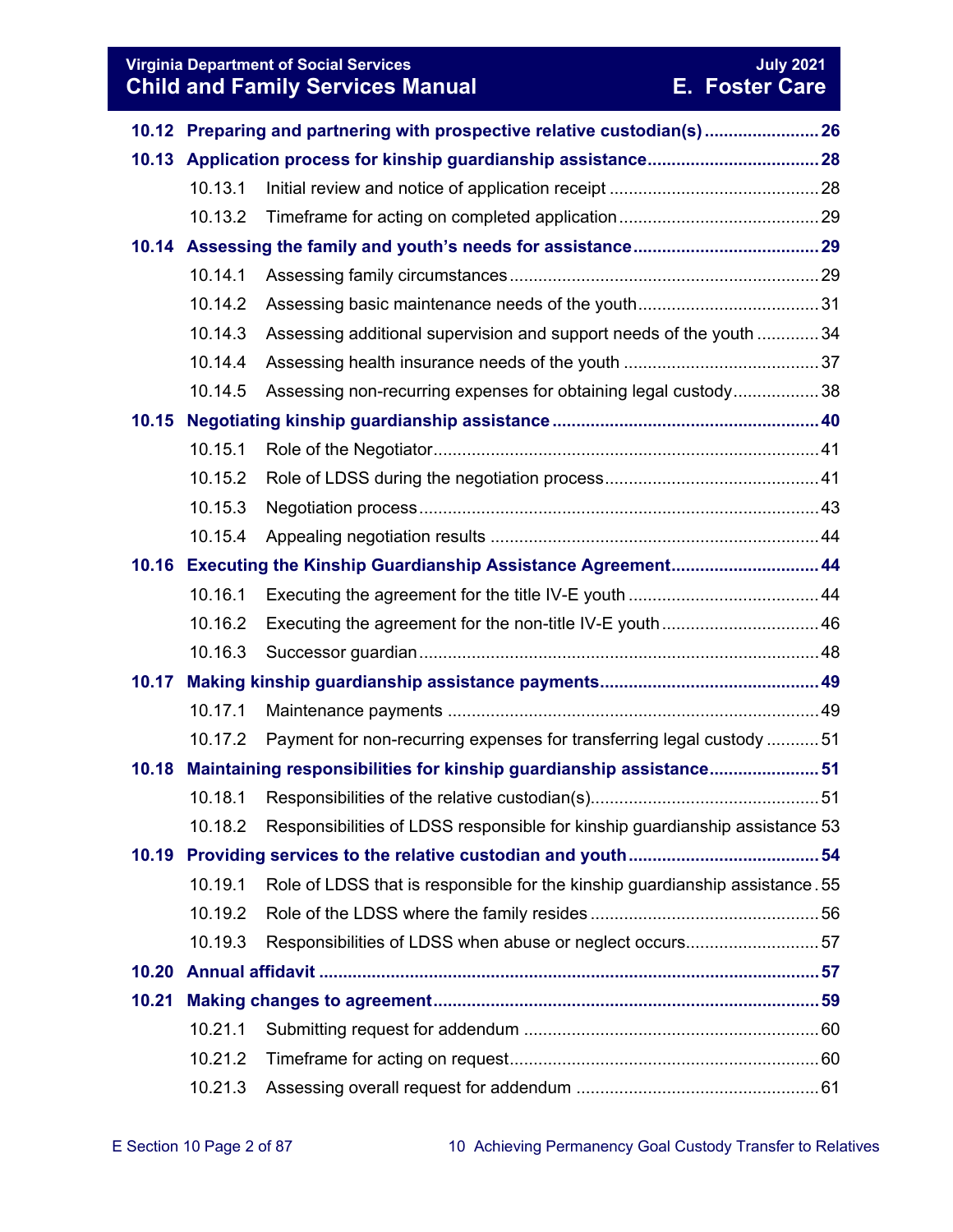**10.12 Preparing and partnering with prospective relative custodian(s) .......................... 26**

**10.13 Application process for kinship guardianship assistance .................................... 28**

10.13.1 Initial review and notice of application receipt ............................................ 28

10.13.2 Timeframe for acting on completed application .......................................... 29

**10.14 Assessing the family and youth's needs for assistance ...................................... 29**

10.14.1 Assessing family circumstances ................................................................. 29

10.14.2 Assessing basic maintenance needs of the youth ....................................... 31

10.14.3 Assessing additional supervision and support needs of the youth ............. 34

10.14.4 Assessing health insurance needs of the youth ......................................... 37

10.14.5 Assessing non-recurring expenses for obtaining legal custody .................. 38

**10.15 Negotiating kinship guardianship assistance ........................................................ 40**

10.15.1 Role of the Negotiator ................................................................................. 41

10.15.2 Role of LDSS during the negotiation process ............................................. 41

10.15.3 Negotiation process .................................................................................... 43

10.15.4 Appealing negotiation results ..................................................................... 44

**10.16 Executing the Kinship Guardianship Assistance Agreement ............................... 44**

10.16.1 Executing the agreement for the title IV-E youth ........................................ 44

10.16.2 Executing the agreement for the non-title IV-E youth ................................. 46

10.16.3 Successor guardian .................................................................................... 48

**10.17 Making kinship guardianship assistance payments .............................................. 49**

10.17.1 Maintenance payments .............................................................................. 49

10.17.2 Payment for non-recurring expenses for transferring legal custody ........... 51

**10.18 Maintaining responsibilities for kinship guardianship assistance ........................ 51**

10.18.1 Responsibilities of the relative custodian(s) ................................................ 51

10.18.2 Responsibilities of LDSS responsible for kinship guardianship assistance 53

**10.19 Providing services to the relative custodian and youth ........................................ 54**

10.19.1 Role of LDSS that is responsible for the kinship guardianship assistance . 55

10.19.2 Role of the LDSS where the family resides ................................................ 56

10.19.3 Responsibilities of LDSS when abuse or neglect occurs ............................ 57

**10.20 Annual affidavit .......................................................................................................... 57**

**10.21 Making changes to agreement ................................................................................. 59**

10.21.1 Submitting request for addendum .............................................................. 60

10.21.2 Timeframe for acting on request ................................................................. 60

10.21.3 Assessing overall request for addendum ................................................... 61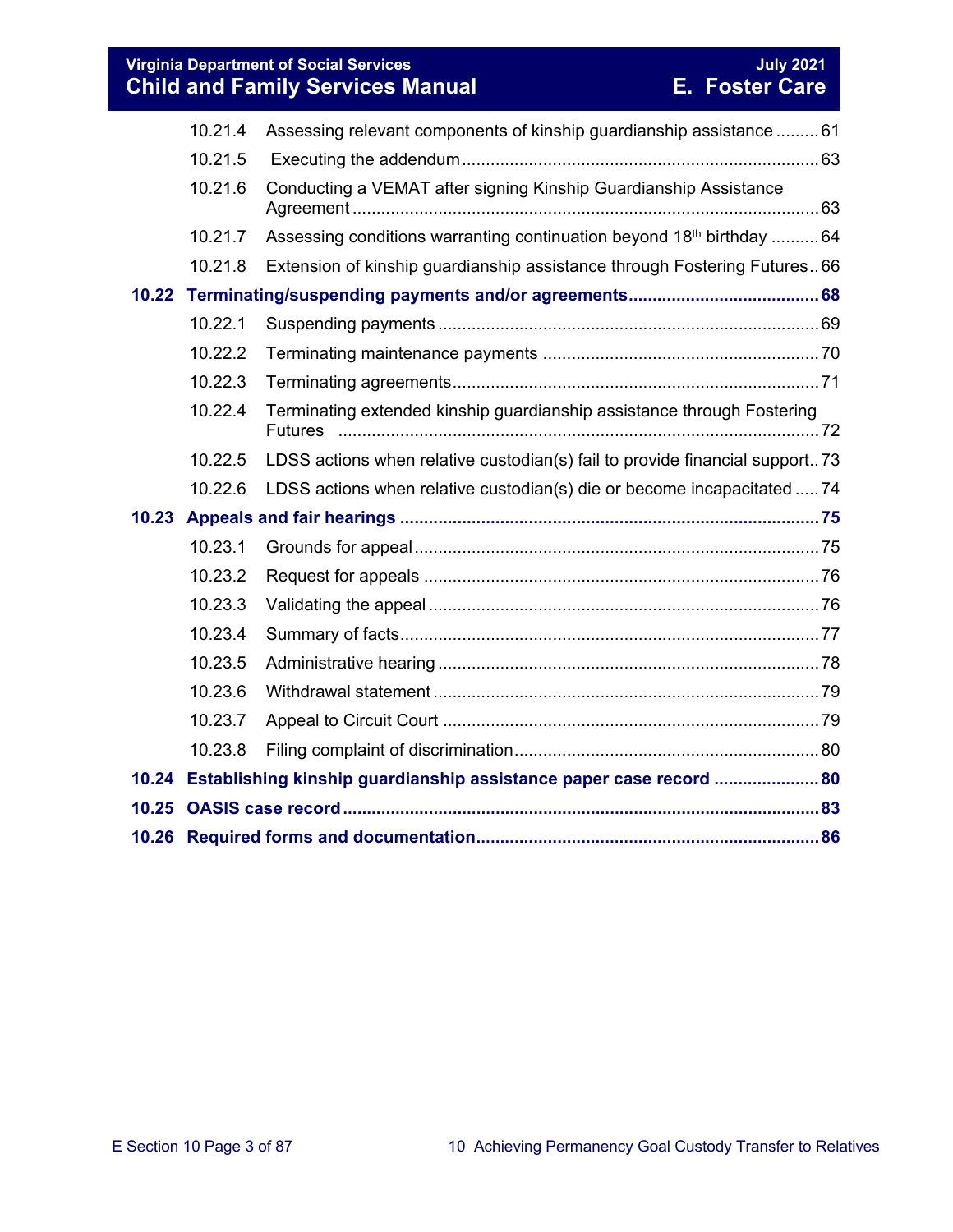| | | |
|---|---|---|
| 10.21.4 | Assessing relevant components of kinship guardianship assistance | 61 |
| 10.21.5 | Executing the addendum | 63 |
| 10.21.6 | Conducting a VEMAT after signing Kinship Guardianship Assistance Agreement | 63 |
| 10.21.7 | Assessing conditions warranting continuation beyond 18th birthday | 64 |
| 10.21.8 | Extension of kinship guardianship assistance through Fostering Futures | 66 |
| **10.22** | **Terminating/suspending payments and/or agreements** | **68** |
| 10.22.1 | Suspending payments | 69 |
| 10.22.2 | Terminating maintenance payments | 70 |
| 10.22.3 | Terminating agreements | 71 |
| 10.22.4 | Terminating extended kinship guardianship assistance through Fostering Futures | 72 |
| 10.22.5 | LDSS actions when relative custodian(s) fail to provide financial support | 73 |
| 10.22.6 | LDSS actions when relative custodian(s) die or become incapacitated | 74 |
| **10.23** | **Appeals and fair hearings** | **75** |
| 10.23.1 | Grounds for appeal | 75 |
| 10.23.2 | Request for appeals | 76 |
| 10.23.3 | Validating the appeal | 76 |
| 10.23.4 | Summary of facts | 77 |
| 10.23.5 | Administrative hearing | 78 |
| 10.23.6 | Withdrawal statement | 79 |
| 10.23.7 | Appeal to Circuit Court | 79 |
| 10.23.8 | Filing complaint of discrimination | 80 |
| **10.24** | **Establishing kinship guardianship assistance paper case record** | **80** |
| **10.25** | **OASIS case record** | **83** |
| **10.26** | **Required forms and documentation** | **86** |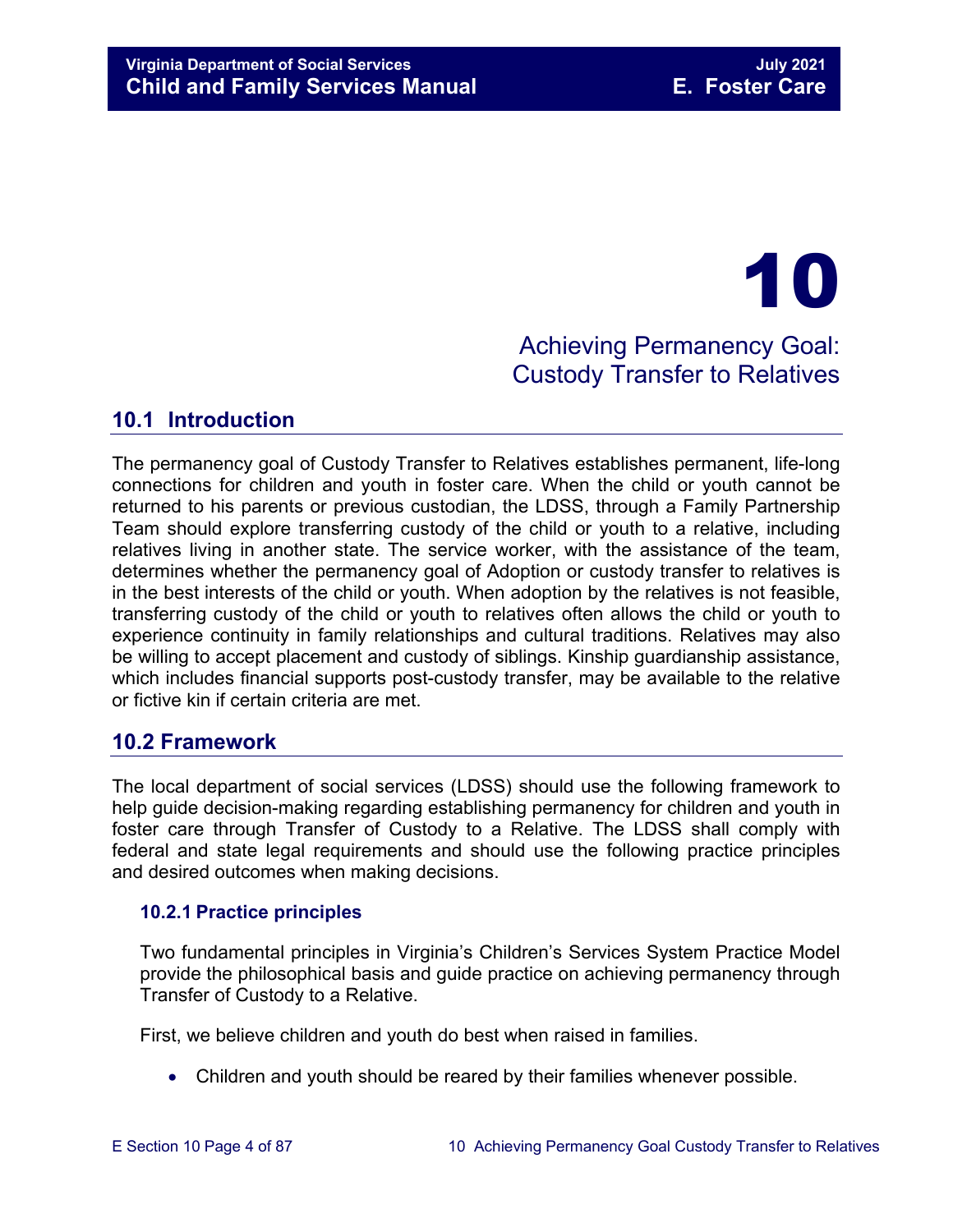# 10

## Achieving Permanency Goal: Custody Transfer to Relatives

## 10.1 Introduction

The permanency goal of Custody Transfer to Relatives establishes permanent, life-long connections for children and youth in foster care. When the child or youth cannot be returned to his parents or previous custodian, the LDSS, through a Family Partnership Team should explore transferring custody of the child or youth to a relative, including relatives living in another state. The service worker, with the assistance of the team, determines whether the permanency goal of Adoption or custody transfer to relatives is in the best interests of the child or youth. When adoption by the relatives is not feasible, transferring custody of the child or youth to relatives often allows the child or youth to experience continuity in family relationships and cultural traditions. Relatives may also be willing to accept placement and custody of siblings. Kinship guardianship assistance, which includes financial supports post-custody transfer, may be available to the relative or fictive kin if certain criteria are met.

## 10.2 Framework

The local department of social services (LDSS) should use the following framework to help guide decision-making regarding establishing permanency for children and youth in foster care through Transfer of Custody to a Relative. The LDSS shall comply with federal and state legal requirements and should use the following practice principles and desired outcomes when making decisions.

### 10.2.1 Practice principles

Two fundamental principles in Virginia's Children's Services System Practice Model provide the philosophical basis and guide practice on achieving permanency through Transfer of Custody to a Relative.

First, we believe children and youth do best when raised in families.

- Children and youth should be reared by their families whenever possible.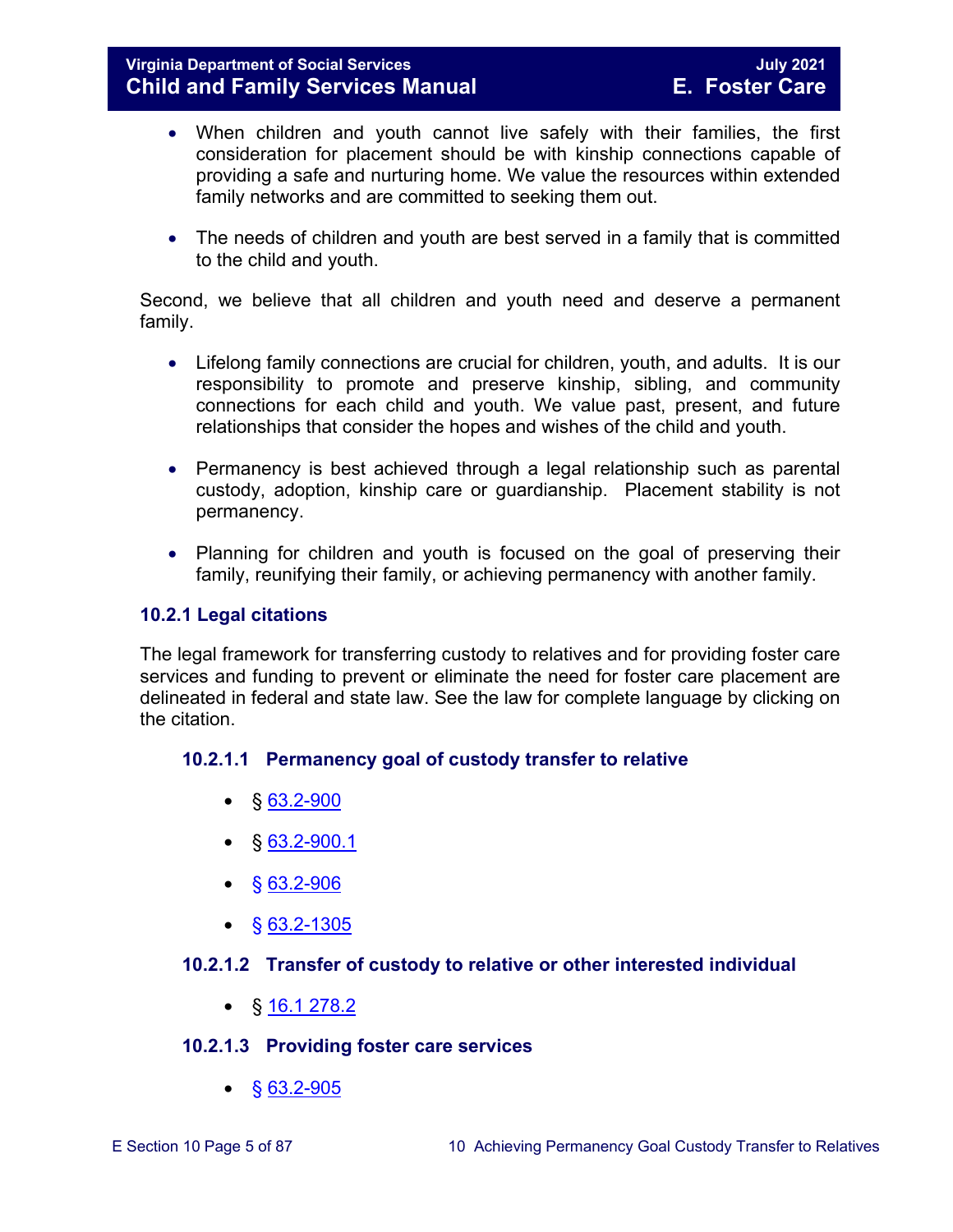- When children and youth cannot live safely with their families, the first consideration for placement should be with kinship connections capable of providing a safe and nurturing home. We value the resources within extended family networks and are committed to seeking them out.

- The needs of children and youth are best served in a family that is committed to the child and youth.

Second, we believe that all children and youth need and deserve a permanent family.

- Lifelong family connections are crucial for children, youth, and adults. It is our responsibility to promote and preserve kinship, sibling, and community connections for each child and youth. We value past, present, and future relationships that consider the hopes and wishes of the child and youth.

- Permanency is best achieved through a legal relationship such as parental custody, adoption, kinship care or guardianship. Placement stability is not permanency.

- Planning for children and youth is focused on the goal of preserving their family, reunifying their family, or achieving permanency with another family.

### 10.2.1 Legal citations

The legal framework for transferring custody to relatives and for providing foster care services and funding to prevent or eliminate the need for foster care placement are delineated in federal and state law. See the law for complete language by clicking on the citation.

#### 10.2.1.1 Permanency goal of custody transfer to relative

- § 63.2-900
- § 63.2-900.1
- § 63.2-906
- § 63.2-1305

#### 10.2.1.2 Transfer of custody to relative or other interested individual

- § 16.1 278.2

#### 10.2.1.3 Providing foster care services

- § 63.2-905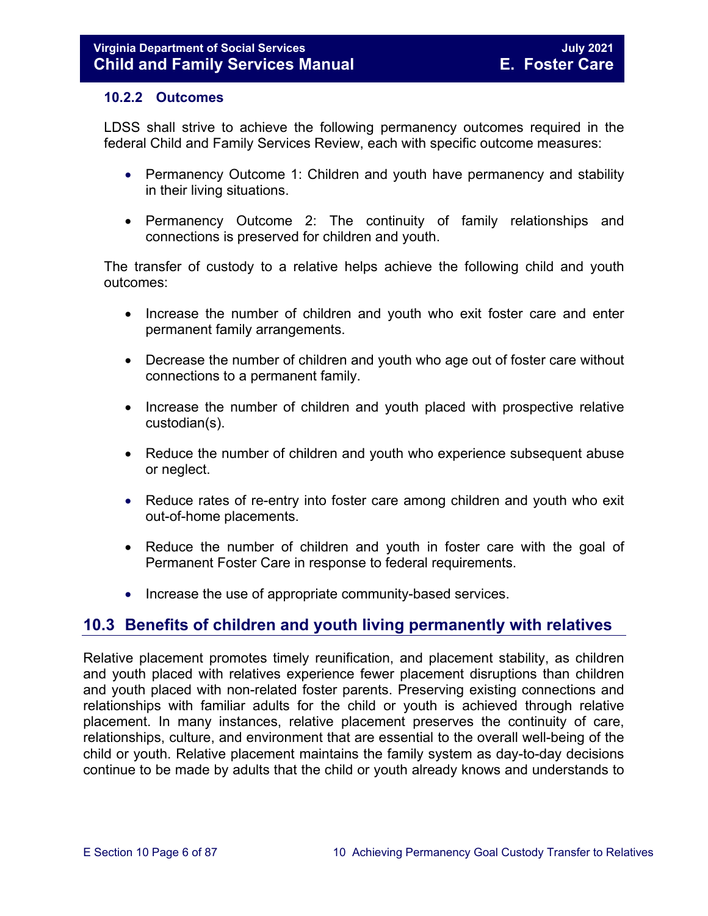### 10.2.2 Outcomes

LDSS shall strive to achieve the following permanency outcomes required in the federal Child and Family Services Review, each with specific outcome measures:

- Permanency Outcome 1: Children and youth have permanency and stability in their living situations.
- Permanency Outcome 2: The continuity of family relationships and connections is preserved for children and youth.

The transfer of custody to a relative helps achieve the following child and youth outcomes:

- Increase the number of children and youth who exit foster care and enter permanent family arrangements.
- Decrease the number of children and youth who age out of foster care without connections to a permanent family.
- Increase the number of children and youth placed with prospective relative custodian(s).
- Reduce the number of children and youth who experience subsequent abuse or neglect.
- Reduce rates of re-entry into foster care among children and youth who exit out-of-home placements.
- Reduce the number of children and youth in foster care with the goal of Permanent Foster Care in response to federal requirements.
- Increase the use of appropriate community-based services.

## 10.3 Benefits of children and youth living permanently with relatives

Relative placement promotes timely reunification, and placement stability, as children and youth placed with relatives experience fewer placement disruptions than children and youth placed with non-related foster parents. Preserving existing connections and relationships with familiar adults for the child or youth is achieved through relative placement. In many instances, relative placement preserves the continuity of care, relationships, culture, and environment that are essential to the overall well-being of the child or youth. Relative placement maintains the family system as day-to-day decisions continue to be made by adults that the child or youth already knows and understands to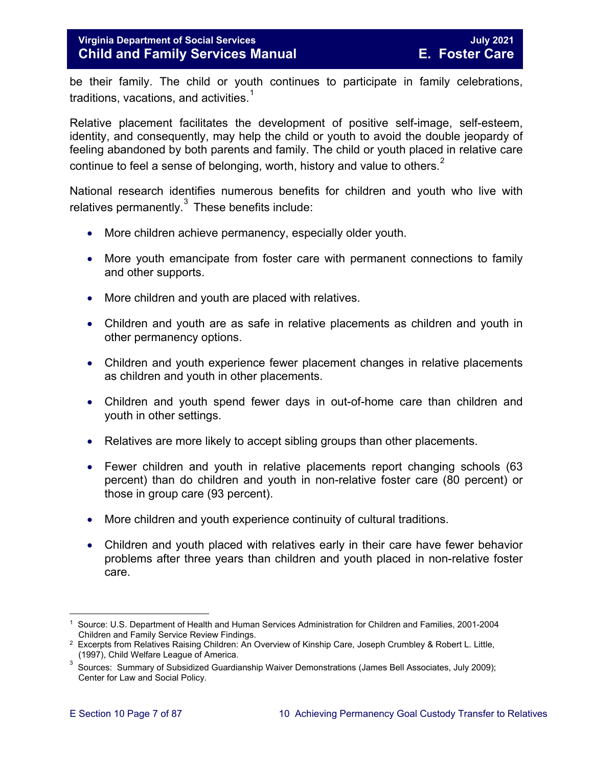be their family. The child or youth continues to participate in family celebrations, traditions, vacations, and activities.[1]

Relative placement facilitates the development of positive self-image, self-esteem, identity, and consequently, may help the child or youth to avoid the double jeopardy of feeling abandoned by both parents and family. The child or youth placed in relative care continue to feel a sense of belonging, worth, history and value to others.[2]

National research identifies numerous benefits for children and youth who live with relatives permanently.[3] These benefits include:

- More children achieve permanency, especially older youth.
- More youth emancipate from foster care with permanent connections to family and other supports.
- More children and youth are placed with relatives.
- Children and youth are as safe in relative placements as children and youth in other permanency options.
- Children and youth experience fewer placement changes in relative placements as children and youth in other placements.
- Children and youth spend fewer days in out-of-home care than children and youth in other settings.
- Relatives are more likely to accept sibling groups than other placements.
- Fewer children and youth in relative placements report changing schools (63 percent) than do children and youth in non-relative foster care (80 percent) or those in group care (93 percent).
- More children and youth experience continuity of cultural traditions.
- Children and youth placed with relatives early in their care have fewer behavior problems after three years than children and youth placed in non-relative foster care.

---

[1] Source: U.S. Department of Health and Human Services Administration for Children and Families, 2001-2004 Children and Family Service Review Findings.

[2] Excerpts from Relatives Raising Children: An Overview of Kinship Care, Joseph Crumbley & Robert L. Little, (1997), Child Welfare League of America.

[3] Sources: Summary of Subsidized Guardianship Waiver Demonstrations (James Bell Associates, July 2009); Center for Law and Social Policy.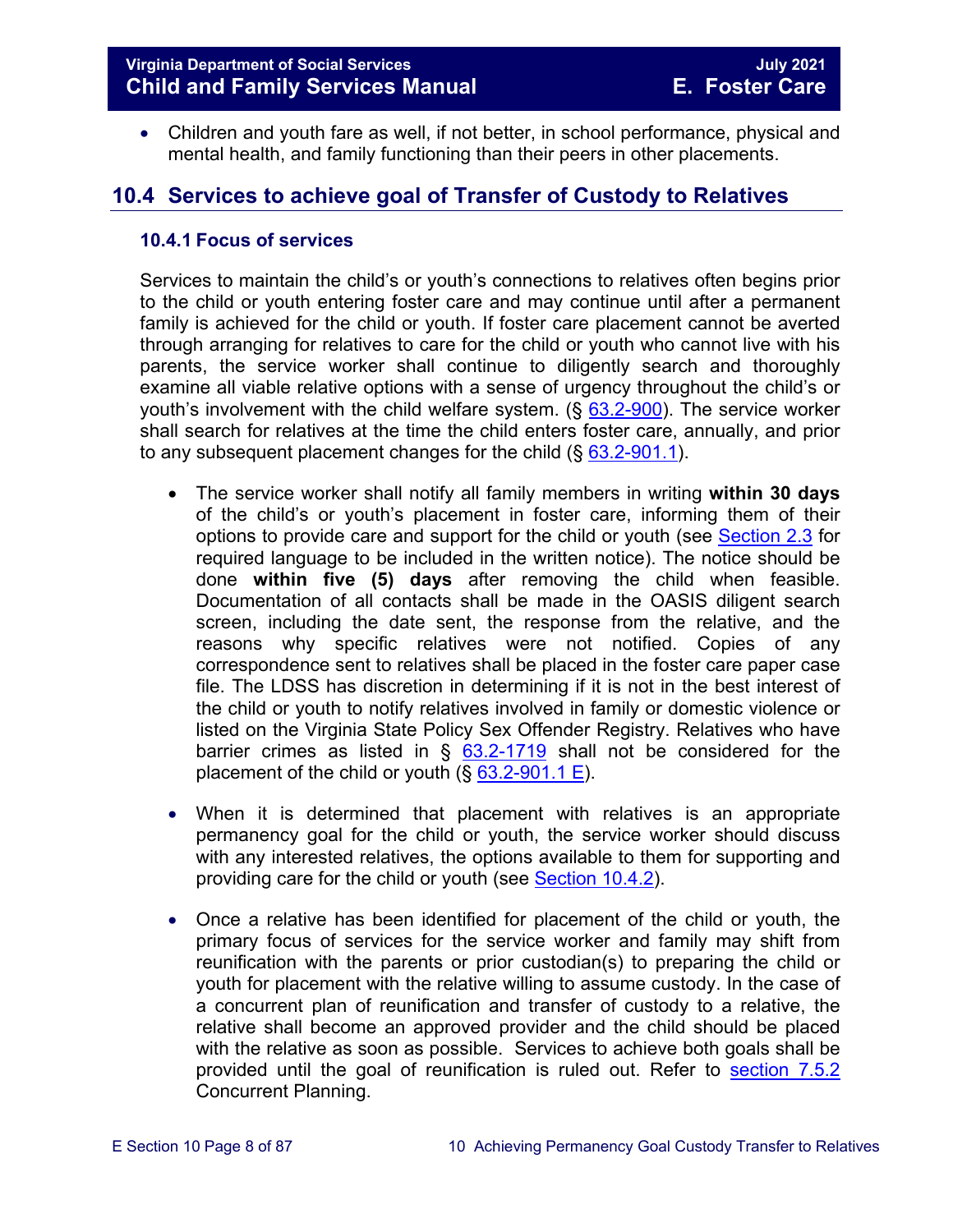- Children and youth fare as well, if not better, in school performance, physical and mental health, and family functioning than their peers in other placements.

## 10.4 Services to achieve goal of Transfer of Custody to Relatives

### 10.4.1 Focus of services

Services to maintain the child's or youth's connections to relatives often begins prior to the child or youth entering foster care and may continue until after a permanent family is achieved for the child or youth. If foster care placement cannot be averted through arranging for relatives to care for the child or youth who cannot live with his parents, the service worker shall continue to diligently search and thoroughly examine all viable relative options with a sense of urgency throughout the child's or youth's involvement with the child welfare system. (§ 63.2-900). The service worker shall search for relatives at the time the child enters foster care, annually, and prior to any subsequent placement changes for the child (§ 63.2-901.1).

- The service worker shall notify all family members in writing **within 30 days** of the child's or youth's placement in foster care, informing them of their options to provide care and support for the child or youth (see Section 2.3 for required language to be included in the written notice). The notice should be done **within five (5) days** after removing the child when feasible. Documentation of all contacts shall be made in the OASIS diligent search screen, including the date sent, the response from the relative, and the reasons why specific relatives were not notified. Copies of any correspondence sent to relatives shall be placed in the foster care paper case file. The LDSS has discretion in determining if it is not in the best interest of the child or youth to notify relatives involved in family or domestic violence or listed on the Virginia State Policy Sex Offender Registry. Relatives who have barrier crimes as listed in § 63.2-1719 shall not be considered for the placement of the child or youth (§ 63.2-901.1 E).

- When it is determined that placement with relatives is an appropriate permanency goal for the child or youth, the service worker should discuss with any interested relatives, the options available to them for supporting and providing care for the child or youth (see Section 10.4.2).

- Once a relative has been identified for placement of the child or youth, the primary focus of services for the service worker and family may shift from reunification with the parents or prior custodian(s) to preparing the child or youth for placement with the relative willing to assume custody. In the case of a concurrent plan of reunification and transfer of custody to a relative, the relative shall become an approved provider and the child should be placed with the relative as soon as possible. Services to achieve both goals shall be provided until the goal of reunification is ruled out. Refer to section 7.5.2 Concurrent Planning.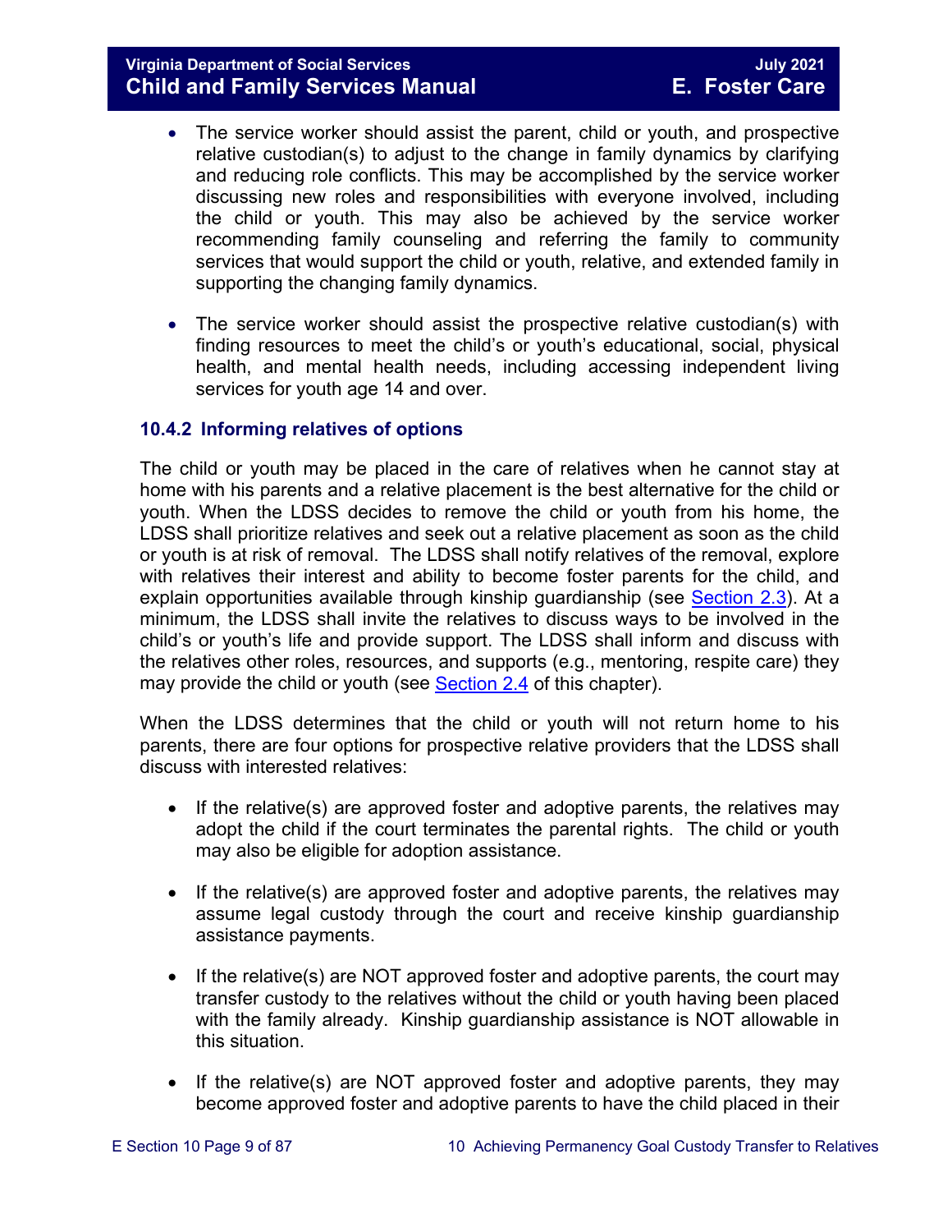- The service worker should assist the parent, child or youth, and prospective relative custodian(s) to adjust to the change in family dynamics by clarifying and reducing role conflicts. This may be accomplished by the service worker discussing new roles and responsibilities with everyone involved, including the child or youth. This may also be achieved by the service worker recommending family counseling and referring the family to community services that would support the child or youth, relative, and extended family in supporting the changing family dynamics.

- The service worker should assist the prospective relative custodian(s) with finding resources to meet the child's or youth's educational, social, physical health, and mental health needs, including accessing independent living services for youth age 14 and over.

### 10.4.2 Informing relatives of options

The child or youth may be placed in the care of relatives when he cannot stay at home with his parents and a relative placement is the best alternative for the child or youth. When the LDSS decides to remove the child or youth from his home, the LDSS shall prioritize relatives and seek out a relative placement as soon as the child or youth is at risk of removal. The LDSS shall notify relatives of the removal, explore with relatives their interest and ability to become foster parents for the child, and explain opportunities available through kinship guardianship (see Section 2.3). At a minimum, the LDSS shall invite the relatives to discuss ways to be involved in the child's or youth's life and provide support. The LDSS shall inform and discuss with the relatives other roles, resources, and supports (e.g., mentoring, respite care) they may provide the child or youth (see Section 2.4 of this chapter).

When the LDSS determines that the child or youth will not return home to his parents, there are four options for prospective relative providers that the LDSS shall discuss with interested relatives:

- If the relative(s) are approved foster and adoptive parents, the relatives may adopt the child if the court terminates the parental rights. The child or youth may also be eligible for adoption assistance.

- If the relative(s) are approved foster and adoptive parents, the relatives may assume legal custody through the court and receive kinship guardianship assistance payments.

- If the relative(s) are NOT approved foster and adoptive parents, the court may transfer custody to the relatives without the child or youth having been placed with the family already. Kinship guardianship assistance is NOT allowable in this situation.

- If the relative(s) are NOT approved foster and adoptive parents, they may become approved foster and adoptive parents to have the child placed in their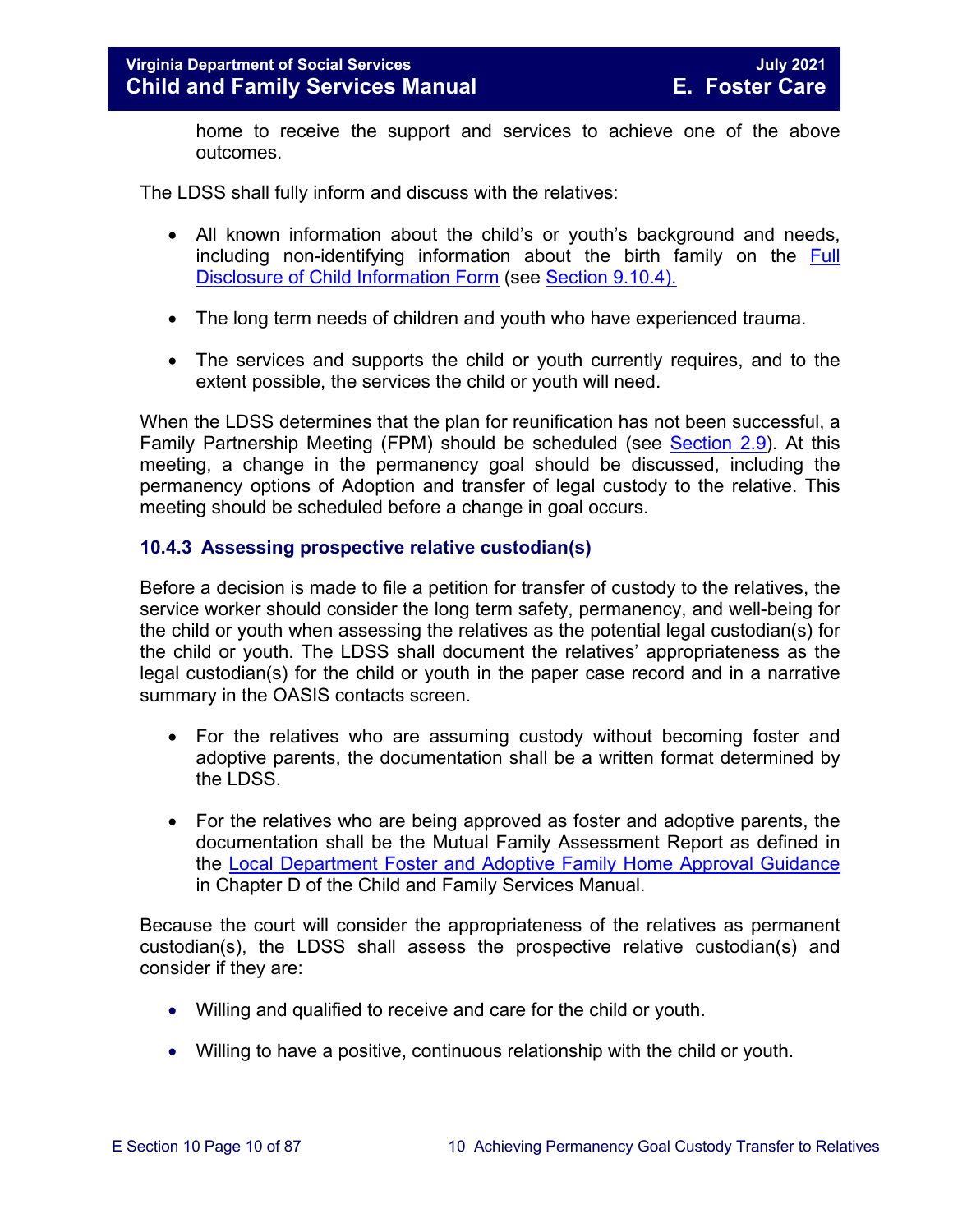home to receive the support and services to achieve one of the above outcomes.

The LDSS shall fully inform and discuss with the relatives:

- All known information about the child's or youth's background and needs, including non-identifying information about the birth family on the Full Disclosure of Child Information Form (see Section 9.10.4).
- The long term needs of children and youth who have experienced trauma.
- The services and supports the child or youth currently requires, and to the extent possible, the services the child or youth will need.

When the LDSS determines that the plan for reunification has not been successful, a Family Partnership Meeting (FPM) should be scheduled (see Section 2.9). At this meeting, a change in the permanency goal should be discussed, including the permanency options of Adoption and transfer of legal custody to the relative. This meeting should be scheduled before a change in goal occurs.

### 10.4.3 Assessing prospective relative custodian(s)

Before a decision is made to file a petition for transfer of custody to the relatives, the service worker should consider the long term safety, permanency, and well-being for the child or youth when assessing the relatives as the potential legal custodian(s) for the child or youth. The LDSS shall document the relatives' appropriateness as the legal custodian(s) for the child or youth in the paper case record and in a narrative summary in the OASIS contacts screen.

- For the relatives who are assuming custody without becoming foster and adoptive parents, the documentation shall be a written format determined by the LDSS.
- For the relatives who are being approved as foster and adoptive parents, the documentation shall be the Mutual Family Assessment Report as defined in the Local Department Foster and Adoptive Family Home Approval Guidance in Chapter D of the Child and Family Services Manual.

Because the court will consider the appropriateness of the relatives as permanent custodian(s), the LDSS shall assess the prospective relative custodian(s) and consider if they are:

- Willing and qualified to receive and care for the child or youth.
- Willing to have a positive, continuous relationship with the child or youth.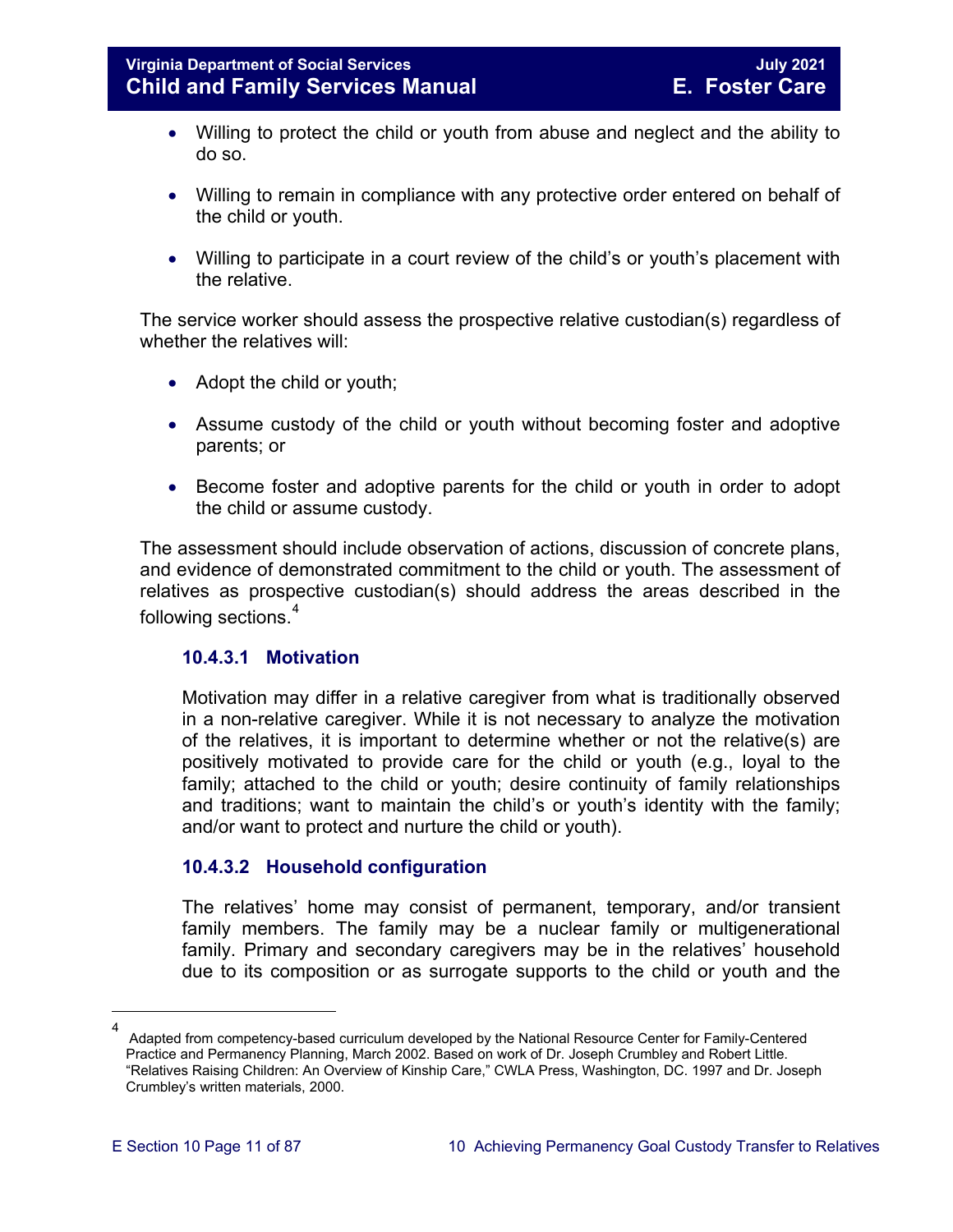- Willing to protect the child or youth from abuse and neglect and the ability to do so.
- Willing to remain in compliance with any protective order entered on behalf of the child or youth.
- Willing to participate in a court review of the child's or youth's placement with the relative.

The service worker should assess the prospective relative custodian(s) regardless of whether the relatives will:

- Adopt the child or youth;
- Assume custody of the child or youth without becoming foster and adoptive parents; or
- Become foster and adoptive parents for the child or youth in order to adopt the child or assume custody.

The assessment should include observation of actions, discussion of concrete plans, and evidence of demonstrated commitment to the child or youth. The assessment of relatives as prospective custodian(s) should address the areas described in the following sections.[4]

### 10.4.3.1 Motivation

Motivation may differ in a relative caregiver from what is traditionally observed in a non-relative caregiver. While it is not necessary to analyze the motivation of the relatives, it is important to determine whether or not the relative(s) are positively motivated to provide care for the child or youth (e.g., loyal to the family; attached to the child or youth; desire continuity of family relationships and traditions; want to maintain the child's or youth's identity with the family; and/or want to protect and nurture the child or youth).

### 10.4.3.2 Household configuration

The relatives' home may consist of permanent, temporary, and/or transient family members. The family may be a nuclear family or multigenerational family. Primary and secondary caregivers may be in the relatives' household due to its composition or as surrogate supports to the child or youth and the

---

[4] Adapted from competency-based curriculum developed by the National Resource Center for Family-Centered Practice and Permanency Planning, March 2002. Based on work of Dr. Joseph Crumbley and Robert Little. "Relatives Raising Children: An Overview of Kinship Care," CWLA Press, Washington, DC. 1997 and Dr. Joseph Crumbley's written materials, 2000.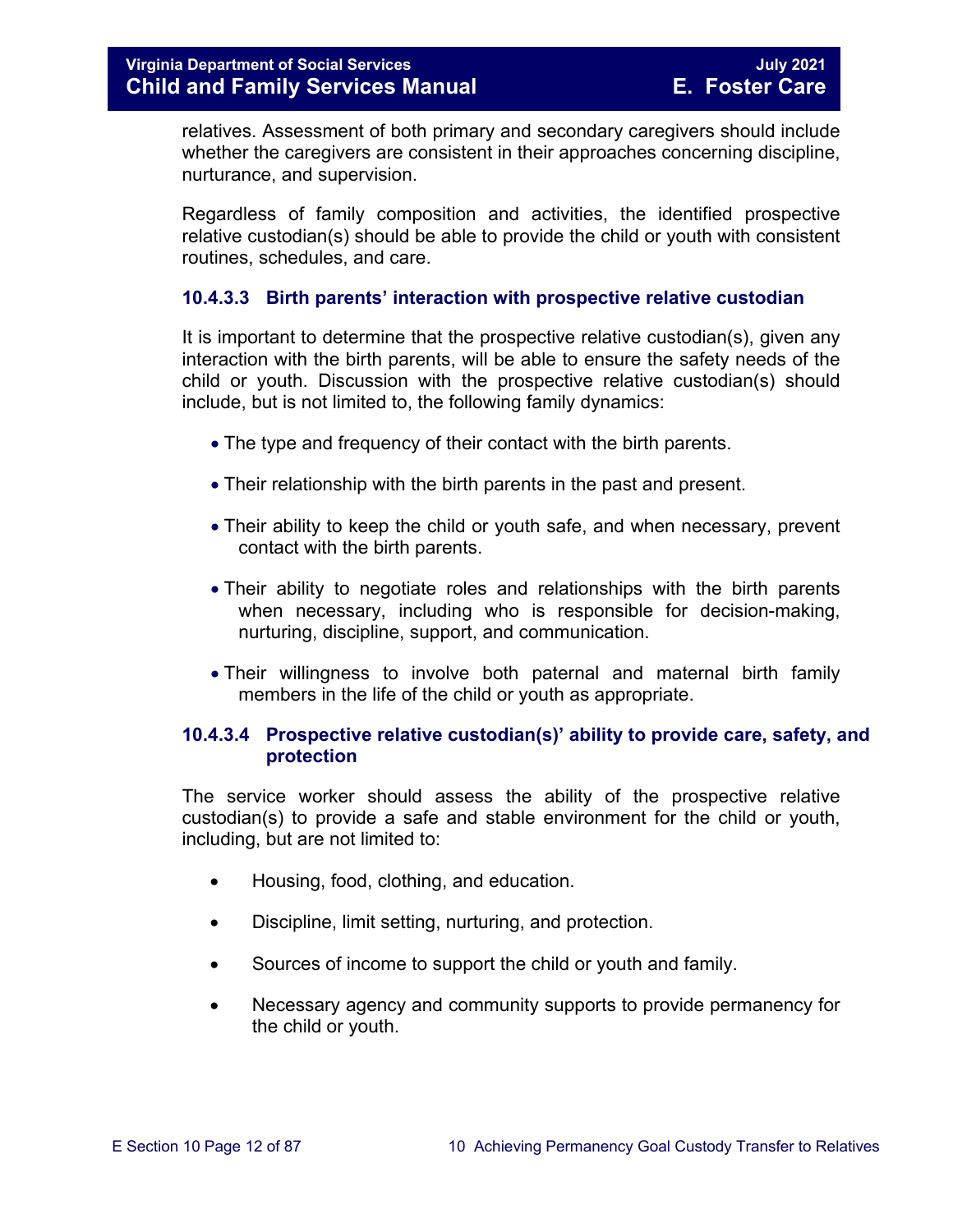relatives. Assessment of both primary and secondary caregivers should include whether the caregivers are consistent in their approaches concerning discipline, nurturance, and supervision.

Regardless of family composition and activities, the identified prospective relative custodian(s) should be able to provide the child or youth with consistent routines, schedules, and care.

### 10.4.3.3 Birth parents' interaction with prospective relative custodian

It is important to determine that the prospective relative custodian(s), given any interaction with the birth parents, will be able to ensure the safety needs of the child or youth. Discussion with the prospective relative custodian(s) should include, but is not limited to, the following family dynamics:

- The type and frequency of their contact with the birth parents.
- Their relationship with the birth parents in the past and present.
- Their ability to keep the child or youth safe, and when necessary, prevent contact with the birth parents.
- Their ability to negotiate roles and relationships with the birth parents when necessary, including who is responsible for decision-making, nurturing, discipline, support, and communication.
- Their willingness to involve both paternal and maternal birth family members in the life of the child or youth as appropriate.

### 10.4.3.4 Prospective relative custodian(s)' ability to provide care, safety, and protection

The service worker should assess the ability of the prospective relative custodian(s) to provide a safe and stable environment for the child or youth, including, but are not limited to:

- Housing, food, clothing, and education.
- Discipline, limit setting, nurturing, and protection.
- Sources of income to support the child or youth and family.
- Necessary agency and community supports to provide permanency for the child or youth.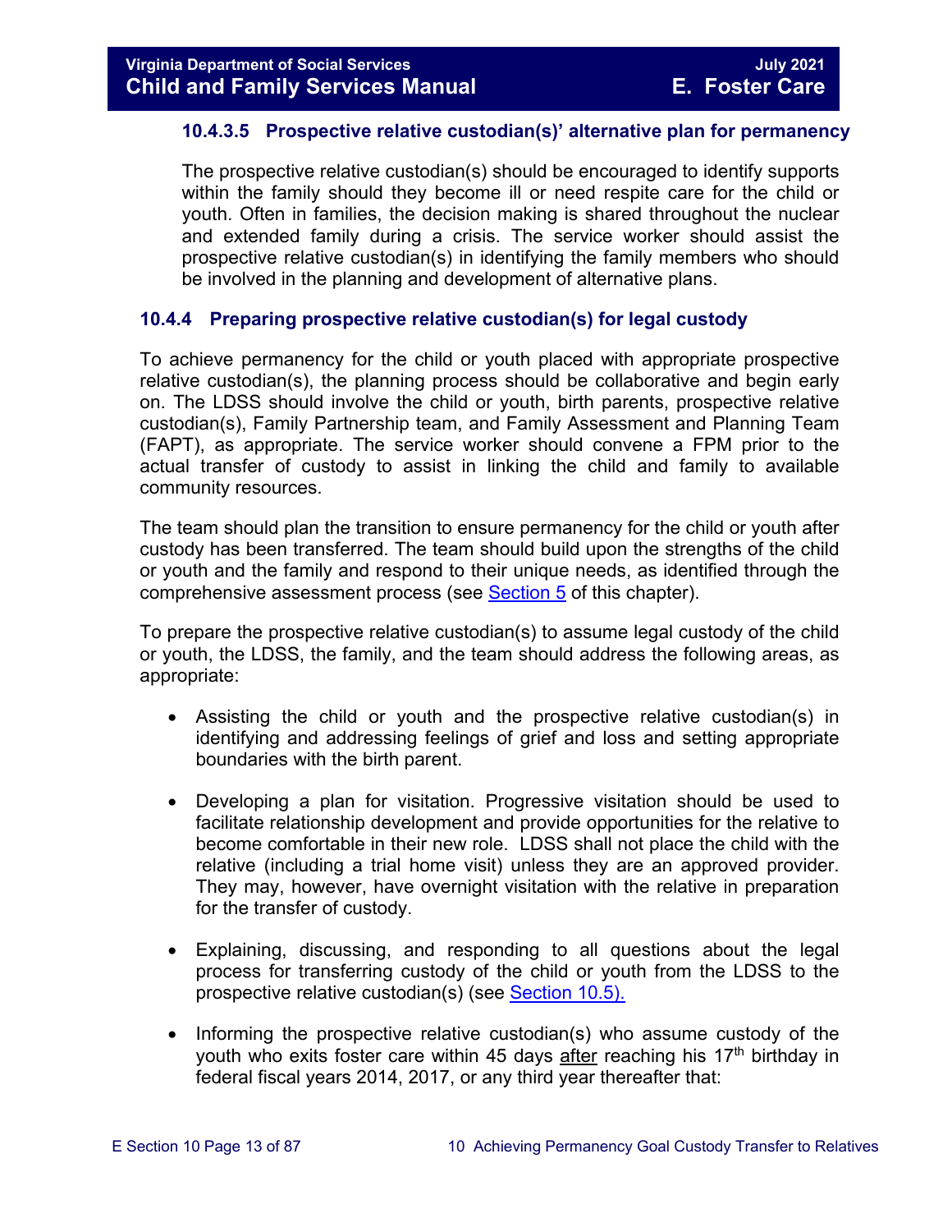#### 10.4.3.5 Prospective relative custodian(s)' alternative plan for permanency

The prospective relative custodian(s) should be encouraged to identify supports within the family should they become ill or need respite care for the child or youth. Often in families, the decision making is shared throughout the nuclear and extended family during a crisis. The service worker should assist the prospective relative custodian(s) in identifying the family members who should be involved in the planning and development of alternative plans.

### 10.4.4 Preparing prospective relative custodian(s) for legal custody

To achieve permanency for the child or youth placed with appropriate prospective relative custodian(s), the planning process should be collaborative and begin early on. The LDSS should involve the child or youth, birth parents, prospective relative custodian(s), Family Partnership team, and Family Assessment and Planning Team (FAPT), as appropriate. The service worker should convene a FPM prior to the actual transfer of custody to assist in linking the child and family to available community resources.

The team should plan the transition to ensure permanency for the child or youth after custody has been transferred. The team should build upon the strengths of the child or youth and the family and respond to their unique needs, as identified through the comprehensive assessment process (see Section 5 of this chapter).

To prepare the prospective relative custodian(s) to assume legal custody of the child or youth, the LDSS, the family, and the team should address the following areas, as appropriate:

- Assisting the child or youth and the prospective relative custodian(s) in identifying and addressing feelings of grief and loss and setting appropriate boundaries with the birth parent.

- Developing a plan for visitation. Progressive visitation should be used to facilitate relationship development and provide opportunities for the relative to become comfortable in their new role. LDSS shall not place the child with the relative (including a trial home visit) unless they are an approved provider. They may, however, have overnight visitation with the relative in preparation for the transfer of custody.

- Explaining, discussing, and responding to all questions about the legal process for transferring custody of the child or youth from the LDSS to the prospective relative custodian(s) (see Section 10.5).

- Informing the prospective relative custodian(s) who assume custody of the youth who exits foster care within 45 days after reaching his 17th birthday in federal fiscal years 2014, 2017, or any third year thereafter that: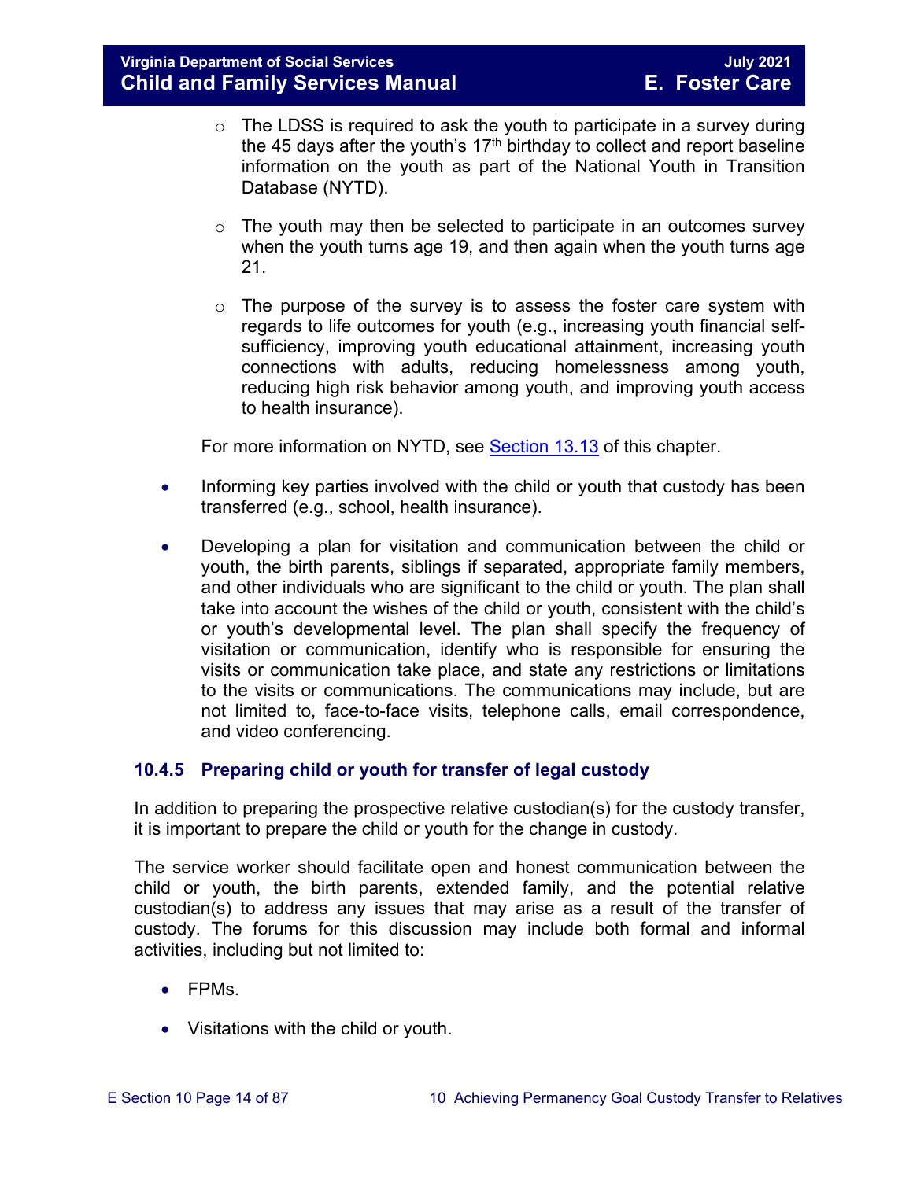- The LDSS is required to ask the youth to participate in a survey during the 45 days after the youth's 17th birthday to collect and report baseline information on the youth as part of the National Youth in Transition Database (NYTD).

  - The youth may then be selected to participate in an outcomes survey when the youth turns age 19, and then again when the youth turns age 21.

  - The purpose of the survey is to assess the foster care system with regards to life outcomes for youth (e.g., increasing youth financial self-sufficiency, improving youth educational attainment, increasing youth connections with adults, reducing homelessness among youth, reducing high risk behavior among youth, and improving youth access to health insurance).

  For more information on NYTD, see Section 13.13 of this chapter.

- Informing key parties involved with the child or youth that custody has been transferred (e.g., school, health insurance).

- Developing a plan for visitation and communication between the child or youth, the birth parents, siblings if separated, appropriate family members, and other individuals who are significant to the child or youth. The plan shall take into account the wishes of the child or youth, consistent with the child's or youth's developmental level. The plan shall specify the frequency of visitation or communication, identify who is responsible for ensuring the visits or communication take place, and state any restrictions or limitations to the visits or communications. The communications may include, but are not limited to, face-to-face visits, telephone calls, email correspondence, and video conferencing.

### 10.4.5 Preparing child or youth for transfer of legal custody

In addition to preparing the prospective relative custodian(s) for the custody transfer, it is important to prepare the child or youth for the change in custody.

The service worker should facilitate open and honest communication between the child or youth, the birth parents, extended family, and the potential relative custodian(s) to address any issues that may arise as a result of the transfer of custody. The forums for this discussion may include both formal and informal activities, including but not limited to:

- FPMs.
- Visitations with the child or youth.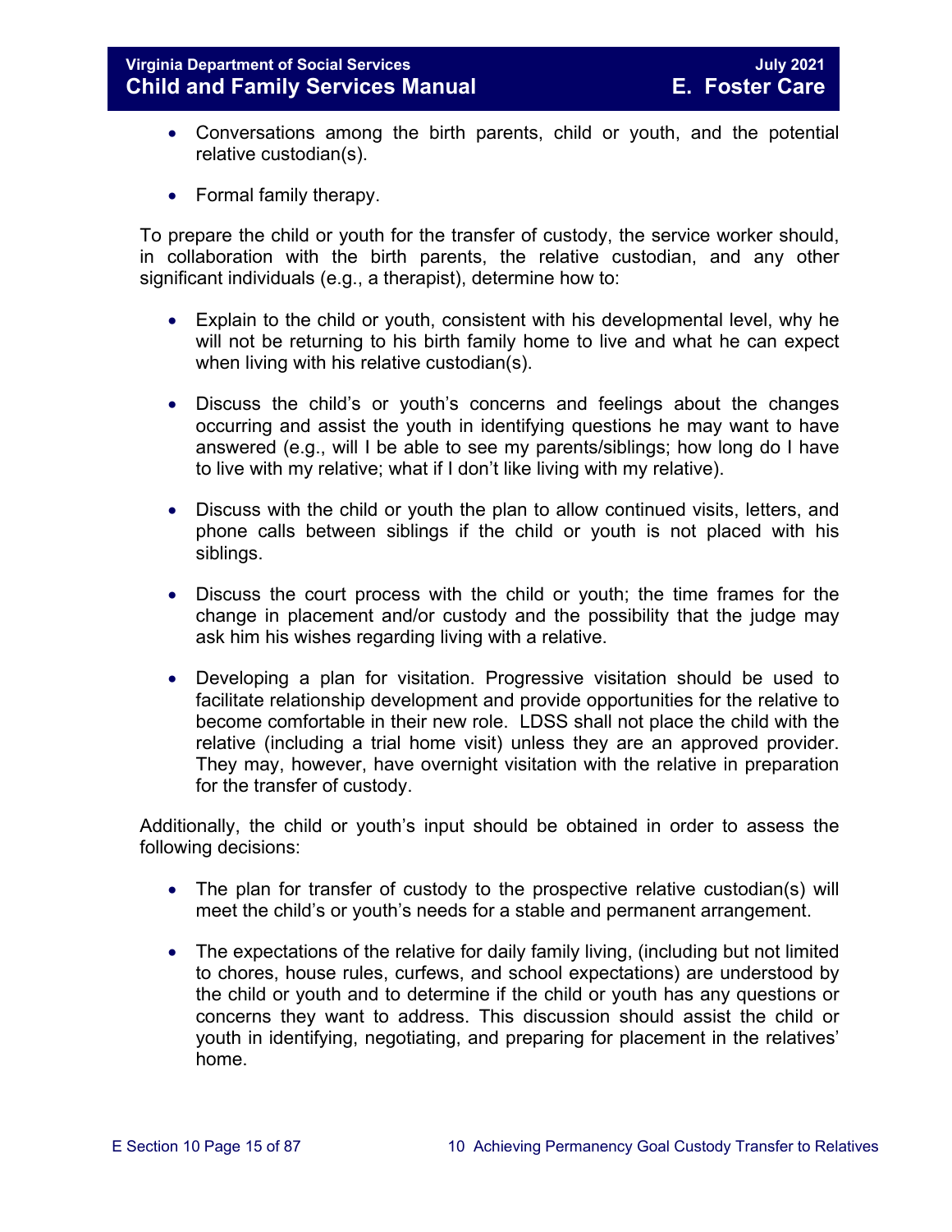- Conversations among the birth parents, child or youth, and the potential relative custodian(s).
- Formal family therapy.

To prepare the child or youth for the transfer of custody, the service worker should, in collaboration with the birth parents, the relative custodian, and any other significant individuals (e.g., a therapist), determine how to:

- Explain to the child or youth, consistent with his developmental level, why he will not be returning to his birth family home to live and what he can expect when living with his relative custodian(s).
- Discuss the child's or youth's concerns and feelings about the changes occurring and assist the youth in identifying questions he may want to have answered (e.g., will I be able to see my parents/siblings; how long do I have to live with my relative; what if I don't like living with my relative).
- Discuss with the child or youth the plan to allow continued visits, letters, and phone calls between siblings if the child or youth is not placed with his siblings.
- Discuss the court process with the child or youth; the time frames for the change in placement and/or custody and the possibility that the judge may ask him his wishes regarding living with a relative.
- Developing a plan for visitation. Progressive visitation should be used to facilitate relationship development and provide opportunities for the relative to become comfortable in their new role. LDSS shall not place the child with the relative (including a trial home visit) unless they are an approved provider. They may, however, have overnight visitation with the relative in preparation for the transfer of custody.

Additionally, the child or youth's input should be obtained in order to assess the following decisions:

- The plan for transfer of custody to the prospective relative custodian(s) will meet the child's or youth's needs for a stable and permanent arrangement.
- The expectations of the relative for daily family living, (including but not limited to chores, house rules, curfews, and school expectations) are understood by the child or youth and to determine if the child or youth has any questions or concerns they want to address. This discussion should assist the child or youth in identifying, negotiating, and preparing for placement in the relatives' home.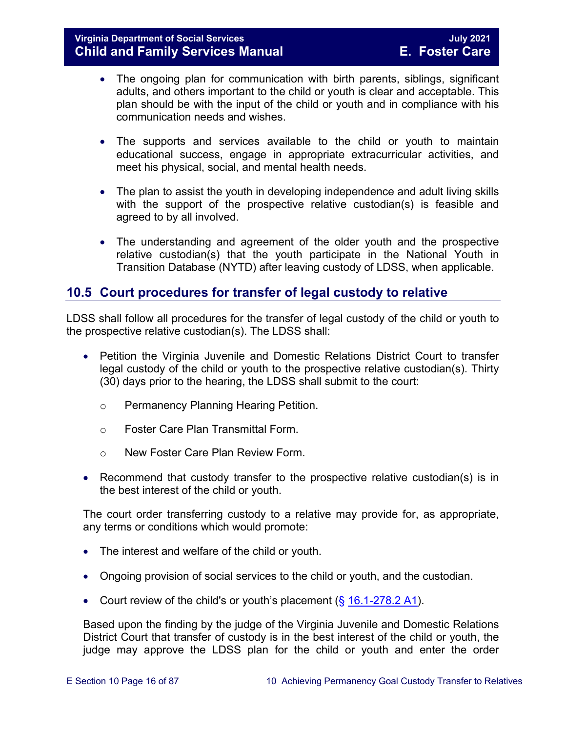- The ongoing plan for communication with birth parents, siblings, significant adults, and others important to the child or youth is clear and acceptable. This plan should be with the input of the child or youth and in compliance with his communication needs and wishes.

- The supports and services available to the child or youth to maintain educational success, engage in appropriate extracurricular activities, and meet his physical, social, and mental health needs.

- The plan to assist the youth in developing independence and adult living skills with the support of the prospective relative custodian(s) is feasible and agreed to by all involved.

- The understanding and agreement of the older youth and the prospective relative custodian(s) that the youth participate in the National Youth in Transition Database (NYTD) after leaving custody of LDSS, when applicable.

## 10.5 Court procedures for transfer of legal custody to relative

LDSS shall follow all procedures for the transfer of legal custody of the child or youth to the prospective relative custodian(s). The LDSS shall:

- Petition the Virginia Juvenile and Domestic Relations District Court to transfer legal custody of the child or youth to the prospective relative custodian(s). Thirty (30) days prior to the hearing, the LDSS shall submit to the court:
  - Permanency Planning Hearing Petition.
  - Foster Care Plan Transmittal Form.
  - New Foster Care Plan Review Form.

- Recommend that custody transfer to the prospective relative custodian(s) is in the best interest of the child or youth.

The court order transferring custody to a relative may provide for, as appropriate, any terms or conditions which would promote:

- The interest and welfare of the child or youth.
- Ongoing provision of social services to the child or youth, and the custodian.
- Court review of the child's or youth's placement (§ 16.1-278.2 A1).

Based upon the finding by the judge of the Virginia Juvenile and Domestic Relations District Court that transfer of custody is in the best interest of the child or youth, the judge may approve the LDSS plan for the child or youth and enter the order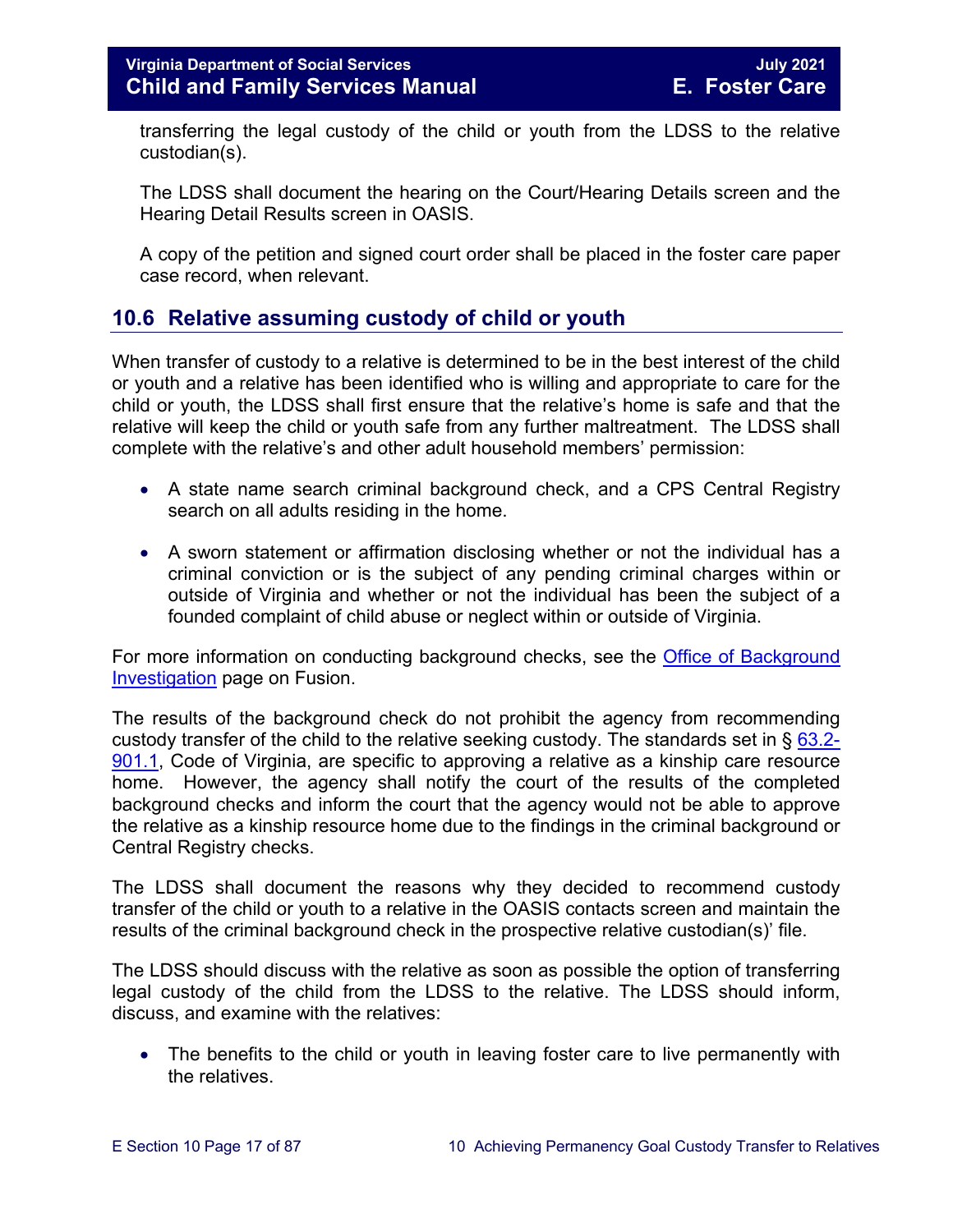transferring the legal custody of the child or youth from the LDSS to the relative custodian(s).

The LDSS shall document the hearing on the Court/Hearing Details screen and the Hearing Detail Results screen in OASIS.

A copy of the petition and signed court order shall be placed in the foster care paper case record, when relevant.

## 10.6 Relative assuming custody of child or youth

When transfer of custody to a relative is determined to be in the best interest of the child or youth and a relative has been identified who is willing and appropriate to care for the child or youth, the LDSS shall first ensure that the relative's home is safe and that the relative will keep the child or youth safe from any further maltreatment. The LDSS shall complete with the relative's and other adult household members' permission:

- A state name search criminal background check, and a CPS Central Registry search on all adults residing in the home.
- A sworn statement or affirmation disclosing whether or not the individual has a criminal conviction or is the subject of any pending criminal charges within or outside of Virginia and whether or not the individual has been the subject of a founded complaint of child abuse or neglect within or outside of Virginia.

For more information on conducting background checks, see the Office of Background Investigation page on Fusion.

The results of the background check do not prohibit the agency from recommending custody transfer of the child to the relative seeking custody. The standards set in § 63.2-901.1, Code of Virginia, are specific to approving a relative as a kinship care resource home. However, the agency shall notify the court of the results of the completed background checks and inform the court that the agency would not be able to approve the relative as a kinship resource home due to the findings in the criminal background or Central Registry checks.

The LDSS shall document the reasons why they decided to recommend custody transfer of the child or youth to a relative in the OASIS contacts screen and maintain the results of the criminal background check in the prospective relative custodian(s)' file.

The LDSS should discuss with the relative as soon as possible the option of transferring legal custody of the child from the LDSS to the relative. The LDSS should inform, discuss, and examine with the relatives:

- The benefits to the child or youth in leaving foster care to live permanently with the relatives.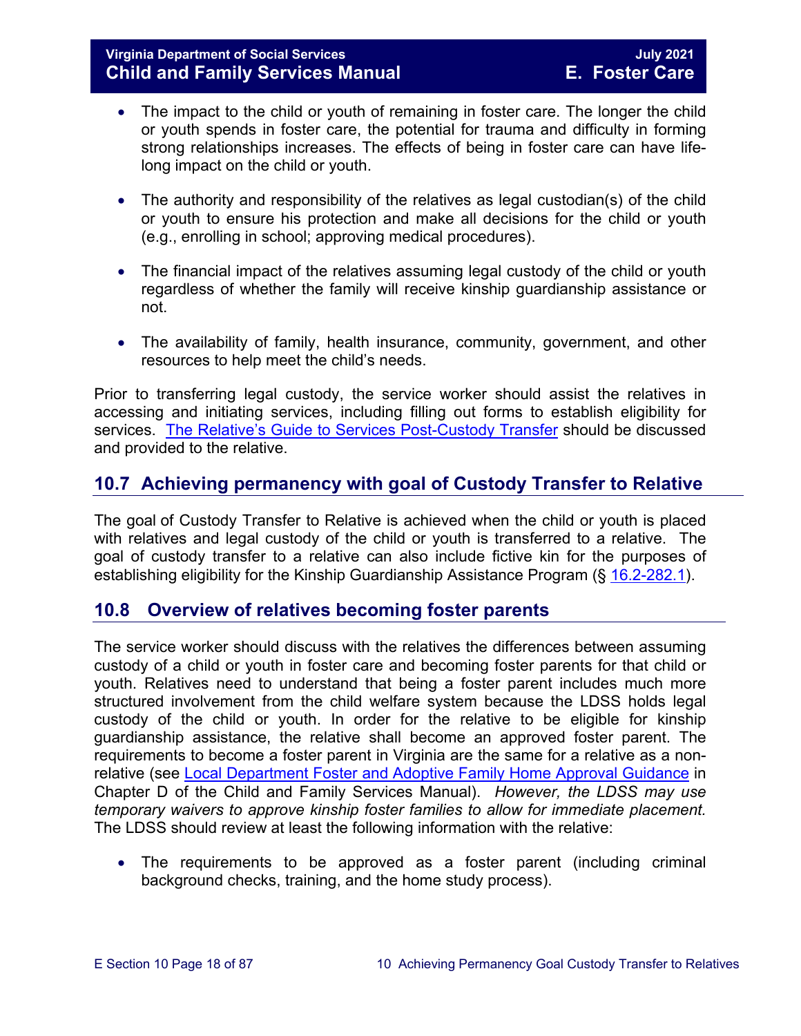- The impact to the child or youth of remaining in foster care. The longer the child or youth spends in foster care, the potential for trauma and difficulty in forming strong relationships increases. The effects of being in foster care can have life-long impact on the child or youth.

- The authority and responsibility of the relatives as legal custodian(s) of the child or youth to ensure his protection and make all decisions for the child or youth (e.g., enrolling in school; approving medical procedures).

- The financial impact of the relatives assuming legal custody of the child or youth regardless of whether the family will receive kinship guardianship assistance or not.

- The availability of family, health insurance, community, government, and other resources to help meet the child's needs.

Prior to transferring legal custody, the service worker should assist the relatives in accessing and initiating services, including filling out forms to establish eligibility for services. The Relative's Guide to Services Post-Custody Transfer should be discussed and provided to the relative.

## 10.7 Achieving permanency with goal of Custody Transfer to Relative

The goal of Custody Transfer to Relative is achieved when the child or youth is placed with relatives and legal custody of the child or youth is transferred to a relative. The goal of custody transfer to a relative can also include fictive kin for the purposes of establishing eligibility for the Kinship Guardianship Assistance Program (§ 16.2-282.1).

## 10.8 Overview of relatives becoming foster parents

The service worker should discuss with the relatives the differences between assuming custody of a child or youth in foster care and becoming foster parents for that child or youth. Relatives need to understand that being a foster parent includes much more structured involvement from the child welfare system because the LDSS holds legal custody of the child or youth. In order for the relative to be eligible for kinship guardianship assistance, the relative shall become an approved foster parent. The requirements to become a foster parent in Virginia are the same for a relative as a non-relative (see Local Department Foster and Adoptive Family Home Approval Guidance in Chapter D of the Child and Family Services Manual). *However, the LDSS may use temporary waivers to approve kinship foster families to allow for immediate placement.* The LDSS should review at least the following information with the relative:

- The requirements to be approved as a foster parent (including criminal background checks, training, and the home study process).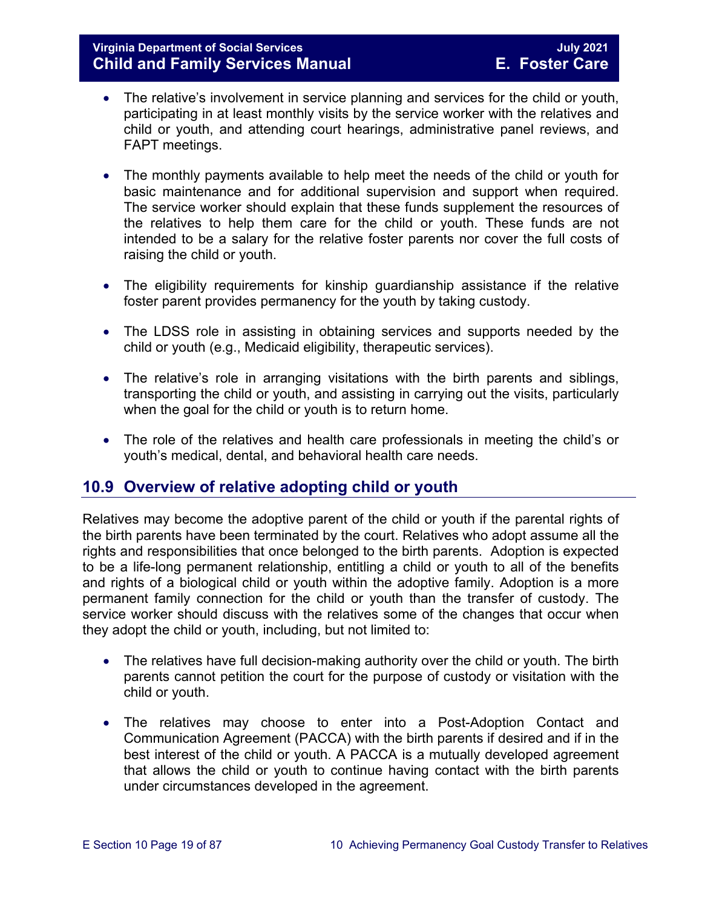- The relative's involvement in service planning and services for the child or youth, participating in at least monthly visits by the service worker with the relatives and child or youth, and attending court hearings, administrative panel reviews, and FAPT meetings.

- The monthly payments available to help meet the needs of the child or youth for basic maintenance and for additional supervision and support when required. The service worker should explain that these funds supplement the resources of the relatives to help them care for the child or youth. These funds are not intended to be a salary for the relative foster parents nor cover the full costs of raising the child or youth.

- The eligibility requirements for kinship guardianship assistance if the relative foster parent provides permanency for the youth by taking custody.

- The LDSS role in assisting in obtaining services and supports needed by the child or youth (e.g., Medicaid eligibility, therapeutic services).

- The relative's role in arranging visitations with the birth parents and siblings, transporting the child or youth, and assisting in carrying out the visits, particularly when the goal for the child or youth is to return home.

- The role of the relatives and health care professionals in meeting the child's or youth's medical, dental, and behavioral health care needs.

## 10.9 Overview of relative adopting child or youth

Relatives may become the adoptive parent of the child or youth if the parental rights of the birth parents have been terminated by the court. Relatives who adopt assume all the rights and responsibilities that once belonged to the birth parents. Adoption is expected to be a life-long permanent relationship, entitling a child or youth to all of the benefits and rights of a biological child or youth within the adoptive family. Adoption is a more permanent family connection for the child or youth than the transfer of custody. The service worker should discuss with the relatives some of the changes that occur when they adopt the child or youth, including, but not limited to:

- The relatives have full decision-making authority over the child or youth. The birth parents cannot petition the court for the purpose of custody or visitation with the child or youth.

- The relatives may choose to enter into a Post-Adoption Contact and Communication Agreement (PACCA) with the birth parents if desired and if in the best interest of the child or youth. A PACCA is a mutually developed agreement that allows the child or youth to continue having contact with the birth parents under circumstances developed in the agreement.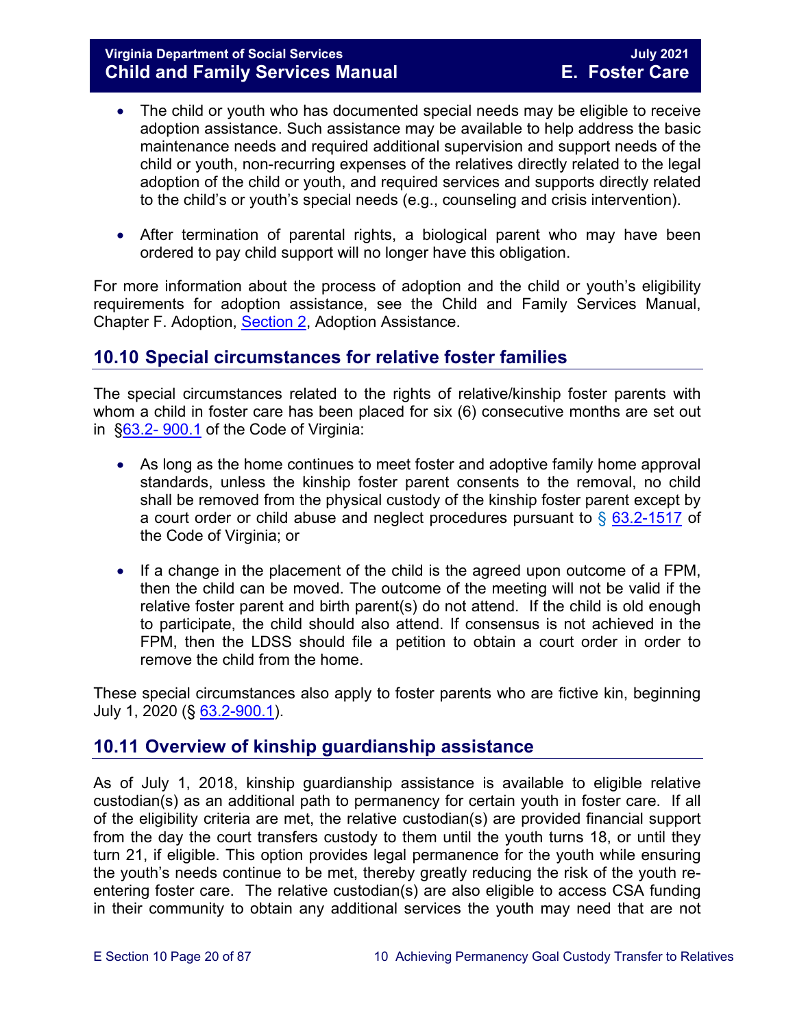- The child or youth who has documented special needs may be eligible to receive adoption assistance. Such assistance may be available to help address the basic maintenance needs and required additional supervision and support needs of the child or youth, non-recurring expenses of the relatives directly related to the legal adoption of the child or youth, and required services and supports directly related to the child's or youth's special needs (e.g., counseling and crisis intervention).

- After termination of parental rights, a biological parent who may have been ordered to pay child support will no longer have this obligation.

For more information about the process of adoption and the child or youth's eligibility requirements for adoption assistance, see the Child and Family Services Manual, Chapter F. Adoption, Section 2, Adoption Assistance.

## 10.10 Special circumstances for relative foster families

The special circumstances related to the rights of relative/kinship foster parents with whom a child in foster care has been placed for six (6) consecutive months are set out in §63.2- 900.1 of the Code of Virginia:

- As long as the home continues to meet foster and adoptive family home approval standards, unless the kinship foster parent consents to the removal, no child shall be removed from the physical custody of the kinship foster parent except by a court order or child abuse and neglect procedures pursuant to § 63.2-1517 of the Code of Virginia; or

- If a change in the placement of the child is the agreed upon outcome of a FPM, then the child can be moved. The outcome of the meeting will not be valid if the relative foster parent and birth parent(s) do not attend. If the child is old enough to participate, the child should also attend. If consensus is not achieved in the FPM, then the LDSS should file a petition to obtain a court order in order to remove the child from the home.

These special circumstances also apply to foster parents who are fictive kin, beginning July 1, 2020 (§ 63.2-900.1).

## 10.11 Overview of kinship guardianship assistance

As of July 1, 2018, kinship guardianship assistance is available to eligible relative custodian(s) as an additional path to permanency for certain youth in foster care. If all of the eligibility criteria are met, the relative custodian(s) are provided financial support from the day the court transfers custody to them until the youth turns 18, or until they turn 21, if eligible. This option provides legal permanence for the youth while ensuring the youth's needs continue to be met, thereby greatly reducing the risk of the youth re-entering foster care. The relative custodian(s) are also eligible to access CSA funding in their community to obtain any additional services the youth may need that are not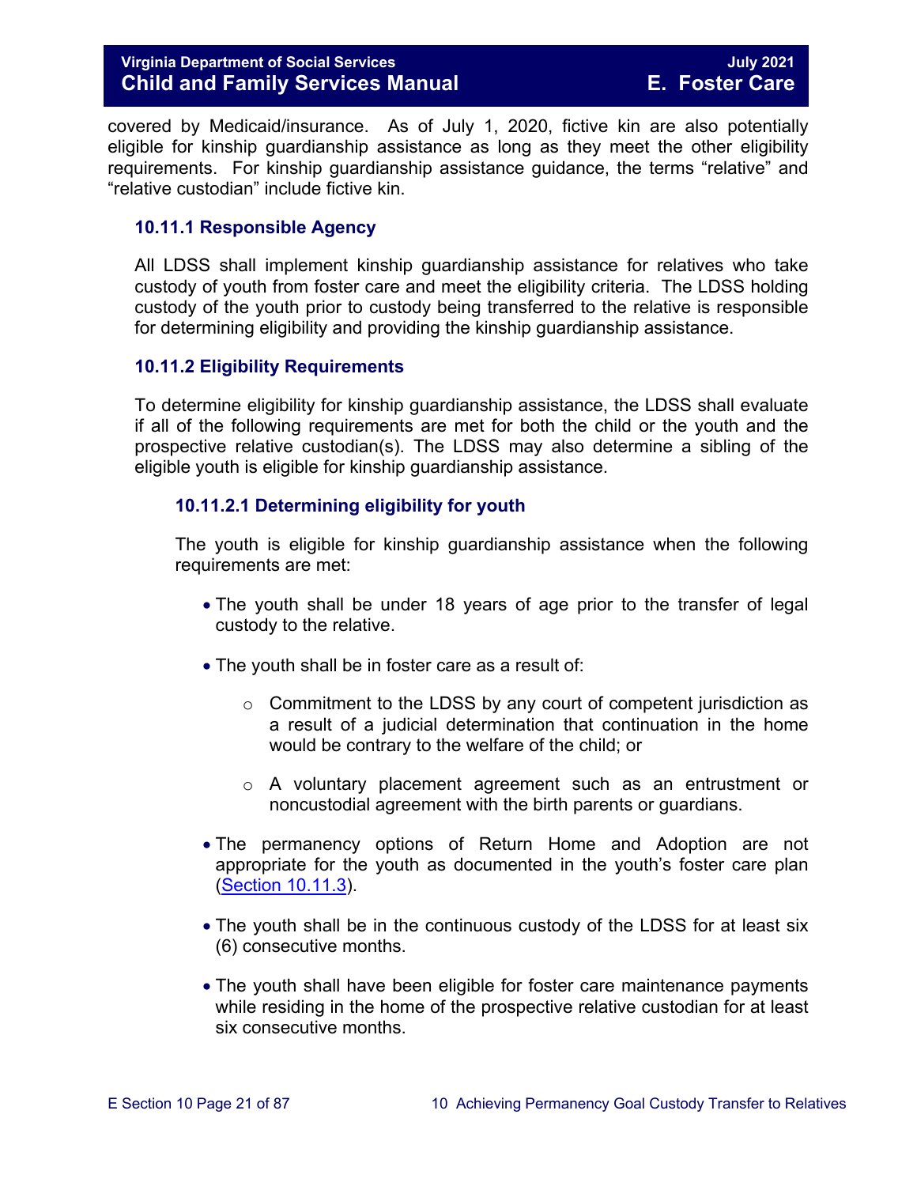covered by Medicaid/insurance. As of July 1, 2020, fictive kin are also potentially eligible for kinship guardianship assistance as long as they meet the other eligibility requirements. For kinship guardianship assistance guidance, the terms "relative" and "relative custodian" include fictive kin.

### 10.11.1 Responsible Agency

All LDSS shall implement kinship guardianship assistance for relatives who take custody of youth from foster care and meet the eligibility criteria. The LDSS holding custody of the youth prior to custody being transferred to the relative is responsible for determining eligibility and providing the kinship guardianship assistance.

### 10.11.2 Eligibility Requirements

To determine eligibility for kinship guardianship assistance, the LDSS shall evaluate if all of the following requirements are met for both the child or the youth and the prospective relative custodian(s). The LDSS may also determine a sibling of the eligible youth is eligible for kinship guardianship assistance.

#### 10.11.2.1 Determining eligibility for youth

The youth is eligible for kinship guardianship assistance when the following requirements are met:

- The youth shall be under 18 years of age prior to the transfer of legal custody to the relative.
- The youth shall be in foster care as a result of:
  - Commitment to the LDSS by any court of competent jurisdiction as a result of a judicial determination that continuation in the home would be contrary to the welfare of the child; or
  - A voluntary placement agreement such as an entrustment or noncustodial agreement with the birth parents or guardians.
- The permanency options of Return Home and Adoption are not appropriate for the youth as documented in the youth's foster care plan (Section 10.11.3).
- The youth shall be in the continuous custody of the LDSS for at least six (6) consecutive months.
- The youth shall have been eligible for foster care maintenance payments while residing in the home of the prospective relative custodian for at least six consecutive months.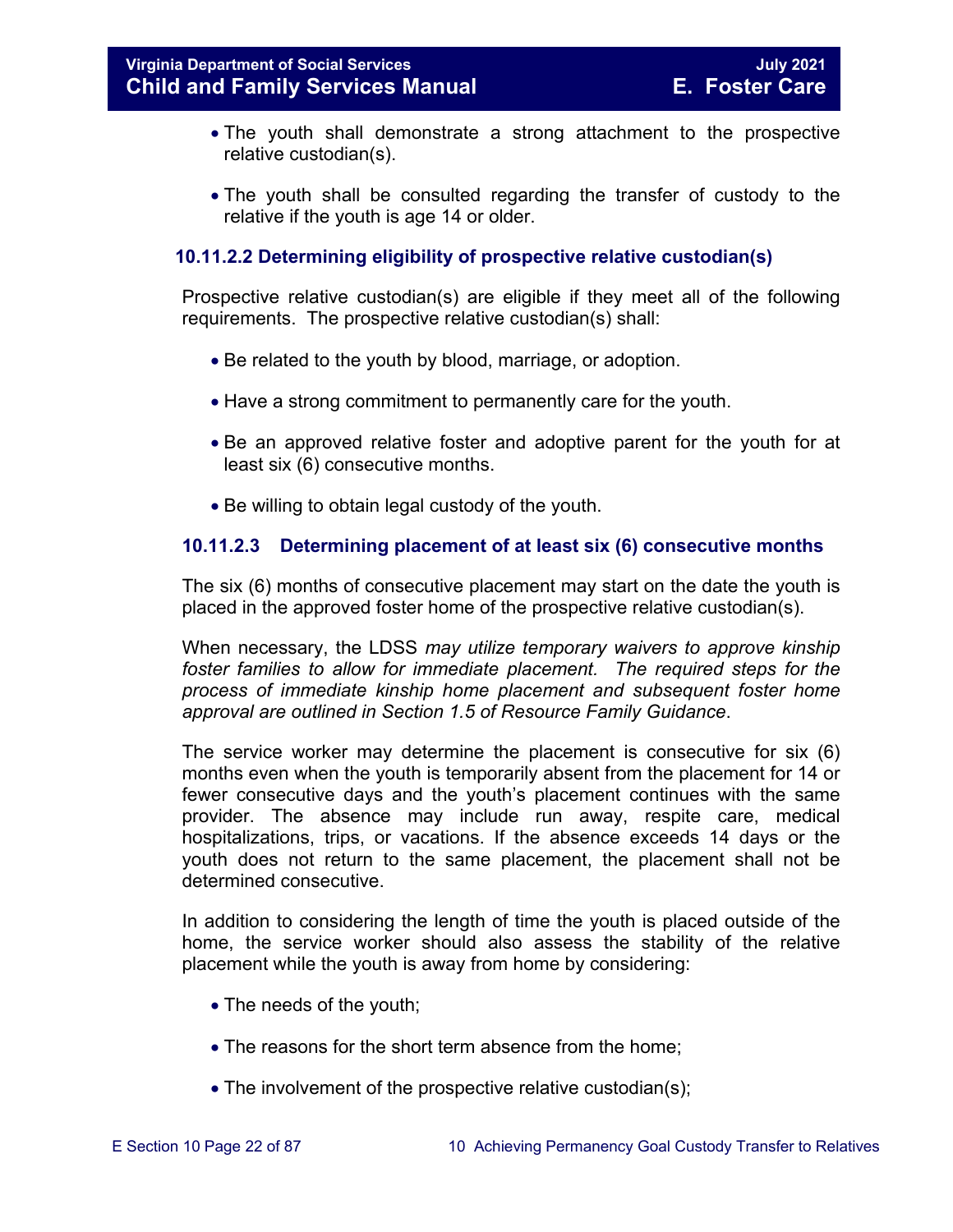- The youth shall demonstrate a strong attachment to the prospective relative custodian(s).

- The youth shall be consulted regarding the transfer of custody to the relative if the youth is age 14 or older.

### 10.11.2.2 Determining eligibility of prospective relative custodian(s)

Prospective relative custodian(s) are eligible if they meet all of the following requirements. The prospective relative custodian(s) shall:

- Be related to the youth by blood, marriage, or adoption.

- Have a strong commitment to permanently care for the youth.

- Be an approved relative foster and adoptive parent for the youth for at least six (6) consecutive months.

- Be willing to obtain legal custody of the youth.

### 10.11.2.3 Determining placement of at least six (6) consecutive months

The six (6) months of consecutive placement may start on the date the youth is placed in the approved foster home of the prospective relative custodian(s).

When necessary, the LDSS *may utilize temporary waivers to approve kinship foster families to allow for immediate placement. The required steps for the process of immediate kinship home placement and subsequent foster home approval are outlined in Section 1.5 of Resource Family Guidance*.

The service worker may determine the placement is consecutive for six (6) months even when the youth is temporarily absent from the placement for 14 or fewer consecutive days and the youth's placement continues with the same provider. The absence may include run away, respite care, medical hospitalizations, trips, or vacations. If the absence exceeds 14 days or the youth does not return to the same placement, the placement shall not be determined consecutive.

In addition to considering the length of time the youth is placed outside of the home, the service worker should also assess the stability of the relative placement while the youth is away from home by considering:

- The needs of the youth;

- The reasons for the short term absence from the home;

- The involvement of the prospective relative custodian(s);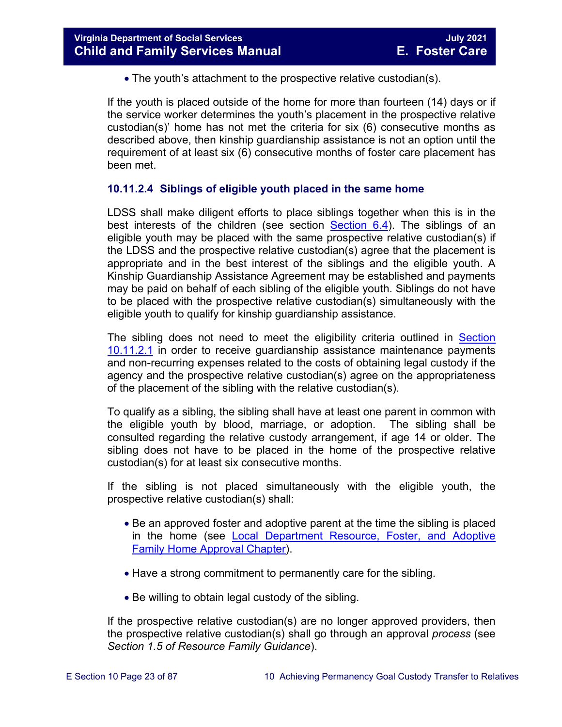- The youth's attachment to the prospective relative custodian(s).

If the youth is placed outside of the home for more than fourteen (14) days or if the service worker determines the youth's placement in the prospective relative custodian(s)' home has not met the criteria for six (6) consecutive months as described above, then kinship guardianship assistance is not an option until the requirement of at least six (6) consecutive months of foster care placement has been met.

### 10.11.2.4 Siblings of eligible youth placed in the same home

LDSS shall make diligent efforts to place siblings together when this is in the best interests of the children (see section Section 6.4). The siblings of an eligible youth may be placed with the same prospective relative custodian(s) if the LDSS and the prospective relative custodian(s) agree that the placement is appropriate and in the best interest of the siblings and the eligible youth. A Kinship Guardianship Assistance Agreement may be established and payments may be paid on behalf of each sibling of the eligible youth. Siblings do not have to be placed with the prospective relative custodian(s) simultaneously with the eligible youth to qualify for kinship guardianship assistance.

The sibling does not need to meet the eligibility criteria outlined in Section 10.11.2.1 in order to receive guardianship assistance maintenance payments and non-recurring expenses related to the costs of obtaining legal custody if the agency and the prospective relative custodian(s) agree on the appropriateness of the placement of the sibling with the relative custodian(s).

To qualify as a sibling, the sibling shall have at least one parent in common with the eligible youth by blood, marriage, or adoption. The sibling shall be consulted regarding the relative custody arrangement, if age 14 or older. The sibling does not have to be placed in the home of the prospective relative custodian(s) for at least six consecutive months.

If the sibling is not placed simultaneously with the eligible youth, the prospective relative custodian(s) shall:

- Be an approved foster and adoptive parent at the time the sibling is placed in the home (see Local Department Resource, Foster, and Adoptive Family Home Approval Chapter).
- Have a strong commitment to permanently care for the sibling.
- Be willing to obtain legal custody of the sibling.

If the prospective relative custodian(s) are no longer approved providers, then the prospective relative custodian(s) shall go through an approval *process* (see *Section 1.5 of Resource Family Guidance*).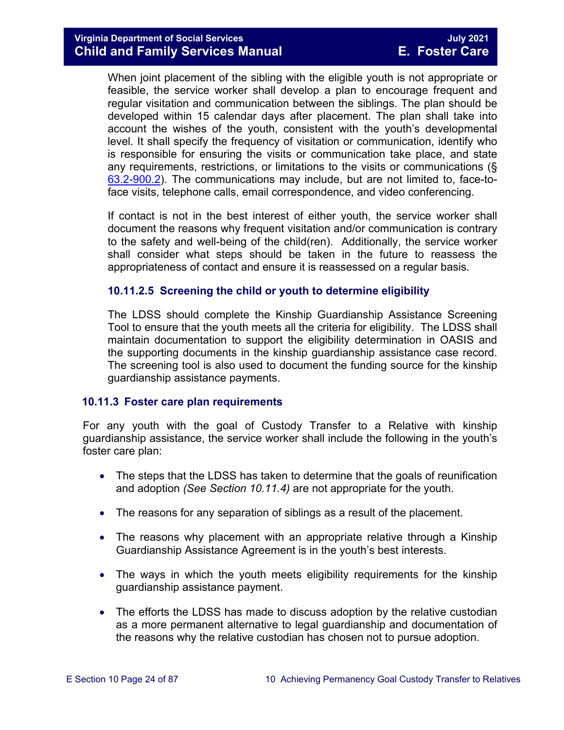When joint placement of the sibling with the eligible youth is not appropriate or feasible, the service worker shall develop a plan to encourage frequent and regular visitation and communication between the siblings. The plan should be developed within 15 calendar days after placement. The plan shall take into account the wishes of the youth, consistent with the youth's developmental level. It shall specify the frequency of visitation or communication, identify who is responsible for ensuring the visits or communication take place, and state any requirements, restrictions, or limitations to the visits or communications (§ 63.2-900.2). The communications may include, but are not limited to, face-to-face visits, telephone calls, email correspondence, and video conferencing.

If contact is not in the best interest of either youth, the service worker shall document the reasons why frequent visitation and/or communication is contrary to the safety and well-being of the child(ren). Additionally, the service worker shall consider what steps should be taken in the future to reassess the appropriateness of contact and ensure it is reassessed on a regular basis.

#### 10.11.2.5 Screening the child or youth to determine eligibility

The LDSS should complete the Kinship Guardianship Assistance Screening Tool to ensure that the youth meets all the criteria for eligibility. The LDSS shall maintain documentation to support the eligibility determination in OASIS and the supporting documents in the kinship guardianship assistance case record. The screening tool is also used to document the funding source for the kinship guardianship assistance payments.

### 10.11.3 Foster care plan requirements

For any youth with the goal of Custody Transfer to a Relative with kinship guardianship assistance, the service worker shall include the following in the youth's foster care plan:

- The steps that the LDSS has taken to determine that the goals of reunification and adoption *(See Section 10.11.4)* are not appropriate for the youth.
- The reasons for any separation of siblings as a result of the placement.
- The reasons why placement with an appropriate relative through a Kinship Guardianship Assistance Agreement is in the youth's best interests.
- The ways in which the youth meets eligibility requirements for the kinship guardianship assistance payment.
- The efforts the LDSS has made to discuss adoption by the relative custodian as a more permanent alternative to legal guardianship and documentation of the reasons why the relative custodian has chosen not to pursue adoption.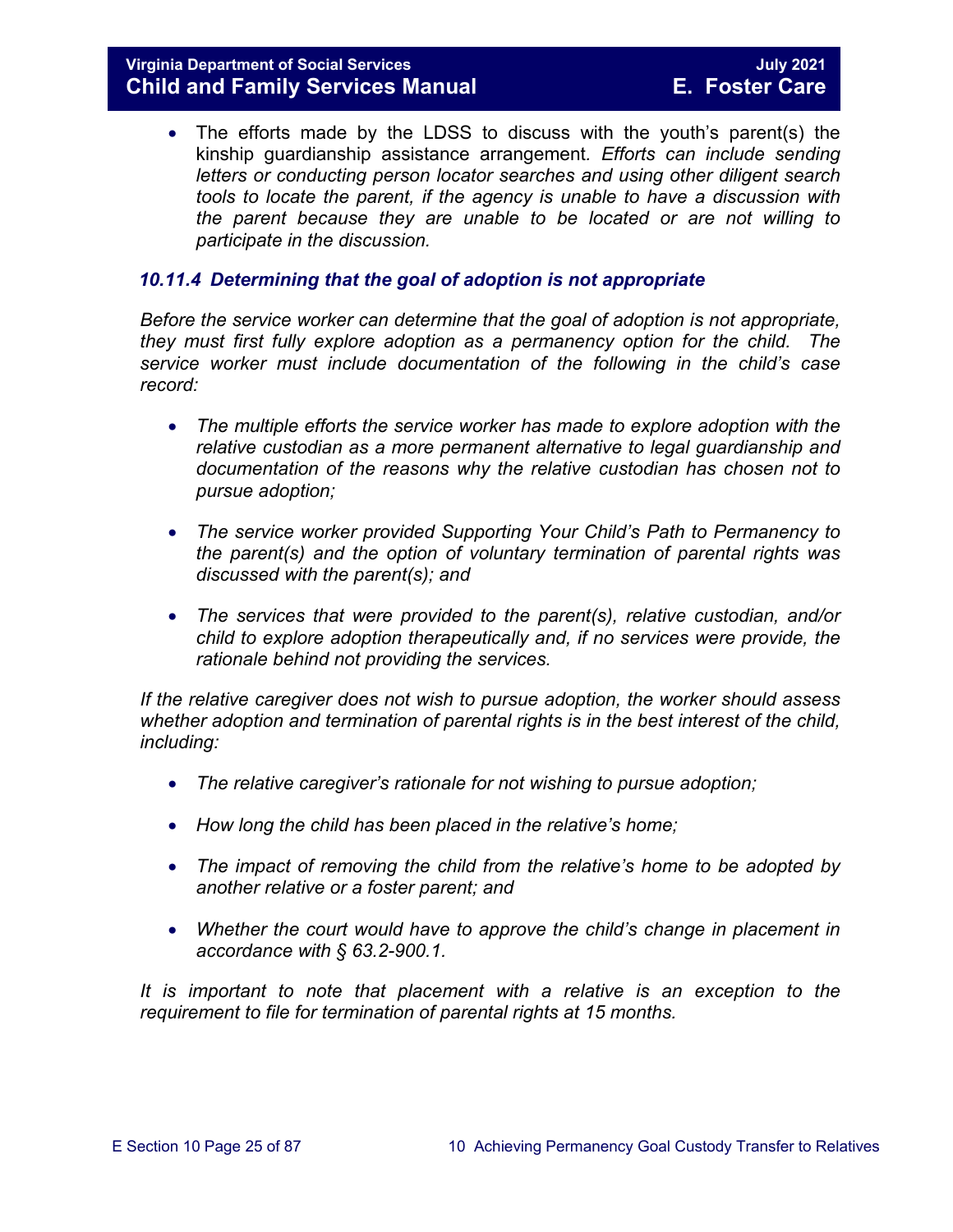- The efforts made by the LDSS to discuss with the youth's parent(s) the kinship guardianship assistance arrangement. *Efforts can include sending letters or conducting person locator searches and using other diligent search tools to locate the parent, if the agency is unable to have a discussion with the parent because they are unable to be located or are not willing to participate in the discussion.*

### *10.11.4 Determining that the goal of adoption is not appropriate*

*Before the service worker can determine that the goal of adoption is not appropriate, they must first fully explore adoption as a permanency option for the child. The service worker must include documentation of the following in the child's case record:*

- *The multiple efforts the service worker has made to explore adoption with the relative custodian as a more permanent alternative to legal guardianship and documentation of the reasons why the relative custodian has chosen not to pursue adoption;*
- *The service worker provided Supporting Your Child's Path to Permanency to the parent(s) and the option of voluntary termination of parental rights was discussed with the parent(s); and*
- *The services that were provided to the parent(s), relative custodian, and/or child to explore adoption therapeutically and, if no services were provide, the rationale behind not providing the services.*

*If the relative caregiver does not wish to pursue adoption, the worker should assess whether adoption and termination of parental rights is in the best interest of the child, including:*

- *The relative caregiver's rationale for not wishing to pursue adoption;*
- *How long the child has been placed in the relative's home;*
- *The impact of removing the child from the relative's home to be adopted by another relative or a foster parent; and*
- *Whether the court would have to approve the child's change in placement in accordance with § 63.2-900.1.*

*It is important to note that placement with a relative is an exception to the requirement to file for termination of parental rights at 15 months.*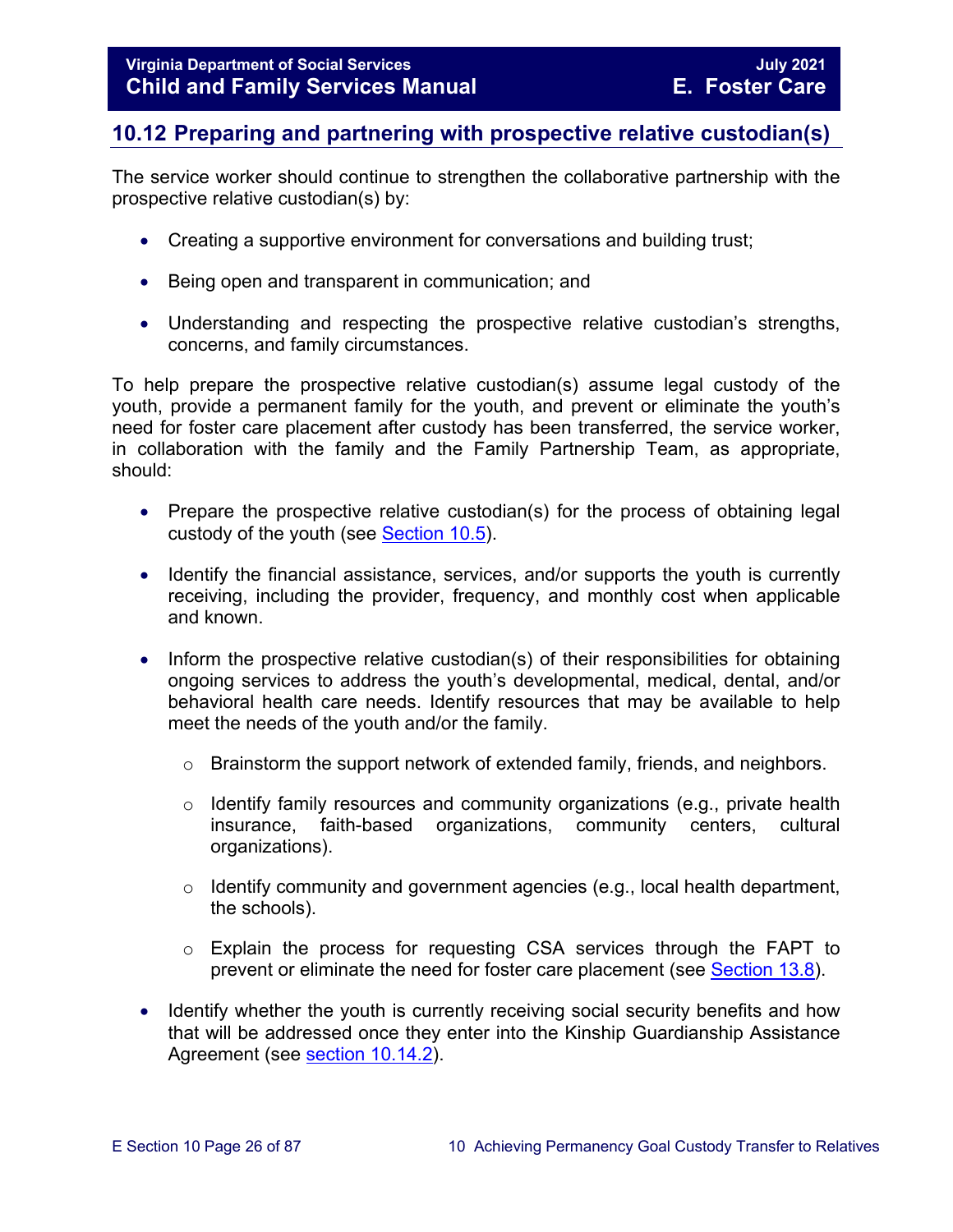## 10.12 Preparing and partnering with prospective relative custodian(s)

The service worker should continue to strengthen the collaborative partnership with the prospective relative custodian(s) by:

- Creating a supportive environment for conversations and building trust;
- Being open and transparent in communication; and
- Understanding and respecting the prospective relative custodian's strengths, concerns, and family circumstances.

To help prepare the prospective relative custodian(s) assume legal custody of the youth, provide a permanent family for the youth, and prevent or eliminate the youth's need for foster care placement after custody has been transferred, the service worker, in collaboration with the family and the Family Partnership Team, as appropriate, should:

- Prepare the prospective relative custodian(s) for the process of obtaining legal custody of the youth (see Section 10.5).
- Identify the financial assistance, services, and/or supports the youth is currently receiving, including the provider, frequency, and monthly cost when applicable and known.
- Inform the prospective relative custodian(s) of their responsibilities for obtaining ongoing services to address the youth's developmental, medical, dental, and/or behavioral health care needs. Identify resources that may be available to help meet the needs of the youth and/or the family.
  - Brainstorm the support network of extended family, friends, and neighbors.
  - Identify family resources and community organizations (e.g., private health insurance, faith-based organizations, community centers, cultural organizations).
  - Identify community and government agencies (e.g., local health department, the schools).
  - Explain the process for requesting CSA services through the FAPT to prevent or eliminate the need for foster care placement (see Section 13.8).
- Identify whether the youth is currently receiving social security benefits and how that will be addressed once they enter into the Kinship Guardianship Assistance Agreement (see section 10.14.2).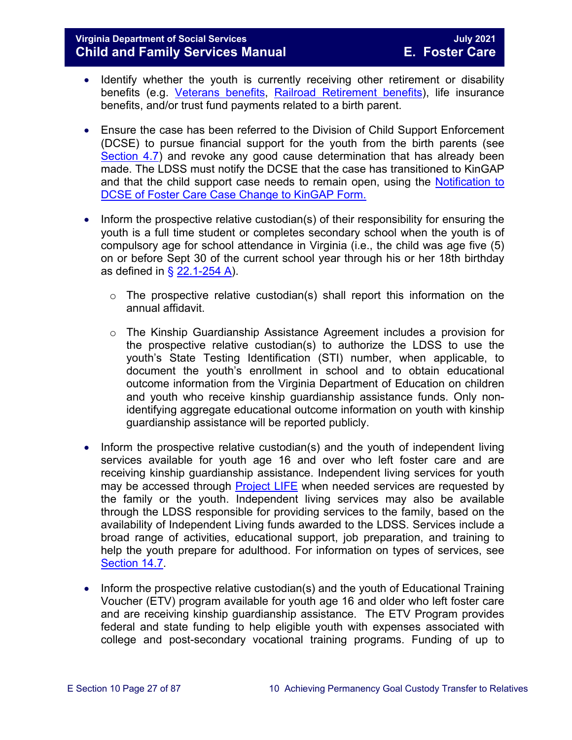- Identify whether the youth is currently receiving other retirement or disability benefits (e.g. Veterans benefits, Railroad Retirement benefits), life insurance benefits, and/or trust fund payments related to a birth parent.

- Ensure the case has been referred to the Division of Child Support Enforcement (DCSE) to pursue financial support for the youth from the birth parents (see Section 4.7) and revoke any good cause determination that has already been made. The LDSS must notify the DCSE that the case has transitioned to KinGAP and that the child support case needs to remain open, using the Notification to DCSE of Foster Care Case Change to KinGAP Form.

- Inform the prospective relative custodian(s) of their responsibility for ensuring the youth is a full time student or completes secondary school when the youth is of compulsory age for school attendance in Virginia (i.e., the child was age five (5) on or before Sept 30 of the current school year through his or her 18th birthday as defined in § 22.1-254 A).

    - The prospective relative custodian(s) shall report this information on the annual affidavit.

    - The Kinship Guardianship Assistance Agreement includes a provision for the prospective relative custodian(s) to authorize the LDSS to use the youth's State Testing Identification (STI) number, when applicable, to document the youth's enrollment in school and to obtain educational outcome information from the Virginia Department of Education on children and youth who receive kinship guardianship assistance funds. Only non-identifying aggregate educational outcome information on youth with kinship guardianship assistance will be reported publicly.

- Inform the prospective relative custodian(s) and the youth of independent living services available for youth age 16 and over who left foster care and are receiving kinship guardianship assistance. Independent living services for youth may be accessed through Project LIFE when needed services are requested by the family or the youth. Independent living services may also be available through the LDSS responsible for providing services to the family, based on the availability of Independent Living funds awarded to the LDSS. Services include a broad range of activities, educational support, job preparation, and training to help the youth prepare for adulthood. For information on types of services, see Section 14.7.

- Inform the prospective relative custodian(s) and the youth of Educational Training Voucher (ETV) program available for youth age 16 and older who left foster care and are receiving kinship guardianship assistance. The ETV Program provides federal and state funding to help eligible youth with expenses associated with college and post-secondary vocational training programs. Funding of up to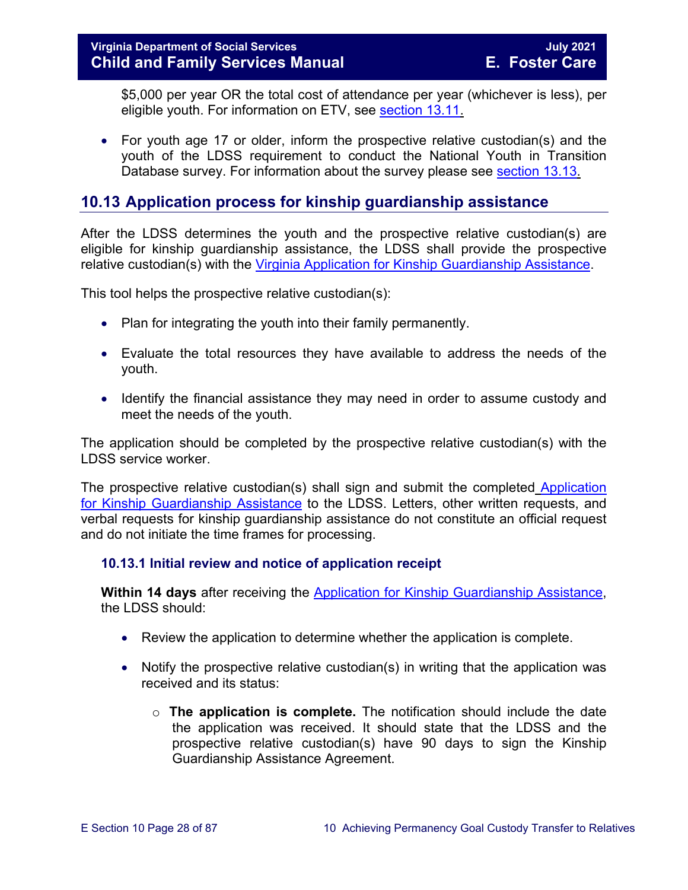$5,000 per year OR the total cost of attendance per year (whichever is less), per eligible youth. For information on ETV, see section 13.11.

- For youth age 17 or older, inform the prospective relative custodian(s) and the youth of the LDSS requirement to conduct the National Youth in Transition Database survey. For information about the survey please see section 13.13.

## 10.13 Application process for kinship guardianship assistance

After the LDSS determines the youth and the prospective relative custodian(s) are eligible for kinship guardianship assistance, the LDSS shall provide the prospective relative custodian(s) with the Virginia Application for Kinship Guardianship Assistance.

This tool helps the prospective relative custodian(s):

- Plan for integrating the youth into their family permanently.
- Evaluate the total resources they have available to address the needs of the youth.
- Identify the financial assistance they may need in order to assume custody and meet the needs of the youth.

The application should be completed by the prospective relative custodian(s) with the LDSS service worker.

The prospective relative custodian(s) shall sign and submit the completed Application for Kinship Guardianship Assistance to the LDSS. Letters, other written requests, and verbal requests for kinship guardianship assistance do not constitute an official request and do not initiate the time frames for processing.

### 10.13.1 Initial review and notice of application receipt

**Within 14 days** after receiving the Application for Kinship Guardianship Assistance, the LDSS should:

- Review the application to determine whether the application is complete.
- Notify the prospective relative custodian(s) in writing that the application was received and its status:
  - **The application is complete.** The notification should include the date the application was received. It should state that the LDSS and the prospective relative custodian(s) have 90 days to sign the Kinship Guardianship Assistance Agreement.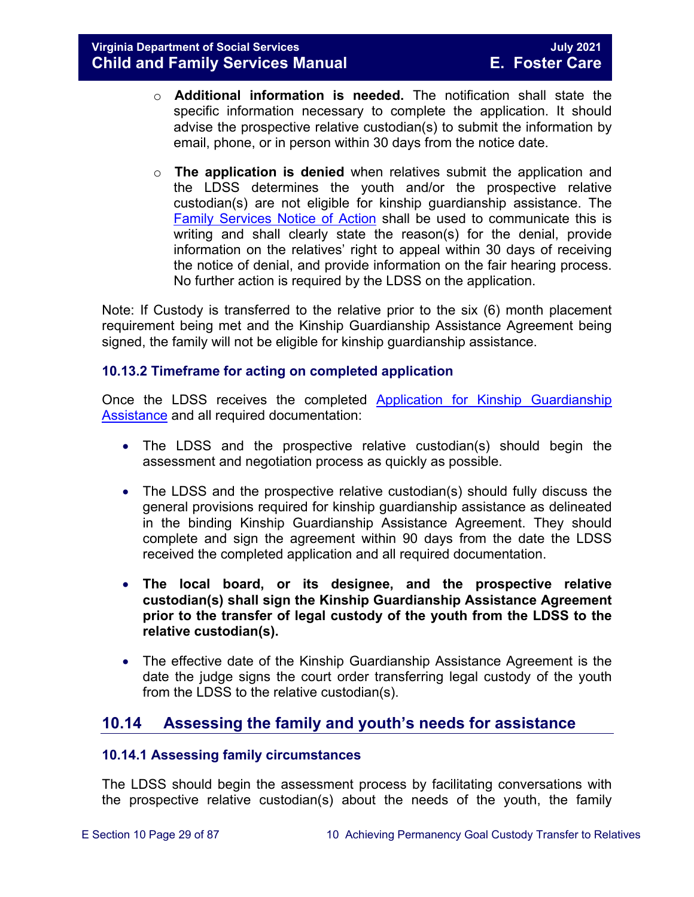- **Additional information is needed.** The notification shall state the specific information necessary to complete the application. It should advise the prospective relative custodian(s) to submit the information by email, phone, or in person within 30 days from the notice date.

- **The application is denied** when relatives submit the application and the LDSS determines the youth and/or the prospective relative custodian(s) are not eligible for kinship guardianship assistance. The Family Services Notice of Action shall be used to communicate this is writing and shall clearly state the reason(s) for the denial, provide information on the relatives' right to appeal within 30 days of receiving the notice of denial, and provide information on the fair hearing process. No further action is required by the LDSS on the application.

Note: If Custody is transferred to the relative prior to the six (6) month placement requirement being met and the Kinship Guardianship Assistance Agreement being signed, the family will not be eligible for kinship guardianship assistance.

### 10.13.2 Timeframe for acting on completed application

Once the LDSS receives the completed Application for Kinship Guardianship Assistance and all required documentation:

- The LDSS and the prospective relative custodian(s) should begin the assessment and negotiation process as quickly as possible.

- The LDSS and the prospective relative custodian(s) should fully discuss the general provisions required for kinship guardianship assistance as delineated in the binding Kinship Guardianship Assistance Agreement. They should complete and sign the agreement within 90 days from the date the LDSS received the completed application and all required documentation.

- **The local board, or its designee, and the prospective relative custodian(s) shall sign the Kinship Guardianship Assistance Agreement prior to the transfer of legal custody of the youth from the LDSS to the relative custodian(s).**

- The effective date of the Kinship Guardianship Assistance Agreement is the date the judge signs the court order transferring legal custody of the youth from the LDSS to the relative custodian(s).

## 10.14 Assessing the family and youth's needs for assistance

### 10.14.1 Assessing family circumstances

The LDSS should begin the assessment process by facilitating conversations with the prospective relative custodian(s) about the needs of the youth, the family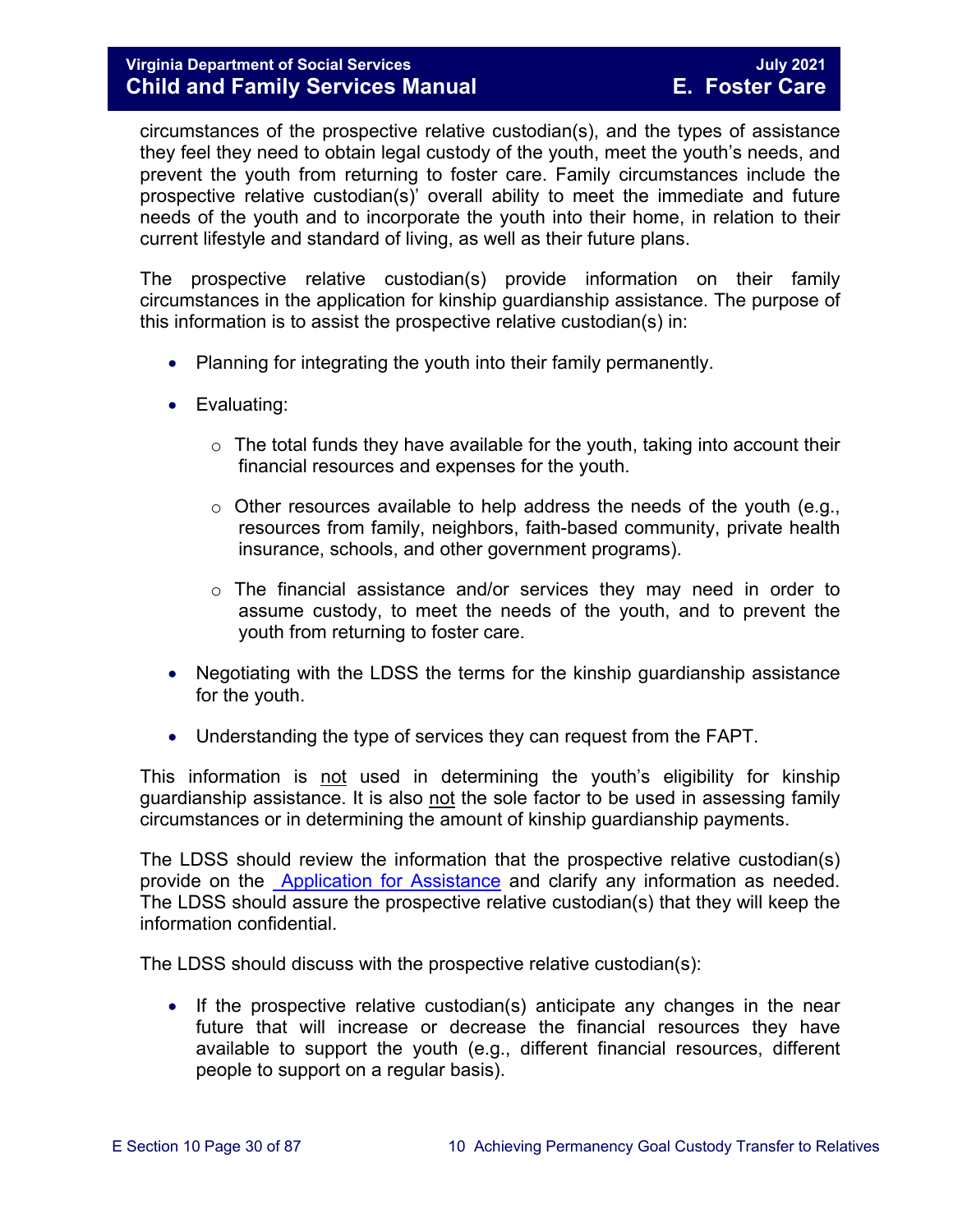circumstances of the prospective relative custodian(s), and the types of assistance they feel they need to obtain legal custody of the youth, meet the youth's needs, and prevent the youth from returning to foster care. Family circumstances include the prospective relative custodian(s)' overall ability to meet the immediate and future needs of the youth and to incorporate the youth into their home, in relation to their current lifestyle and standard of living, as well as their future plans.

The prospective relative custodian(s) provide information on their family circumstances in the application for kinship guardianship assistance. The purpose of this information is to assist the prospective relative custodian(s) in:

- Planning for integrating the youth into their family permanently.
- Evaluating:
  - The total funds they have available for the youth, taking into account their financial resources and expenses for the youth.
  - Other resources available to help address the needs of the youth (e.g., resources from family, neighbors, faith-based community, private health insurance, schools, and other government programs).
  - The financial assistance and/or services they may need in order to assume custody, to meet the needs of the youth, and to prevent the youth from returning to foster care.
- Negotiating with the LDSS the terms for the kinship guardianship assistance for the youth.
- Understanding the type of services they can request from the FAPT.

This information is <u>not</u> used in determining the youth's eligibility for kinship guardianship assistance. It is also <u>not</u> the sole factor to be used in assessing family circumstances or in determining the amount of kinship guardianship payments.

The LDSS should review the information that the prospective relative custodian(s) provide on the Application for Assistance and clarify any information as needed. The LDSS should assure the prospective relative custodian(s) that they will keep the information confidential.

The LDSS should discuss with the prospective relative custodian(s):

- If the prospective relative custodian(s) anticipate any changes in the near future that will increase or decrease the financial resources they have available to support the youth (e.g., different financial resources, different people to support on a regular basis).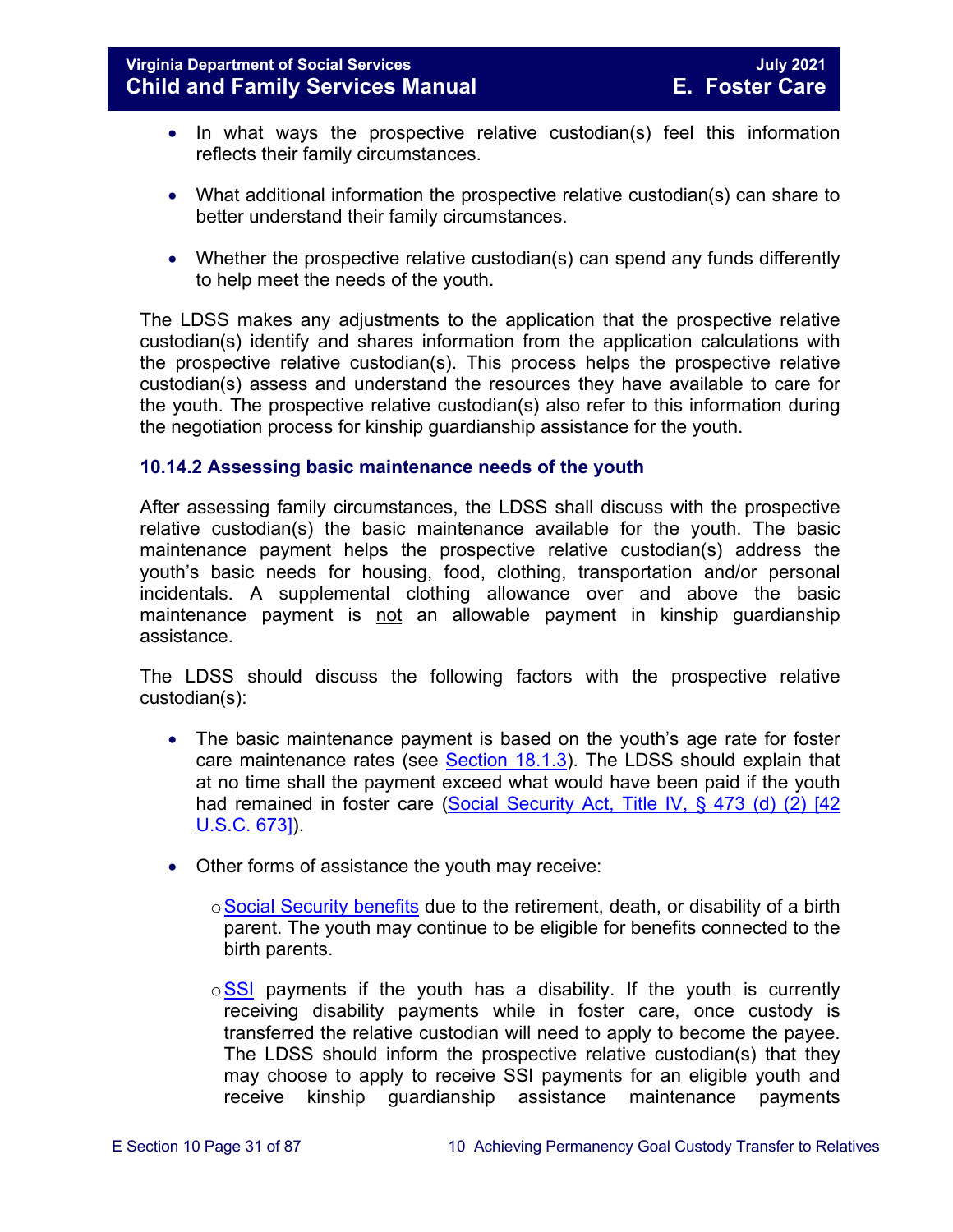- In what ways the prospective relative custodian(s) feel this information reflects their family circumstances.

- What additional information the prospective relative custodian(s) can share to better understand their family circumstances.

- Whether the prospective relative custodian(s) can spend any funds differently to help meet the needs of the youth.

The LDSS makes any adjustments to the application that the prospective relative custodian(s) identify and shares information from the application calculations with the prospective relative custodian(s). This process helps the prospective relative custodian(s) assess and understand the resources they have available to care for the youth. The prospective relative custodian(s) also refer to this information during the negotiation process for kinship guardianship assistance for the youth.

### 10.14.2 Assessing basic maintenance needs of the youth

After assessing family circumstances, the LDSS shall discuss with the prospective relative custodian(s) the basic maintenance available for the youth. The basic maintenance payment helps the prospective relative custodian(s) address the youth's basic needs for housing, food, clothing, transportation and/or personal incidentals. A supplemental clothing allowance over and above the basic maintenance payment is not an allowable payment in kinship guardianship assistance.

The LDSS should discuss the following factors with the prospective relative custodian(s):

- The basic maintenance payment is based on the youth's age rate for foster care maintenance rates (see Section 18.1.3). The LDSS should explain that at no time shall the payment exceed what would have been paid if the youth had remained in foster care (Social Security Act, Title IV, § 473 (d) (2) [42 U.S.C. 673]).

- Other forms of assistance the youth may receive:

  - Social Security benefits due to the retirement, death, or disability of a birth parent. The youth may continue to be eligible for benefits connected to the birth parents.

  - SSI payments if the youth has a disability. If the youth is currently receiving disability payments while in foster care, once custody is transferred the relative custodian will need to apply to become the payee. The LDSS should inform the prospective relative custodian(s) that they may choose to apply to receive SSI payments for an eligible youth and receive kinship guardianship assistance maintenance payments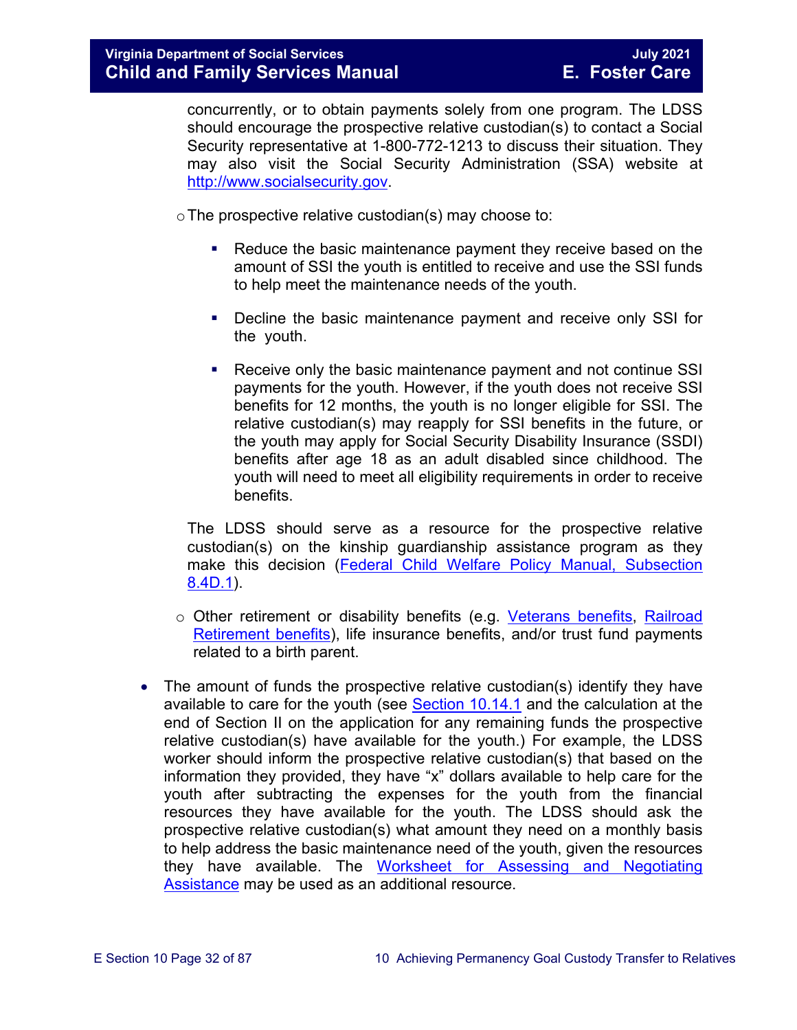concurrently, or to obtain payments solely from one program. The LDSS should encourage the prospective relative custodian(s) to contact a Social Security representative at 1-800-772-1213 to discuss their situation. They may also visit the Social Security Administration (SSA) website at [http://www.socialsecurity.gov](http://www.socialsecurity.gov).

- The prospective relative custodian(s) may choose to:

  - Reduce the basic maintenance payment they receive based on the amount of SSI the youth is entitled to receive and use the SSI funds to help meet the maintenance needs of the youth.

  - Decline the basic maintenance payment and receive only SSI for the youth.

  - Receive only the basic maintenance payment and not continue SSI payments for the youth. However, if the youth does not receive SSI benefits for 12 months, the youth is no longer eligible for SSI. The relative custodian(s) may reapply for SSI benefits in the future, or the youth may apply for Social Security Disability Insurance (SSDI) benefits after age 18 as an adult disabled since childhood. The youth will need to meet all eligibility requirements in order to receive benefits.

  The LDSS should serve as a resource for the prospective relative custodian(s) on the kinship guardianship assistance program as they make this decision (Federal Child Welfare Policy Manual, Subsection 8.4D.1).

- Other retirement or disability benefits (e.g. Veterans benefits, Railroad Retirement benefits), life insurance benefits, and/or trust fund payments related to a birth parent.

- The amount of funds the prospective relative custodian(s) identify they have available to care for the youth (see Section 10.14.1 and the calculation at the end of Section II on the application for any remaining funds the prospective relative custodian(s) have available for the youth.) For example, the LDSS worker should inform the prospective relative custodian(s) that based on the information they provided, they have "x" dollars available to help care for the youth after subtracting the expenses for the youth from the financial resources they have available for the youth. The LDSS should ask the prospective relative custodian(s) what amount they need on a monthly basis to help address the basic maintenance need of the youth, given the resources they have available. The Worksheet for Assessing and Negotiating Assistance may be used as an additional resource.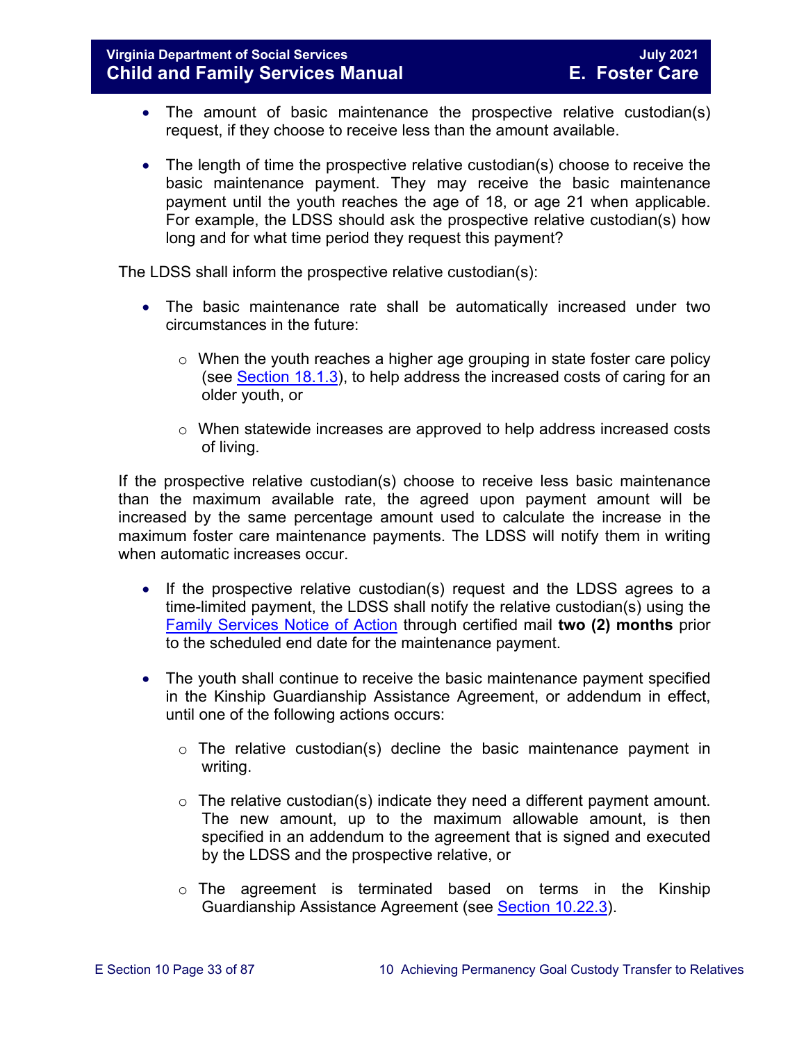- The amount of basic maintenance the prospective relative custodian(s) request, if they choose to receive less than the amount available.

- The length of time the prospective relative custodian(s) choose to receive the basic maintenance payment. They may receive the basic maintenance payment until the youth reaches the age of 18, or age 21 when applicable. For example, the LDSS should ask the prospective relative custodian(s) how long and for what time period they request this payment?

The LDSS shall inform the prospective relative custodian(s):

- The basic maintenance rate shall be automatically increased under two circumstances in the future:

    - When the youth reaches a higher age grouping in state foster care policy (see [Section 18.1.3](#)), to help address the increased costs of caring for an older youth, or

    - When statewide increases are approved to help address increased costs of living.

If the prospective relative custodian(s) choose to receive less basic maintenance than the maximum available rate, the agreed upon payment amount will be increased by the same percentage amount used to calculate the increase in the maximum foster care maintenance payments. The LDSS will notify them in writing when automatic increases occur.

- If the prospective relative custodian(s) request and the LDSS agrees to a time-limited payment, the LDSS shall notify the relative custodian(s) using the [Family Services Notice of Action](#) through certified mail **two (2) months** prior to the scheduled end date for the maintenance payment.

- The youth shall continue to receive the basic maintenance payment specified in the Kinship Guardianship Assistance Agreement, or addendum in effect, until one of the following actions occurs:

    - The relative custodian(s) decline the basic maintenance payment in writing.

    - The relative custodian(s) indicate they need a different payment amount. The new amount, up to the maximum allowable amount, is then specified in an addendum to the agreement that is signed and executed by the LDSS and the prospective relative, or

    - The agreement is terminated based on terms in the Kinship Guardianship Assistance Agreement (see [Section 10.22.3](#)).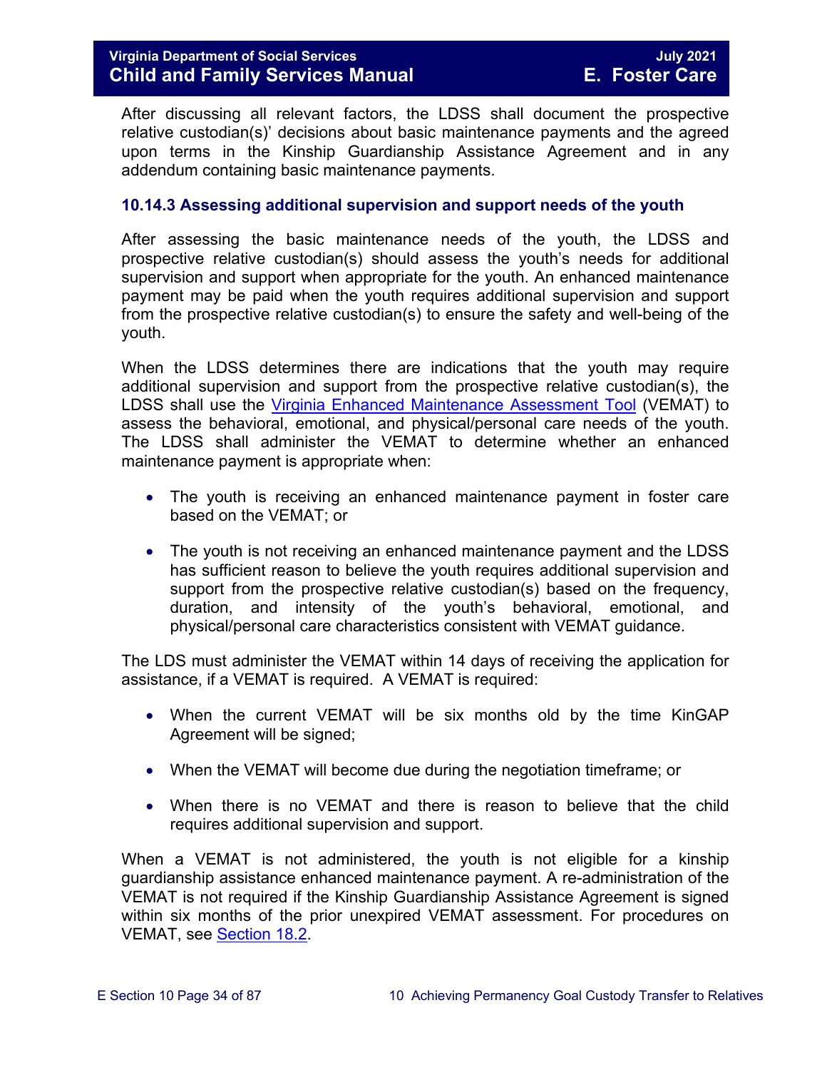After discussing all relevant factors, the LDSS shall document the prospective relative custodian(s)' decisions about basic maintenance payments and the agreed upon terms in the Kinship Guardianship Assistance Agreement and in any addendum containing basic maintenance payments.

### 10.14.3 Assessing additional supervision and support needs of the youth

After assessing the basic maintenance needs of the youth, the LDSS and prospective relative custodian(s) should assess the youth's needs for additional supervision and support when appropriate for the youth. An enhanced maintenance payment may be paid when the youth requires additional supervision and support from the prospective relative custodian(s) to ensure the safety and well-being of the youth.

When the LDSS determines there are indications that the youth may require additional supervision and support from the prospective relative custodian(s), the LDSS shall use the [Virginia Enhanced Maintenance Assessment Tool](#) (VEMAT) to assess the behavioral, emotional, and physical/personal care needs of the youth. The LDSS shall administer the VEMAT to determine whether an enhanced maintenance payment is appropriate when:

- The youth is receiving an enhanced maintenance payment in foster care based on the VEMAT; or
- The youth is not receiving an enhanced maintenance payment and the LDSS has sufficient reason to believe the youth requires additional supervision and support from the prospective relative custodian(s) based on the frequency, duration, and intensity of the youth's behavioral, emotional, and physical/personal care characteristics consistent with VEMAT guidance.

The LDS must administer the VEMAT within 14 days of receiving the application for assistance, if a VEMAT is required. A VEMAT is required:

- When the current VEMAT will be six months old by the time KinGAP Agreement will be signed;
- When the VEMAT will become due during the negotiation timeframe; or
- When there is no VEMAT and there is reason to believe that the child requires additional supervision and support.

When a VEMAT is not administered, the youth is not eligible for a kinship guardianship assistance enhanced maintenance payment. A re-administration of the VEMAT is not required if the Kinship Guardianship Assistance Agreement is signed within six months of the prior unexpired VEMAT assessment. For procedures on VEMAT, see [Section 18.2](#).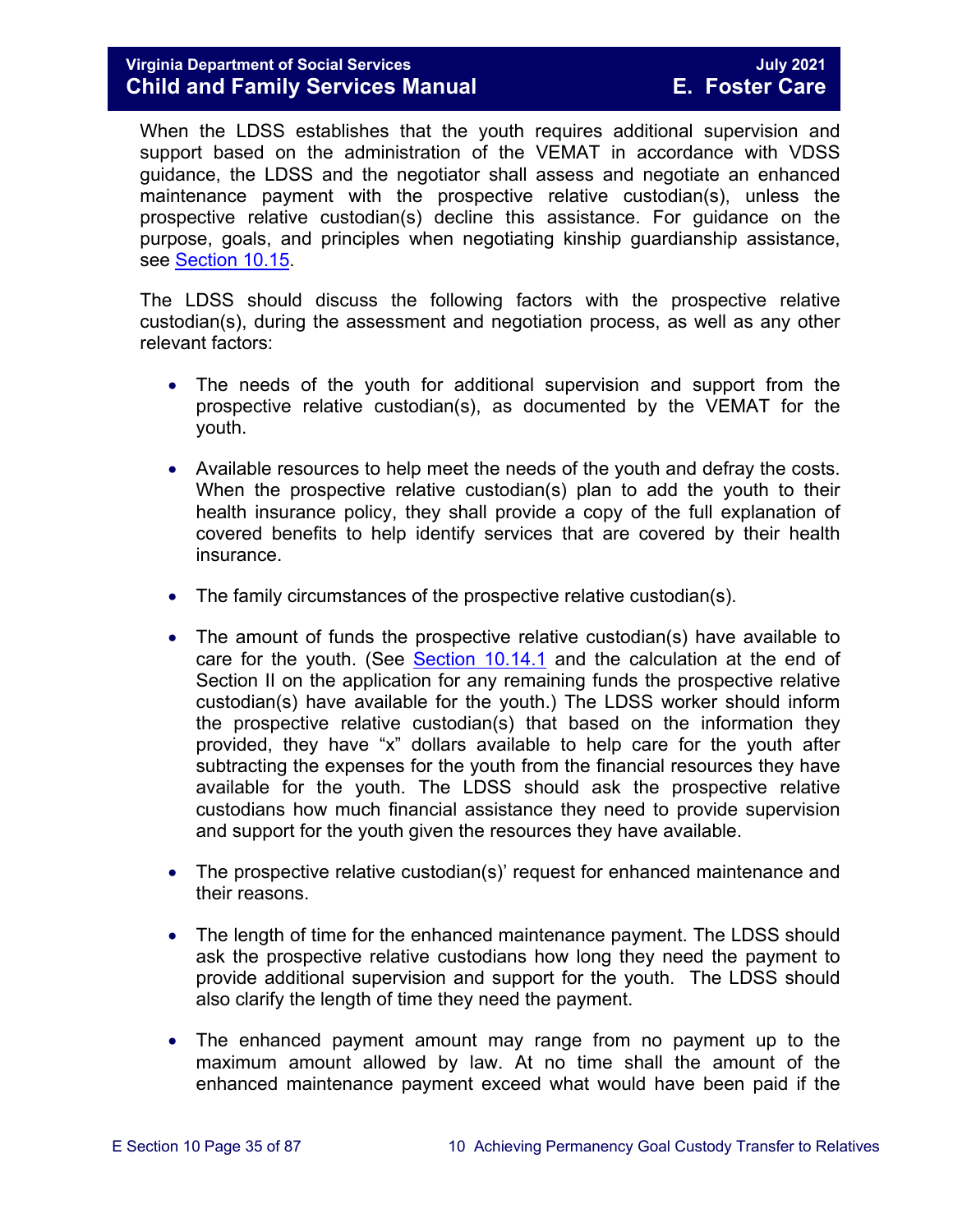When the LDSS establishes that the youth requires additional supervision and support based on the administration of the VEMAT in accordance with VDSS guidance, the LDSS and the negotiator shall assess and negotiate an enhanced maintenance payment with the prospective relative custodian(s), unless the prospective relative custodian(s) decline this assistance. For guidance on the purpose, goals, and principles when negotiating kinship guardianship assistance, see Section 10.15.

The LDSS should discuss the following factors with the prospective relative custodian(s), during the assessment and negotiation process, as well as any other relevant factors:

- The needs of the youth for additional supervision and support from the prospective relative custodian(s), as documented by the VEMAT for the youth.
- Available resources to help meet the needs of the youth and defray the costs. When the prospective relative custodian(s) plan to add the youth to their health insurance policy, they shall provide a copy of the full explanation of covered benefits to help identify services that are covered by their health insurance.
- The family circumstances of the prospective relative custodian(s).
- The amount of funds the prospective relative custodian(s) have available to care for the youth. (See Section 10.14.1 and the calculation at the end of Section II on the application for any remaining funds the prospective relative custodian(s) have available for the youth.) The LDSS worker should inform the prospective relative custodian(s) that based on the information they provided, they have "x" dollars available to help care for the youth after subtracting the expenses for the youth from the financial resources they have available for the youth. The LDSS should ask the prospective relative custodians how much financial assistance they need to provide supervision and support for the youth given the resources they have available.
- The prospective relative custodian(s)' request for enhanced maintenance and their reasons.
- The length of time for the enhanced maintenance payment. The LDSS should ask the prospective relative custodians how long they need the payment to provide additional supervision and support for the youth. The LDSS should also clarify the length of time they need the payment.
- The enhanced payment amount may range from no payment up to the maximum amount allowed by law. At no time shall the amount of the enhanced maintenance payment exceed what would have been paid if the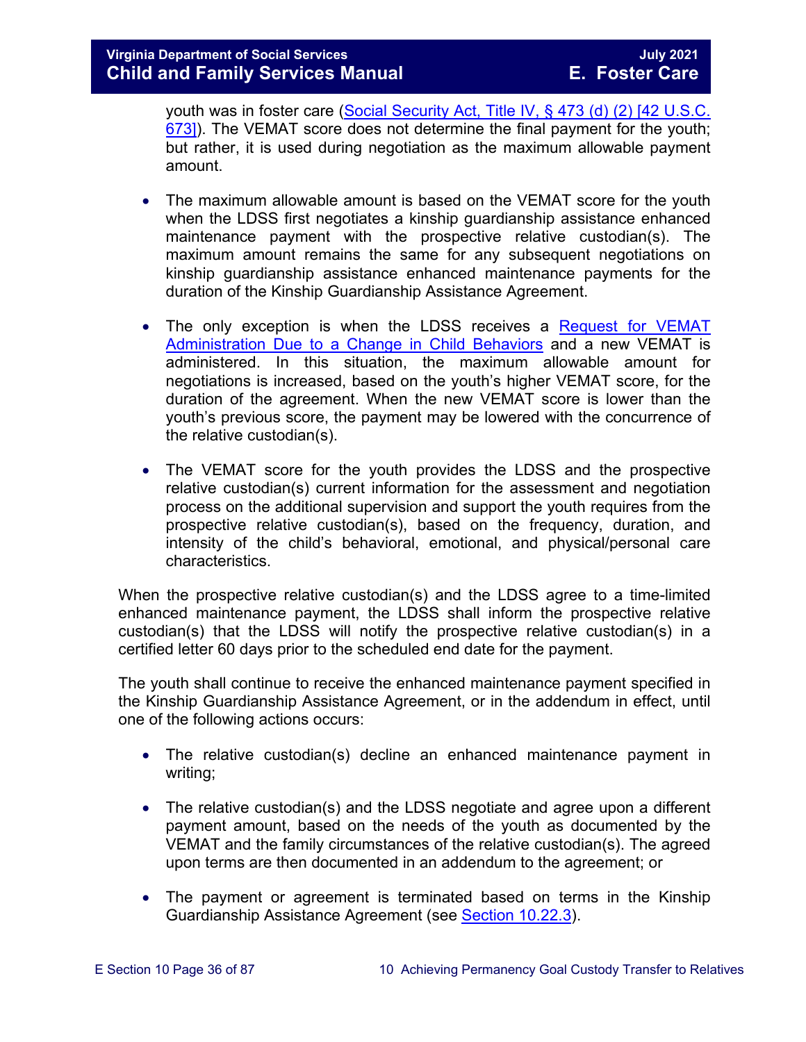youth was in foster care (Social Security Act, Title IV, § 473 (d) (2) [42 U.S.C. 673]). The VEMAT score does not determine the final payment for the youth; but rather, it is used during negotiation as the maximum allowable payment amount.

- The maximum allowable amount is based on the VEMAT score for the youth when the LDSS first negotiates a kinship guardianship assistance enhanced maintenance payment with the prospective relative custodian(s). The maximum amount remains the same for any subsequent negotiations on kinship guardianship assistance enhanced maintenance payments for the duration of the Kinship Guardianship Assistance Agreement.

- The only exception is when the LDSS receives a Request for VEMAT Administration Due to a Change in Child Behaviors and a new VEMAT is administered. In this situation, the maximum allowable amount for negotiations is increased, based on the youth's higher VEMAT score, for the duration of the agreement. When the new VEMAT score is lower than the youth's previous score, the payment may be lowered with the concurrence of the relative custodian(s).

- The VEMAT score for the youth provides the LDSS and the prospective relative custodian(s) current information for the assessment and negotiation process on the additional supervision and support the youth requires from the prospective relative custodian(s), based on the frequency, duration, and intensity of the child's behavioral, emotional, and physical/personal care characteristics.

When the prospective relative custodian(s) and the LDSS agree to a time-limited enhanced maintenance payment, the LDSS shall inform the prospective relative custodian(s) that the LDSS will notify the prospective relative custodian(s) in a certified letter 60 days prior to the scheduled end date for the payment.

The youth shall continue to receive the enhanced maintenance payment specified in the Kinship Guardianship Assistance Agreement, or in the addendum in effect, until one of the following actions occurs:

- The relative custodian(s) decline an enhanced maintenance payment in writing;

- The relative custodian(s) and the LDSS negotiate and agree upon a different payment amount, based on the needs of the youth as documented by the VEMAT and the family circumstances of the relative custodian(s). The agreed upon terms are then documented in an addendum to the agreement; or

- The payment or agreement is terminated based on terms in the Kinship Guardianship Assistance Agreement (see Section 10.22.3).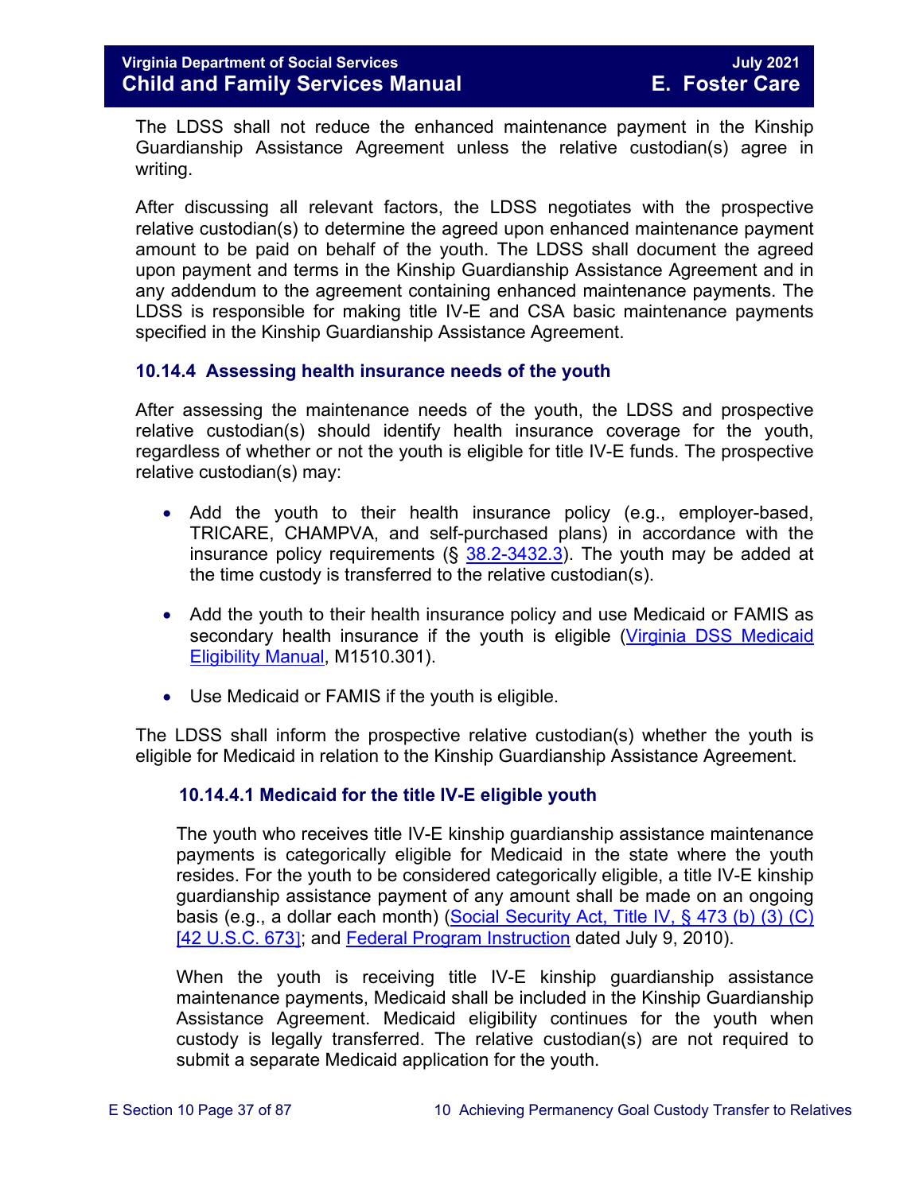The LDSS shall not reduce the enhanced maintenance payment in the Kinship Guardianship Assistance Agreement unless the relative custodian(s) agree in writing.

After discussing all relevant factors, the LDSS negotiates with the prospective relative custodian(s) to determine the agreed upon enhanced maintenance payment amount to be paid on behalf of the youth. The LDSS shall document the agreed upon payment and terms in the Kinship Guardianship Assistance Agreement and in any addendum to the agreement containing enhanced maintenance payments. The LDSS is responsible for making title IV-E and CSA basic maintenance payments specified in the Kinship Guardianship Assistance Agreement.

### 10.14.4 Assessing health insurance needs of the youth

After assessing the maintenance needs of the youth, the LDSS and prospective relative custodian(s) should identify health insurance coverage for the youth, regardless of whether or not the youth is eligible for title IV-E funds. The prospective relative custodian(s) may:

- Add the youth to their health insurance policy (e.g., employer-based, TRICARE, CHAMPVA, and self-purchased plans) in accordance with the insurance policy requirements (§ [38.2-3432.3](#)). The youth may be added at the time custody is transferred to the relative custodian(s).
- Add the youth to their health insurance policy and use Medicaid or FAMIS as secondary health insurance if the youth is eligible ([Virginia DSS Medicaid Eligibility Manual](#), M1510.301).
- Use Medicaid or FAMIS if the youth is eligible.

The LDSS shall inform the prospective relative custodian(s) whether the youth is eligible for Medicaid in relation to the Kinship Guardianship Assistance Agreement.

#### 10.14.4.1 Medicaid for the title IV-E eligible youth

The youth who receives title IV-E kinship guardianship assistance maintenance payments is categorically eligible for Medicaid in the state where the youth resides. For the youth to be considered categorically eligible, a title IV-E kinship guardianship assistance payment of any amount shall be made on an ongoing basis (e.g., a dollar each month) ([Social Security Act, Title IV, § 473 (b) (3) (C) [42 U.S.C. 673]](#); and [Federal Program Instruction](#) dated July 9, 2010).

When the youth is receiving title IV-E kinship guardianship assistance maintenance payments, Medicaid shall be included in the Kinship Guardianship Assistance Agreement. Medicaid eligibility continues for the youth when custody is legally transferred. The relative custodian(s) are not required to submit a separate Medicaid application for the youth.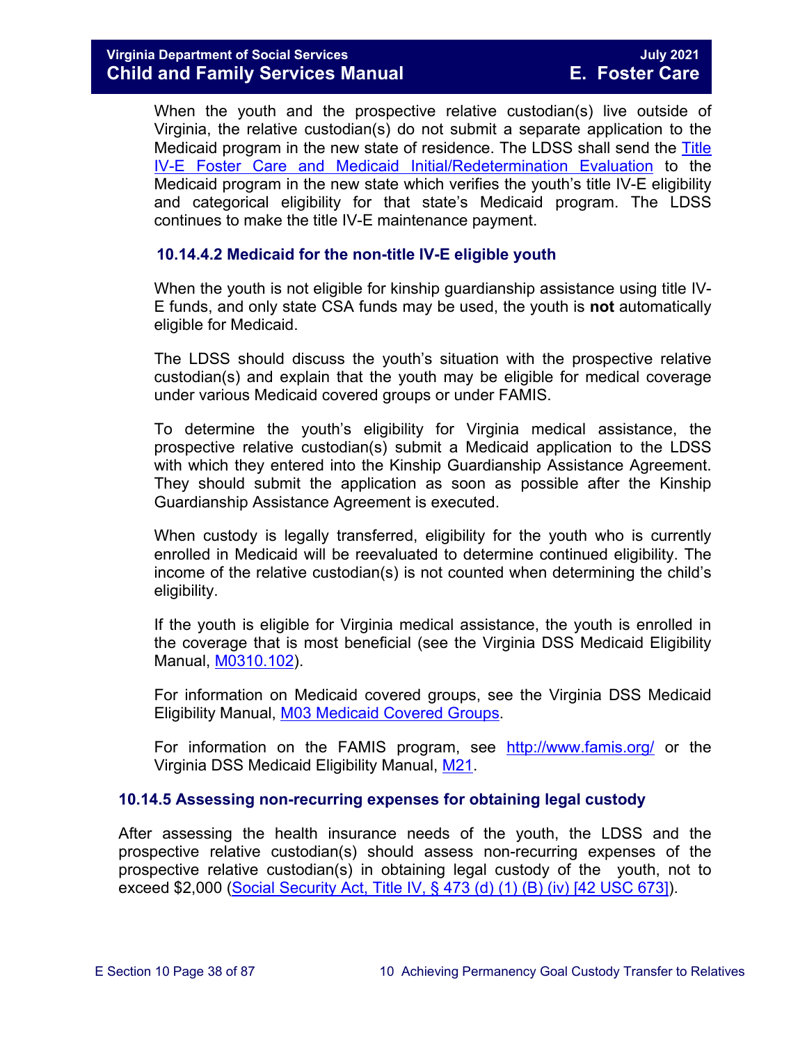When the youth and the prospective relative custodian(s) live outside of Virginia, the relative custodian(s) do not submit a separate application to the Medicaid program in the new state of residence. The LDSS shall send the [Title IV-E Foster Care and Medicaid Initial/Redetermination Evaluation]() to the Medicaid program in the new state which verifies the youth's title IV-E eligibility and categorical eligibility for that state's Medicaid program. The LDSS continues to make the title IV-E maintenance payment.

#### 10.14.4.2 Medicaid for the non-title IV-E eligible youth

When the youth is not eligible for kinship guardianship assistance using title IV-E funds, and only state CSA funds may be used, the youth is **not** automatically eligible for Medicaid.

The LDSS should discuss the youth's situation with the prospective relative custodian(s) and explain that the youth may be eligible for medical coverage under various Medicaid covered groups or under FAMIS.

To determine the youth's eligibility for Virginia medical assistance, the prospective relative custodian(s) submit a Medicaid application to the LDSS with which they entered into the Kinship Guardianship Assistance Agreement. They should submit the application as soon as possible after the Kinship Guardianship Assistance Agreement is executed.

When custody is legally transferred, eligibility for the youth who is currently enrolled in Medicaid will be reevaluated to determine continued eligibility. The income of the relative custodian(s) is not counted when determining the child's eligibility.

If the youth is eligible for Virginia medical assistance, the youth is enrolled in the coverage that is most beneficial (see the Virginia DSS Medicaid Eligibility Manual, [M0310.102]()).

For information on Medicaid covered groups, see the Virginia DSS Medicaid Eligibility Manual, [M03 Medicaid Covered Groups]().

For information on the FAMIS program, see [http://www.famis.org/](http://www.famis.org/) or the Virginia DSS Medicaid Eligibility Manual, [M21]().

### 10.14.5 Assessing non-recurring expenses for obtaining legal custody

After assessing the health insurance needs of the youth, the LDSS and the prospective relative custodian(s) should assess non-recurring expenses of the prospective relative custodian(s) in obtaining legal custody of the youth, not to exceed $2,000 ([Social Security Act, Title IV, § 473 (d) (1) (B) (iv) [42 USC 673]]()).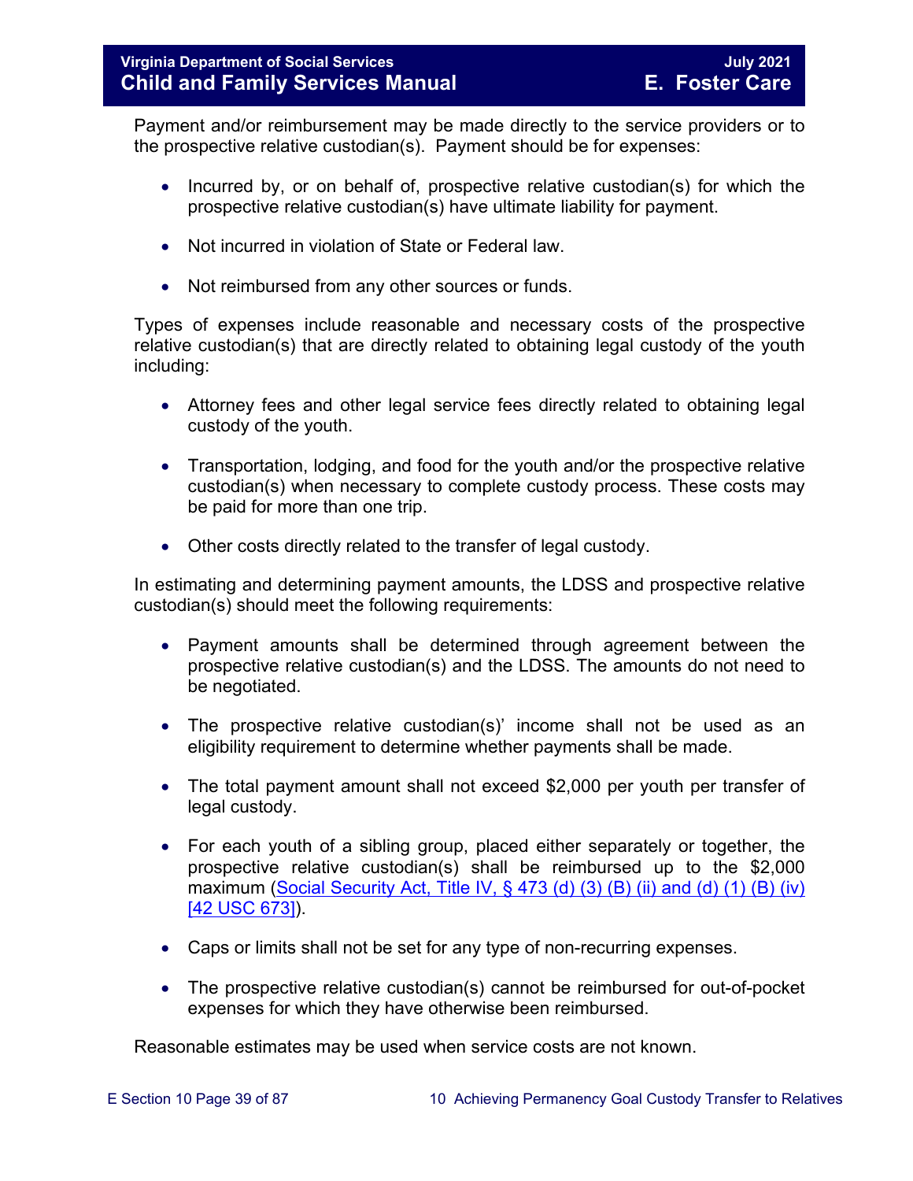Payment and/or reimbursement may be made directly to the service providers or to the prospective relative custodian(s). Payment should be for expenses:

- Incurred by, or on behalf of, prospective relative custodian(s) for which the prospective relative custodian(s) have ultimate liability for payment.
- Not incurred in violation of State or Federal law.
- Not reimbursed from any other sources or funds.

Types of expenses include reasonable and necessary costs of the prospective relative custodian(s) that are directly related to obtaining legal custody of the youth including:

- Attorney fees and other legal service fees directly related to obtaining legal custody of the youth.
- Transportation, lodging, and food for the youth and/or the prospective relative custodian(s) when necessary to complete custody process. These costs may be paid for more than one trip.
- Other costs directly related to the transfer of legal custody.

In estimating and determining payment amounts, the LDSS and prospective relative custodian(s) should meet the following requirements:

- Payment amounts shall be determined through agreement between the prospective relative custodian(s) and the LDSS. The amounts do not need to be negotiated.
- The prospective relative custodian(s)' income shall not be used as an eligibility requirement to determine whether payments shall be made.
- The total payment amount shall not exceed $2,000 per youth per transfer of legal custody.
- For each youth of a sibling group, placed either separately or together, the prospective relative custodian(s) shall be reimbursed up to the $2,000 maximum (Social Security Act, Title IV, § 473 (d) (3) (B) (ii) and (d) (1) (B) (iv) [42 USC 673]).
- Caps or limits shall not be set for any type of non-recurring expenses.
- The prospective relative custodian(s) cannot be reimbursed for out-of-pocket expenses for which they have otherwise been reimbursed.

Reasonable estimates may be used when service costs are not known.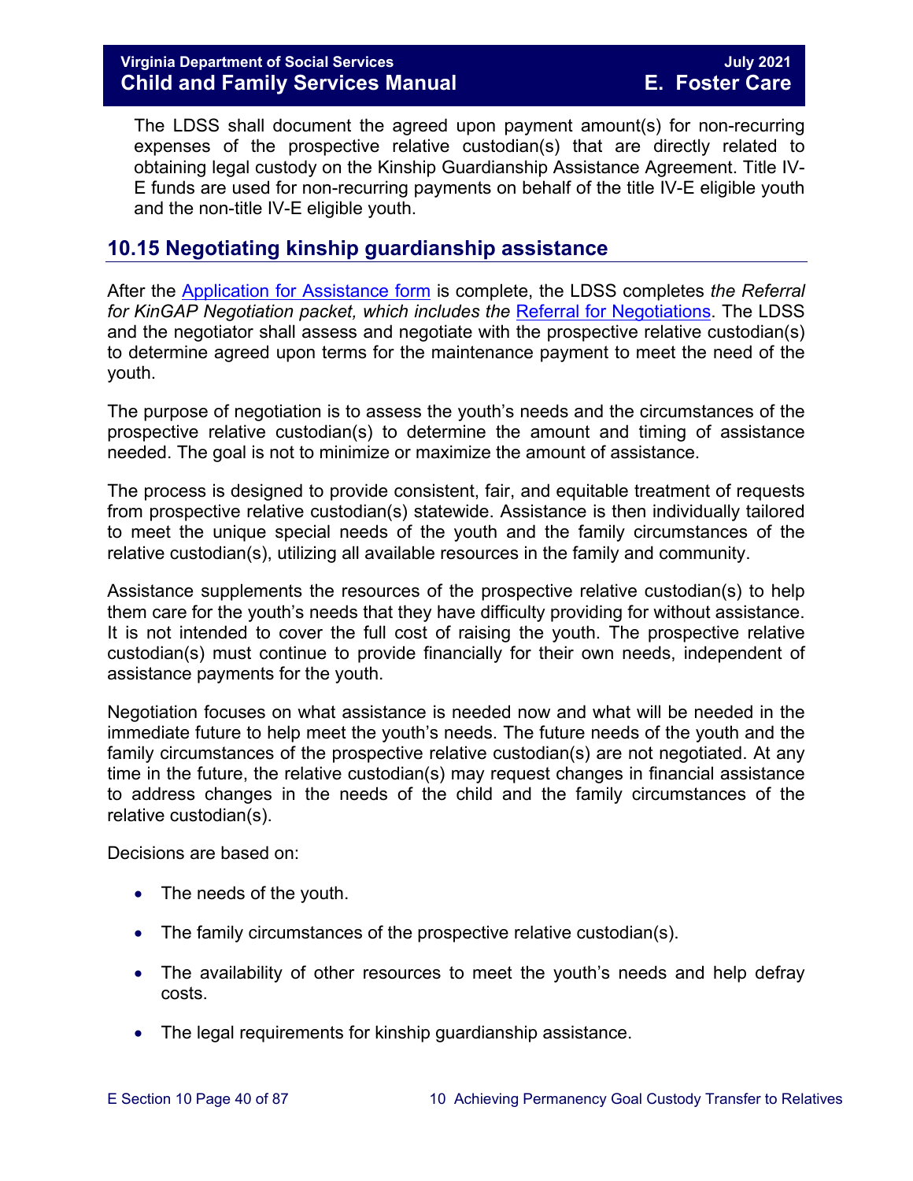The LDSS shall document the agreed upon payment amount(s) for non-recurring expenses of the prospective relative custodian(s) that are directly related to obtaining legal custody on the Kinship Guardianship Assistance Agreement. Title IV-E funds are used for non-recurring payments on behalf of the title IV-E eligible youth and the non-title IV-E eligible youth.

## 10.15 Negotiating kinship guardianship assistance

After the Application for Assistance form is complete, the LDSS completes *the Referral for KinGAP Negotiation packet, which includes the* Referral for Negotiations. The LDSS and the negotiator shall assess and negotiate with the prospective relative custodian(s) to determine agreed upon terms for the maintenance payment to meet the need of the youth.

The purpose of negotiation is to assess the youth's needs and the circumstances of the prospective relative custodian(s) to determine the amount and timing of assistance needed. The goal is not to minimize or maximize the amount of assistance.

The process is designed to provide consistent, fair, and equitable treatment of requests from prospective relative custodian(s) statewide. Assistance is then individually tailored to meet the unique special needs of the youth and the family circumstances of the relative custodian(s), utilizing all available resources in the family and community.

Assistance supplements the resources of the prospective relative custodian(s) to help them care for the youth's needs that they have difficulty providing for without assistance. It is not intended to cover the full cost of raising the youth. The prospective relative custodian(s) must continue to provide financially for their own needs, independent of assistance payments for the youth.

Negotiation focuses on what assistance is needed now and what will be needed in the immediate future to help meet the youth's needs. The future needs of the youth and the family circumstances of the prospective relative custodian(s) are not negotiated. At any time in the future, the relative custodian(s) may request changes in financial assistance to address changes in the needs of the child and the family circumstances of the relative custodian(s).

Decisions are based on:

- The needs of the youth.
- The family circumstances of the prospective relative custodian(s).
- The availability of other resources to meet the youth's needs and help defray costs.
- The legal requirements for kinship guardianship assistance.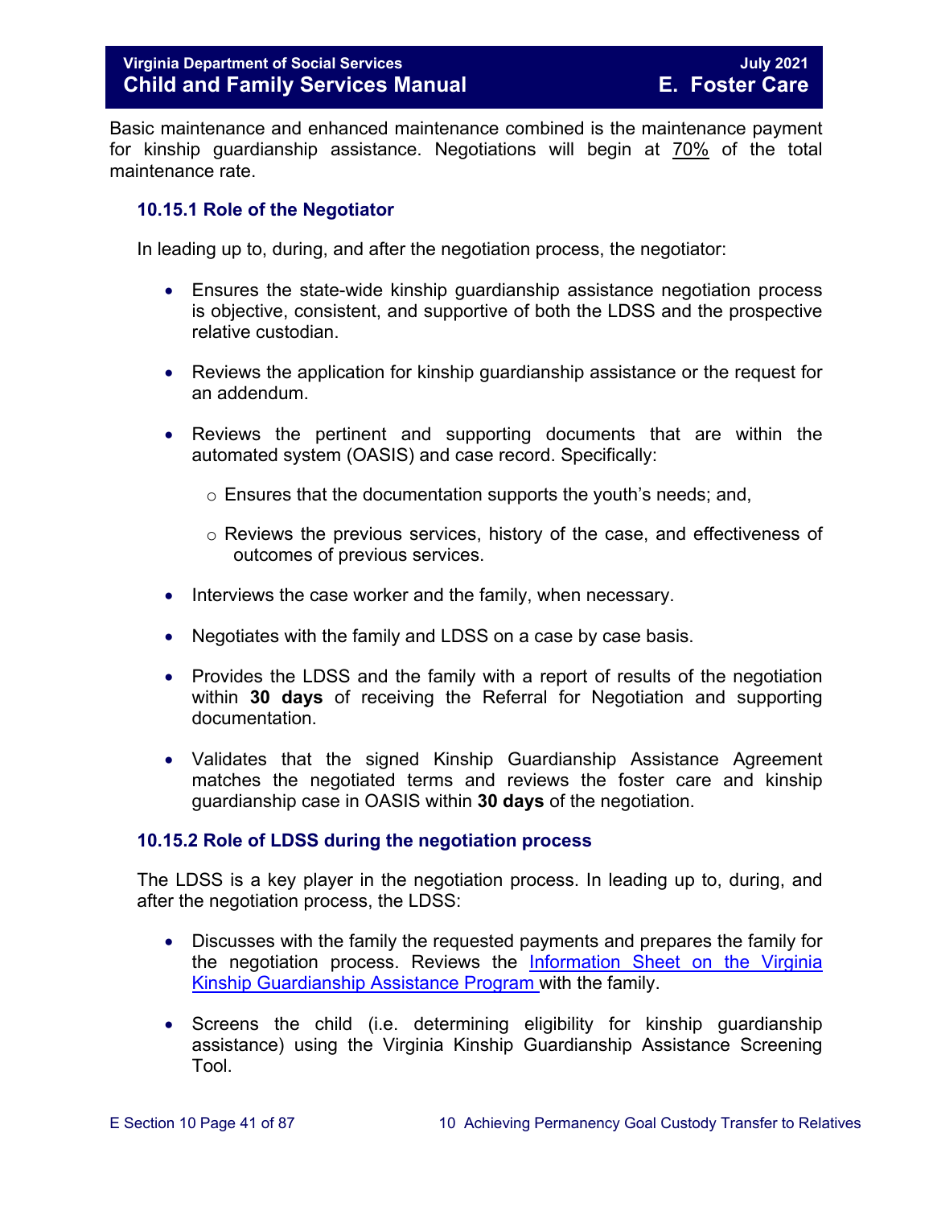Basic maintenance and enhanced maintenance combined is the maintenance payment for kinship guardianship assistance. Negotiations will begin at 70% of the total maintenance rate.

### 10.15.1 Role of the Negotiator

In leading up to, during, and after the negotiation process, the negotiator:

- Ensures the state-wide kinship guardianship assistance negotiation process is objective, consistent, and supportive of both the LDSS and the prospective relative custodian.
- Reviews the application for kinship guardianship assistance or the request for an addendum.
- Reviews the pertinent and supporting documents that are within the automated system (OASIS) and case record. Specifically:
  - Ensures that the documentation supports the youth's needs; and,
  - Reviews the previous services, history of the case, and effectiveness of outcomes of previous services.
- Interviews the case worker and the family, when necessary.
- Negotiates with the family and LDSS on a case by case basis.
- Provides the LDSS and the family with a report of results of the negotiation within **30 days** of receiving the Referral for Negotiation and supporting documentation.
- Validates that the signed Kinship Guardianship Assistance Agreement matches the negotiated terms and reviews the foster care and kinship guardianship case in OASIS within **30 days** of the negotiation.

### 10.15.2 Role of LDSS during the negotiation process

The LDSS is a key player in the negotiation process. In leading up to, during, and after the negotiation process, the LDSS:

- Discusses with the family the requested payments and prepares the family for the negotiation process. Reviews the Information Sheet on the Virginia Kinship Guardianship Assistance Program with the family.
- Screens the child (i.e. determining eligibility for kinship guardianship assistance) using the Virginia Kinship Guardianship Assistance Screening Tool.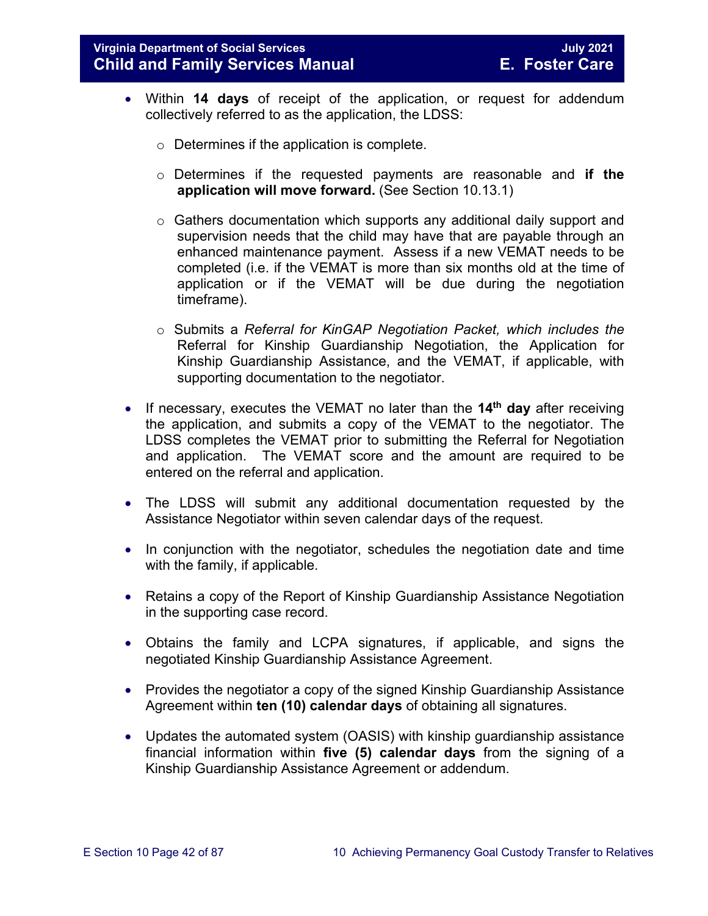- Within **14 days** of receipt of the application, or request for addendum collectively referred to as the application, the LDSS:
  - Determines if the application is complete.
  - Determines if the requested payments are reasonable and **if the application will move forward.** (See Section 10.13.1)
  - Gathers documentation which supports any additional daily support and supervision needs that the child may have that are payable through an enhanced maintenance payment. Assess if a new VEMAT needs to be completed (i.e. if the VEMAT is more than six months old at the time of application or if the VEMAT will be due during the negotiation timeframe).
  - Submits a *Referral for KinGAP Negotiation Packet, which includes the* Referral for Kinship Guardianship Negotiation, the Application for Kinship Guardianship Assistance, and the VEMAT, if applicable, with supporting documentation to the negotiator.
- If necessary, executes the VEMAT no later than the **14th day** after receiving the application, and submits a copy of the VEMAT to the negotiator. The LDSS completes the VEMAT prior to submitting the Referral for Negotiation and application. The VEMAT score and the amount are required to be entered on the referral and application.
- The LDSS will submit any additional documentation requested by the Assistance Negotiator within seven calendar days of the request.
- In conjunction with the negotiator, schedules the negotiation date and time with the family, if applicable.
- Retains a copy of the Report of Kinship Guardianship Assistance Negotiation in the supporting case record.
- Obtains the family and LCPA signatures, if applicable, and signs the negotiated Kinship Guardianship Assistance Agreement.
- Provides the negotiator a copy of the signed Kinship Guardianship Assistance Agreement within **ten (10) calendar days** of obtaining all signatures.
- Updates the automated system (OASIS) with kinship guardianship assistance financial information within **five (5) calendar days** from the signing of a Kinship Guardianship Assistance Agreement or addendum.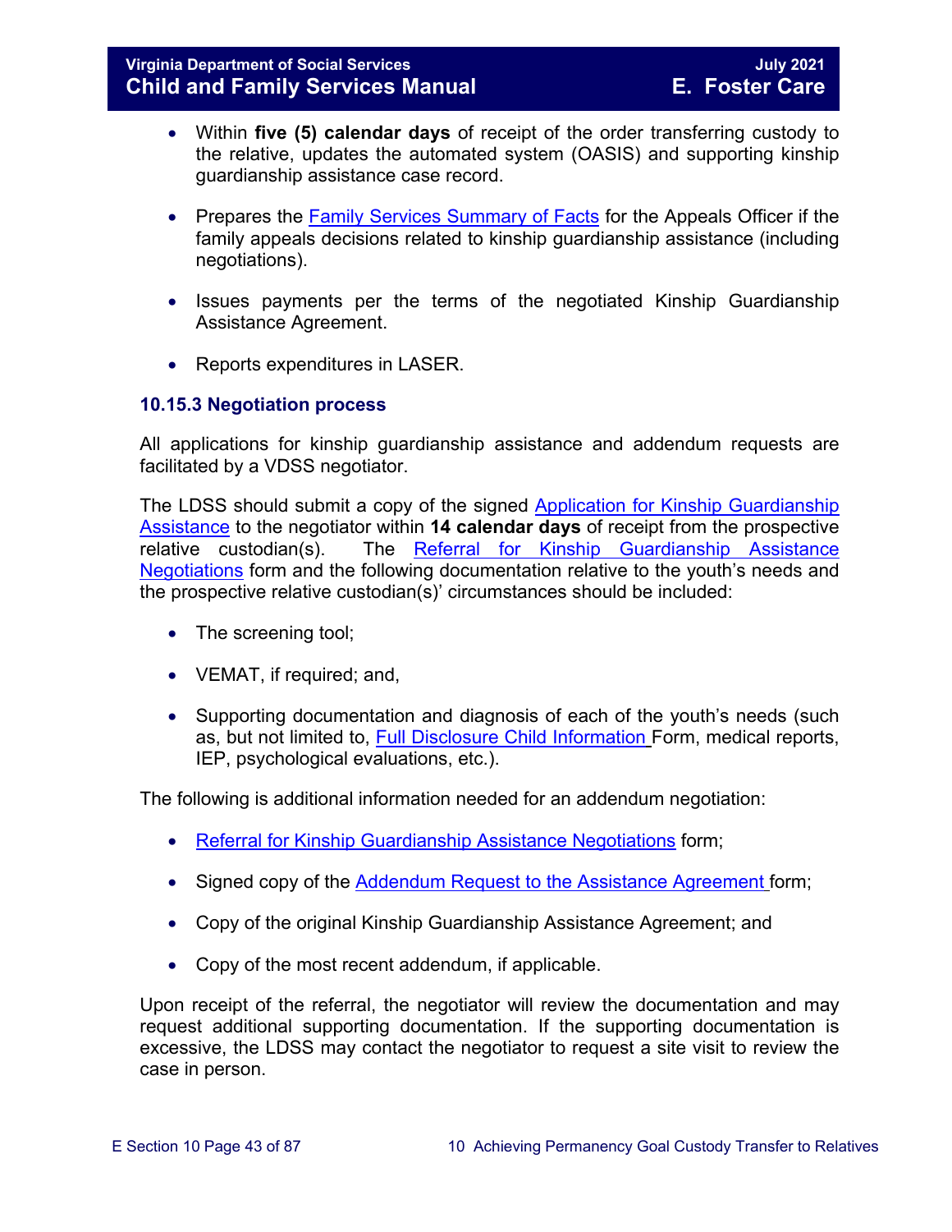- Within **five (5) calendar days** of receipt of the order transferring custody to the relative, updates the automated system (OASIS) and supporting kinship guardianship assistance case record.

- Prepares the Family Services Summary of Facts for the Appeals Officer if the family appeals decisions related to kinship guardianship assistance (including negotiations).

- Issues payments per the terms of the negotiated Kinship Guardianship Assistance Agreement.

- Reports expenditures in LASER.

### 10.15.3 Negotiation process

All applications for kinship guardianship assistance and addendum requests are facilitated by a VDSS negotiator.

The LDSS should submit a copy of the signed Application for Kinship Guardianship Assistance to the negotiator within **14 calendar days** of receipt from the prospective relative custodian(s). The Referral for Kinship Guardianship Assistance Negotiations form and the following documentation relative to the youth's needs and the prospective relative custodian(s)' circumstances should be included:

- The screening tool;

- VEMAT, if required; and,

- Supporting documentation and diagnosis of each of the youth's needs (such as, but not limited to, Full Disclosure Child Information Form, medical reports, IEP, psychological evaluations, etc.).

The following is additional information needed for an addendum negotiation:

- Referral for Kinship Guardianship Assistance Negotiations form;

- Signed copy of the Addendum Request to the Assistance Agreement form;

- Copy of the original Kinship Guardianship Assistance Agreement; and

- Copy of the most recent addendum, if applicable.

Upon receipt of the referral, the negotiator will review the documentation and may request additional supporting documentation. If the supporting documentation is excessive, the LDSS may contact the negotiator to request a site visit to review the case in person.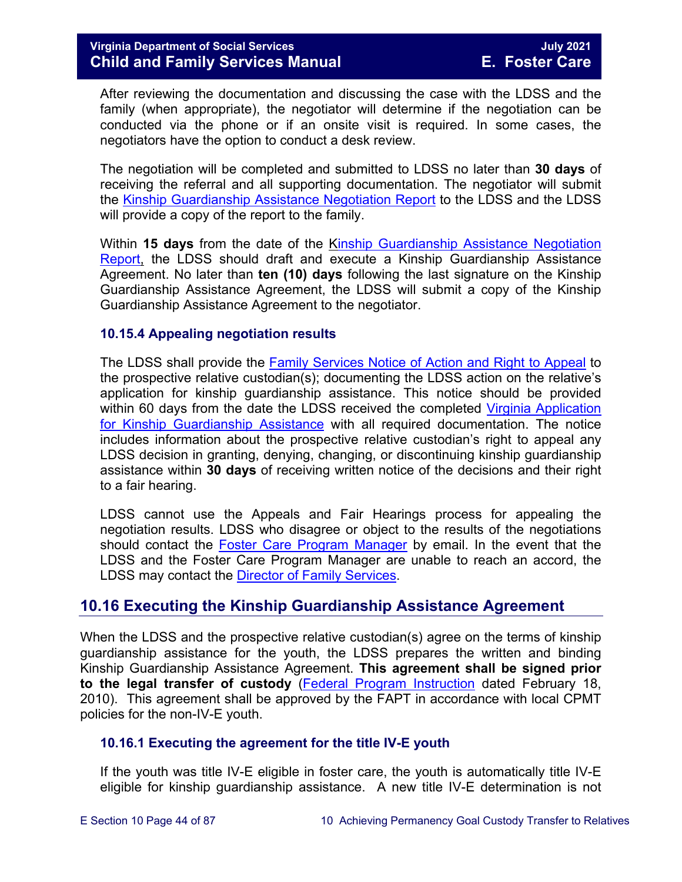After reviewing the documentation and discussing the case with the LDSS and the family (when appropriate), the negotiator will determine if the negotiation can be conducted via the phone or if an onsite visit is required. In some cases, the negotiators have the option to conduct a desk review.

The negotiation will be completed and submitted to LDSS no later than **30 days** of receiving the referral and all supporting documentation. The negotiator will submit the Kinship Guardianship Assistance Negotiation Report to the LDSS and the LDSS will provide a copy of the report to the family.

Within **15 days** from the date of the Kinship Guardianship Assistance Negotiation Report, the LDSS should draft and execute a Kinship Guardianship Assistance Agreement. No later than **ten (10) days** following the last signature on the Kinship Guardianship Assistance Agreement, the LDSS will submit a copy of the Kinship Guardianship Assistance Agreement to the negotiator.

### 10.15.4 Appealing negotiation results

The LDSS shall provide the Family Services Notice of Action and Right to Appeal to the prospective relative custodian(s); documenting the LDSS action on the relative's application for kinship guardianship assistance. This notice should be provided within 60 days from the date the LDSS received the completed Virginia Application for Kinship Guardianship Assistance with all required documentation. The notice includes information about the prospective relative custodian's right to appeal any LDSS decision in granting, denying, changing, or discontinuing kinship guardianship assistance within **30 days** of receiving written notice of the decisions and their right to a fair hearing.

LDSS cannot use the Appeals and Fair Hearings process for appealing the negotiation results. LDSS who disagree or object to the results of the negotiations should contact the Foster Care Program Manager by email. In the event that the LDSS and the Foster Care Program Manager are unable to reach an accord, the LDSS may contact the Director of Family Services.

## 10.16 Executing the Kinship Guardianship Assistance Agreement

When the LDSS and the prospective relative custodian(s) agree on the terms of kinship guardianship assistance for the youth, the LDSS prepares the written and binding Kinship Guardianship Assistance Agreement. **This agreement shall be signed prior to the legal transfer of custody** (Federal Program Instruction dated February 18, 2010). This agreement shall be approved by the FAPT in accordance with local CPMT policies for the non-IV-E youth.

### 10.16.1 Executing the agreement for the title IV-E youth

If the youth was title IV-E eligible in foster care, the youth is automatically title IV-E eligible for kinship guardianship assistance. A new title IV-E determination is not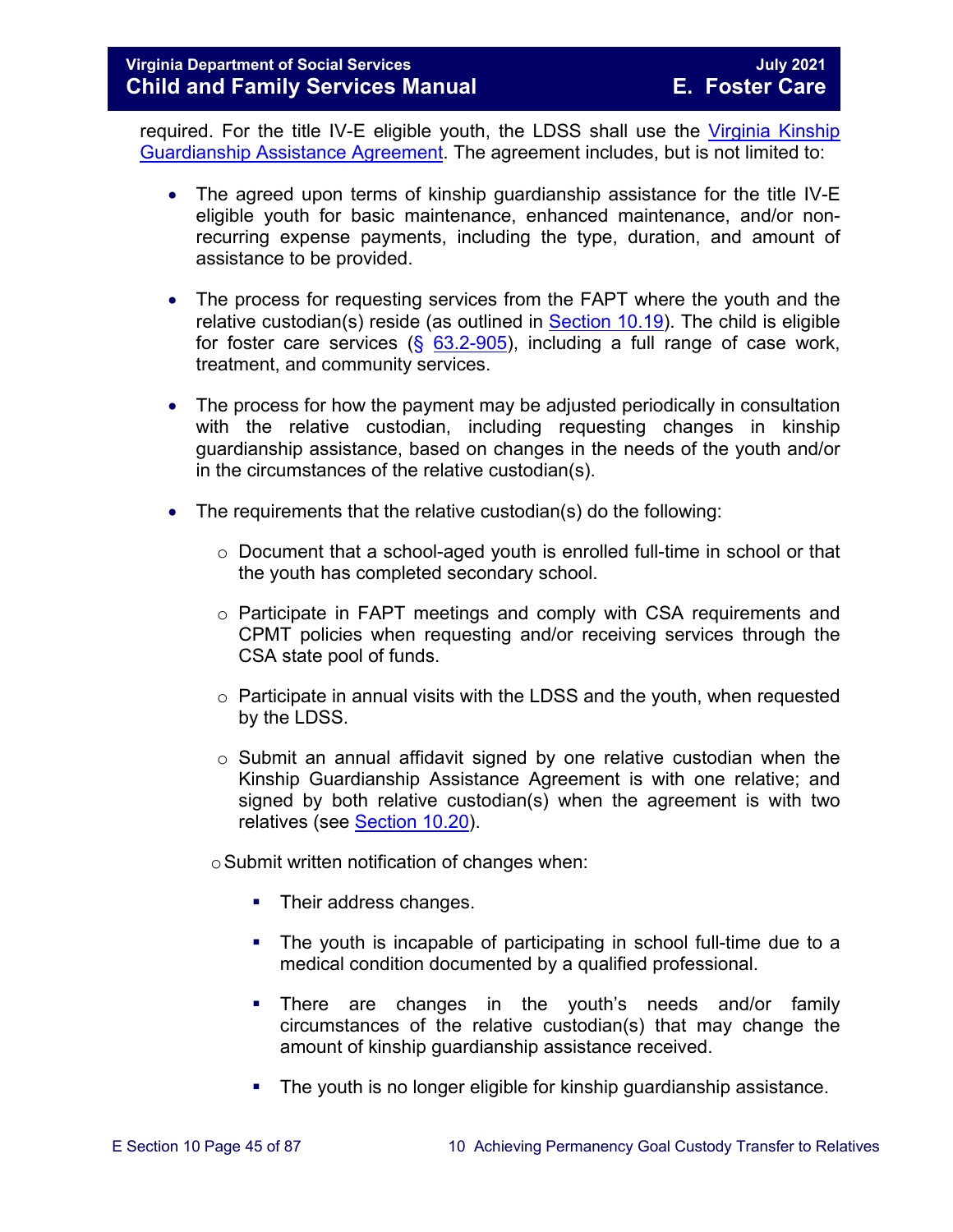required. For the title IV-E eligible youth, the LDSS shall use the [Virginia Kinship Guardianship Assistance Agreement](). The agreement includes, but is not limited to:

- The agreed upon terms of kinship guardianship assistance for the title IV-E eligible youth for basic maintenance, enhanced maintenance, and/or non-recurring expense payments, including the type, duration, and amount of assistance to be provided.

- The process for requesting services from the FAPT where the youth and the relative custodian(s) reside (as outlined in [Section 10.19]()). The child is eligible for foster care services ([§ 63.2-905]()), including a full range of case work, treatment, and community services.

- The process for how the payment may be adjusted periodically in consultation with the relative custodian, including requesting changes in kinship guardianship assistance, based on changes in the needs of the youth and/or in the circumstances of the relative custodian(s).

- The requirements that the relative custodian(s) do the following:

  - Document that a school-aged youth is enrolled full-time in school or that the youth has completed secondary school.

  - Participate in FAPT meetings and comply with CSA requirements and CPMT policies when requesting and/or receiving services through the CSA state pool of funds.

  - Participate in annual visits with the LDSS and the youth, when requested by the LDSS.

  - Submit an annual affidavit signed by one relative custodian when the Kinship Guardianship Assistance Agreement is with one relative; and signed by both relative custodian(s) when the agreement is with two relatives (see [Section 10.20]()).

  - Submit written notification of changes when:

    - Their address changes.

    - The youth is incapable of participating in school full-time due to a medical condition documented by a qualified professional.

    - There are changes in the youth's needs and/or family circumstances of the relative custodian(s) that may change the amount of kinship guardianship assistance received.

    - The youth is no longer eligible for kinship guardianship assistance.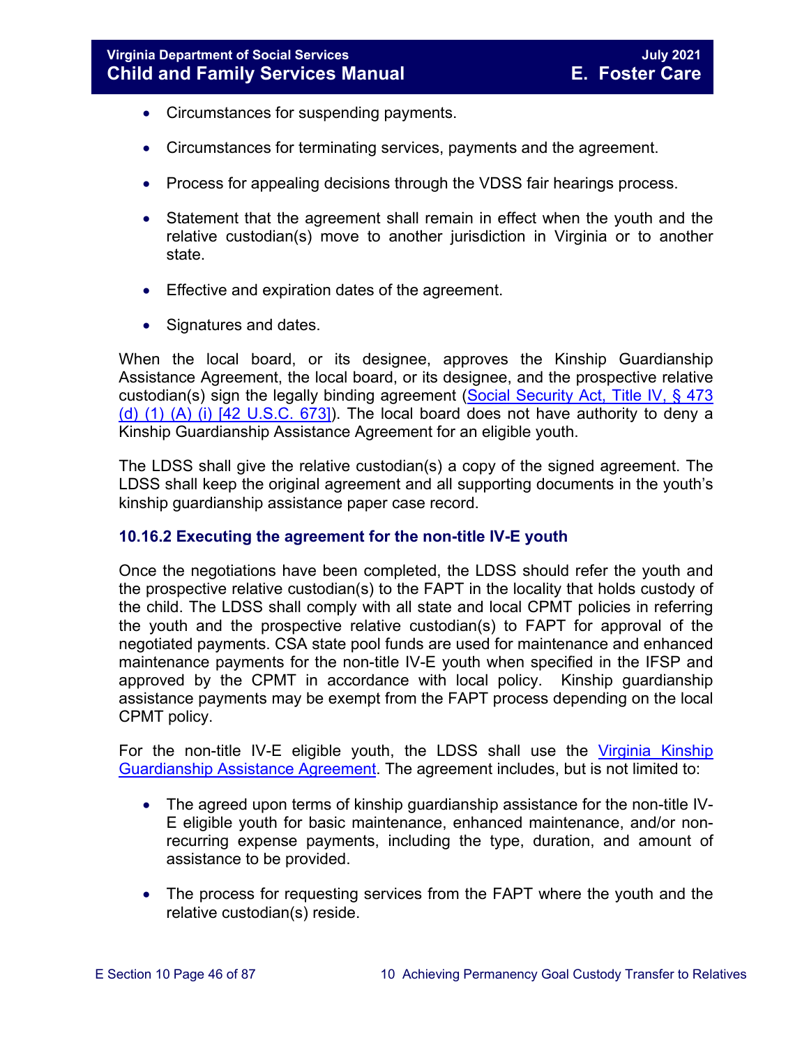- Circumstances for suspending payments.
- Circumstances for terminating services, payments and the agreement.
- Process for appealing decisions through the VDSS fair hearings process.
- Statement that the agreement shall remain in effect when the youth and the relative custodian(s) move to another jurisdiction in Virginia or to another state.
- Effective and expiration dates of the agreement.
- Signatures and dates.

When the local board, or its designee, approves the Kinship Guardianship Assistance Agreement, the local board, or its designee, and the prospective relative custodian(s) sign the legally binding agreement (Social Security Act, Title IV, § 473 (d) (1) (A) (i) [42 U.S.C. 673]). The local board does not have authority to deny a Kinship Guardianship Assistance Agreement for an eligible youth.

The LDSS shall give the relative custodian(s) a copy of the signed agreement. The LDSS shall keep the original agreement and all supporting documents in the youth's kinship guardianship assistance paper case record.

### 10.16.2 Executing the agreement for the non-title IV-E youth

Once the negotiations have been completed, the LDSS should refer the youth and the prospective relative custodian(s) to the FAPT in the locality that holds custody of the child. The LDSS shall comply with all state and local CPMT policies in referring the youth and the prospective relative custodian(s) to FAPT for approval of the negotiated payments. CSA state pool funds are used for maintenance and enhanced maintenance payments for the non-title IV-E youth when specified in the IFSP and approved by the CPMT in accordance with local policy. Kinship guardianship assistance payments may be exempt from the FAPT process depending on the local CPMT policy.

For the non-title IV-E eligible youth, the LDSS shall use the Virginia Kinship Guardianship Assistance Agreement. The agreement includes, but is not limited to:

- The agreed upon terms of kinship guardianship assistance for the non-title IV-E eligible youth for basic maintenance, enhanced maintenance, and/or non-recurring expense payments, including the type, duration, and amount of assistance to be provided.
- The process for requesting services from the FAPT where the youth and the relative custodian(s) reside.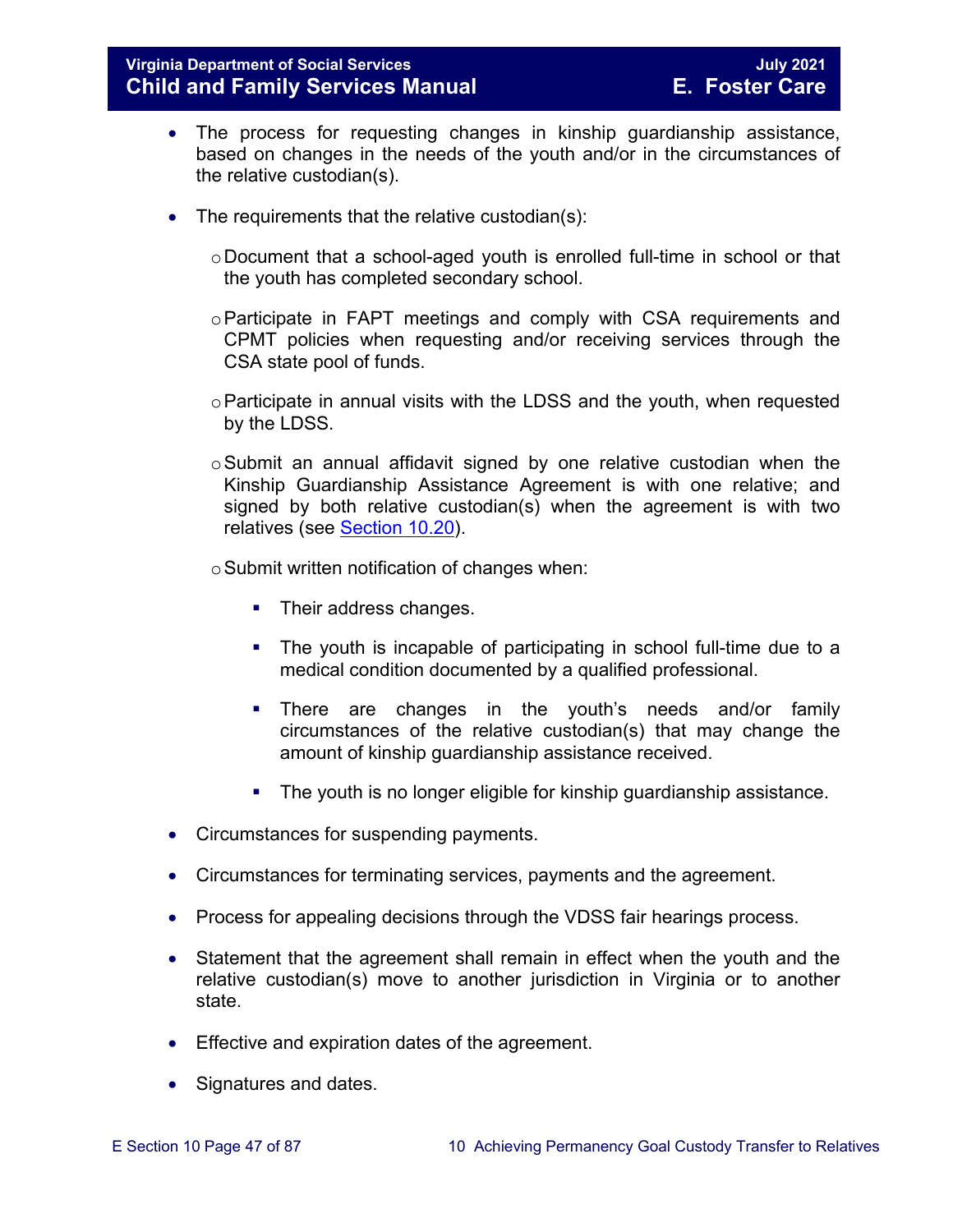- The process for requesting changes in kinship guardianship assistance, based on changes in the needs of the youth and/or in the circumstances of the relative custodian(s).

- The requirements that the relative custodian(s):

  - Document that a school-aged youth is enrolled full-time in school or that the youth has completed secondary school.

  - Participate in FAPT meetings and comply with CSA requirements and CPMT policies when requesting and/or receiving services through the CSA state pool of funds.

  - Participate in annual visits with the LDSS and the youth, when requested by the LDSS.

  - Submit an annual affidavit signed by one relative custodian when the Kinship Guardianship Assistance Agreement is with one relative; and signed by both relative custodian(s) when the agreement is with two relatives (see Section 10.20).

  - Submit written notification of changes when:

    - Their address changes.

    - The youth is incapable of participating in school full-time due to a medical condition documented by a qualified professional.

    - There are changes in the youth's needs and/or family circumstances of the relative custodian(s) that may change the amount of kinship guardianship assistance received.

    - The youth is no longer eligible for kinship guardianship assistance.

- Circumstances for suspending payments.

- Circumstances for terminating services, payments and the agreement.

- Process for appealing decisions through the VDSS fair hearings process.

- Statement that the agreement shall remain in effect when the youth and the relative custodian(s) move to another jurisdiction in Virginia or to another state.

- Effective and expiration dates of the agreement.

- Signatures and dates.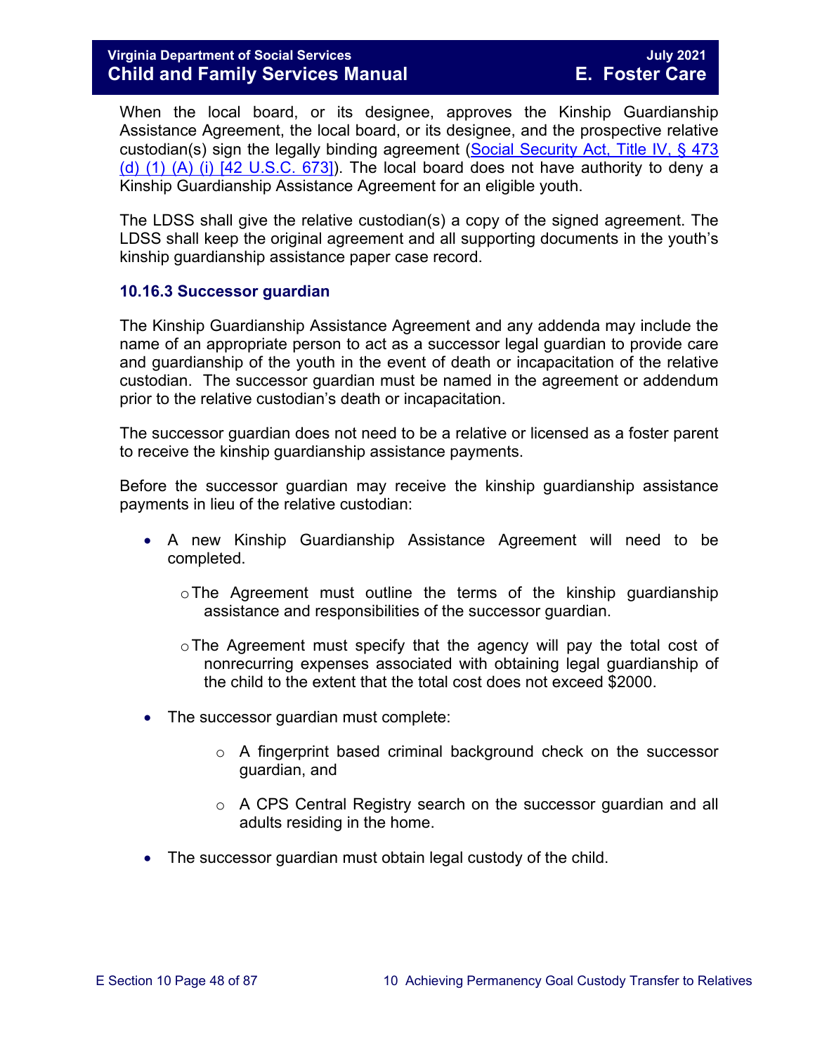When the local board, or its designee, approves the Kinship Guardianship Assistance Agreement, the local board, or its designee, and the prospective relative custodian(s) sign the legally binding agreement ([Social Security Act, Title IV, § 473 (d) (1) (A) (i) [42 U.S.C. 673]](#)). The local board does not have authority to deny a Kinship Guardianship Assistance Agreement for an eligible youth.

The LDSS shall give the relative custodian(s) a copy of the signed agreement. The LDSS shall keep the original agreement and all supporting documents in the youth's kinship guardianship assistance paper case record.

### 10.16.3 Successor guardian

The Kinship Guardianship Assistance Agreement and any addenda may include the name of an appropriate person to act as a successor legal guardian to provide care and guardianship of the youth in the event of death or incapacitation of the relative custodian. The successor guardian must be named in the agreement or addendum prior to the relative custodian's death or incapacitation.

The successor guardian does not need to be a relative or licensed as a foster parent to receive the kinship guardianship assistance payments.

Before the successor guardian may receive the kinship guardianship assistance payments in lieu of the relative custodian:

- A new Kinship Guardianship Assistance Agreement will need to be completed.
  - The Agreement must outline the terms of the kinship guardianship assistance and responsibilities of the successor guardian.
  - The Agreement must specify that the agency will pay the total cost of nonrecurring expenses associated with obtaining legal guardianship of the child to the extent that the total cost does not exceed $2000.
- The successor guardian must complete:
  - A fingerprint based criminal background check on the successor guardian, and
  - A CPS Central Registry search on the successor guardian and all adults residing in the home.
- The successor guardian must obtain legal custody of the child.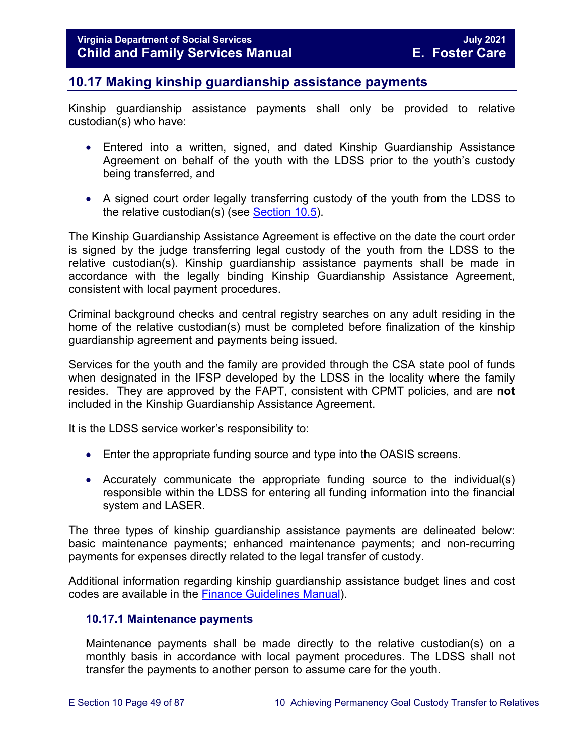## 10.17 Making kinship guardianship assistance payments

Kinship guardianship assistance payments shall only be provided to relative custodian(s) who have:

- Entered into a written, signed, and dated Kinship Guardianship Assistance Agreement on behalf of the youth with the LDSS prior to the youth's custody being transferred, and
- A signed court order legally transferring custody of the youth from the LDSS to the relative custodian(s) (see Section 10.5).

The Kinship Guardianship Assistance Agreement is effective on the date the court order is signed by the judge transferring legal custody of the youth from the LDSS to the relative custodian(s). Kinship guardianship assistance payments shall be made in accordance with the legally binding Kinship Guardianship Assistance Agreement, consistent with local payment procedures.

Criminal background checks and central registry searches on any adult residing in the home of the relative custodian(s) must be completed before finalization of the kinship guardianship agreement and payments being issued.

Services for the youth and the family are provided through the CSA state pool of funds when designated in the IFSP developed by the LDSS in the locality where the family resides. They are approved by the FAPT, consistent with CPMT policies, and are **not** included in the Kinship Guardianship Assistance Agreement.

It is the LDSS service worker's responsibility to:

- Enter the appropriate funding source and type into the OASIS screens.
- Accurately communicate the appropriate funding source to the individual(s) responsible within the LDSS for entering all funding information into the financial system and LASER.

The three types of kinship guardianship assistance payments are delineated below: basic maintenance payments; enhanced maintenance payments; and non-recurring payments for expenses directly related to the legal transfer of custody.

Additional information regarding kinship guardianship assistance budget lines and cost codes are available in the Finance Guidelines Manual).

### 10.17.1 Maintenance payments

Maintenance payments shall be made directly to the relative custodian(s) on a monthly basis in accordance with local payment procedures. The LDSS shall not transfer the payments to another person to assume care for the youth.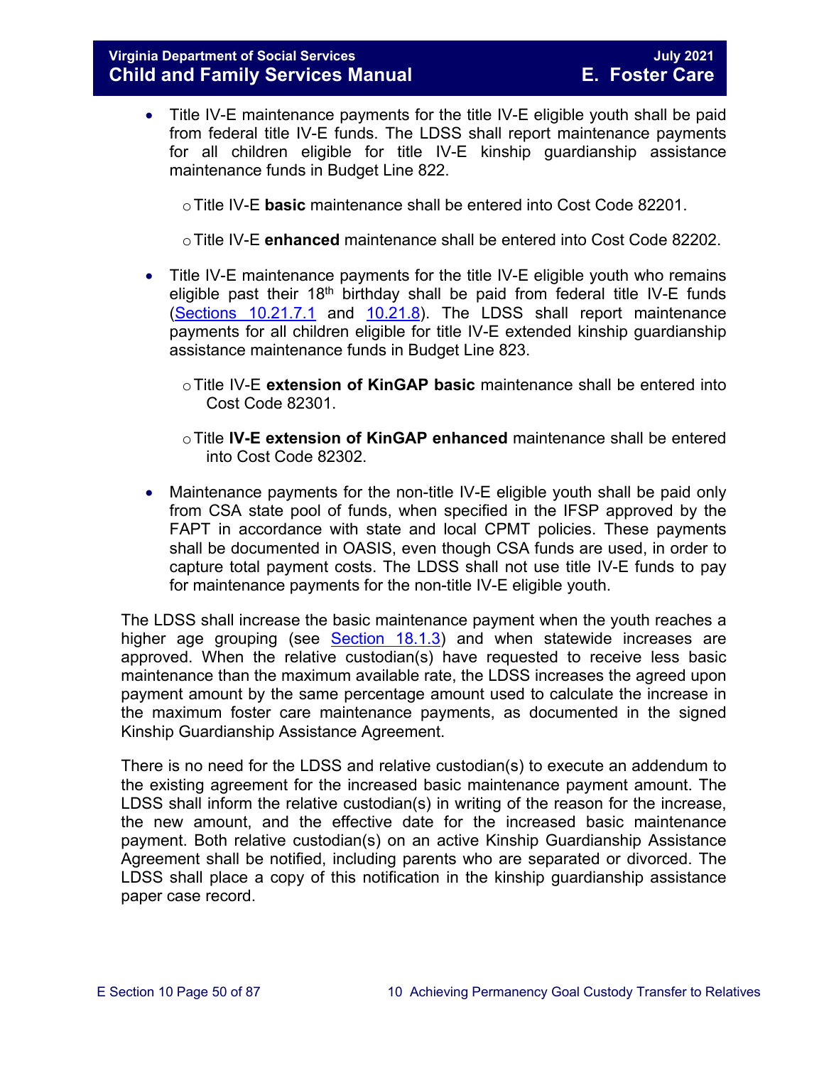- Title IV-E maintenance payments for the title IV-E eligible youth shall be paid from federal title IV-E funds. The LDSS shall report maintenance payments for all children eligible for title IV-E kinship guardianship assistance maintenance funds in Budget Line 822.
  - Title IV-E **basic** maintenance shall be entered into Cost Code 82201.
  - Title IV-E **enhanced** maintenance shall be entered into Cost Code 82202.
- Title IV-E maintenance payments for the title IV-E eligible youth who remains eligible past their 18th birthday shall be paid from federal title IV-E funds (Sections 10.21.7.1 and 10.21.8). The LDSS shall report maintenance payments for all children eligible for title IV-E extended kinship guardianship assistance maintenance funds in Budget Line 823.
  - Title IV-E **extension of KinGAP basic** maintenance shall be entered into Cost Code 82301.
  - Title **IV-E extension of KinGAP enhanced** maintenance shall be entered into Cost Code 82302.
- Maintenance payments for the non-title IV-E eligible youth shall be paid only from CSA state pool of funds, when specified in the IFSP approved by the FAPT in accordance with state and local CPMT policies. These payments shall be documented in OASIS, even though CSA funds are used, in order to capture total payment costs. The LDSS shall not use title IV-E funds to pay for maintenance payments for the non-title IV-E eligible youth.

The LDSS shall increase the basic maintenance payment when the youth reaches a higher age grouping (see Section 18.1.3) and when statewide increases are approved. When the relative custodian(s) have requested to receive less basic maintenance than the maximum available rate, the LDSS increases the agreed upon payment amount by the same percentage amount used to calculate the increase in the maximum foster care maintenance payments, as documented in the signed Kinship Guardianship Assistance Agreement.

There is no need for the LDSS and relative custodian(s) to execute an addendum to the existing agreement for the increased basic maintenance payment amount. The LDSS shall inform the relative custodian(s) in writing of the reason for the increase, the new amount, and the effective date for the increased basic maintenance payment. Both relative custodian(s) on an active Kinship Guardianship Assistance Agreement shall be notified, including parents who are separated or divorced. The LDSS shall place a copy of this notification in the kinship guardianship assistance paper case record.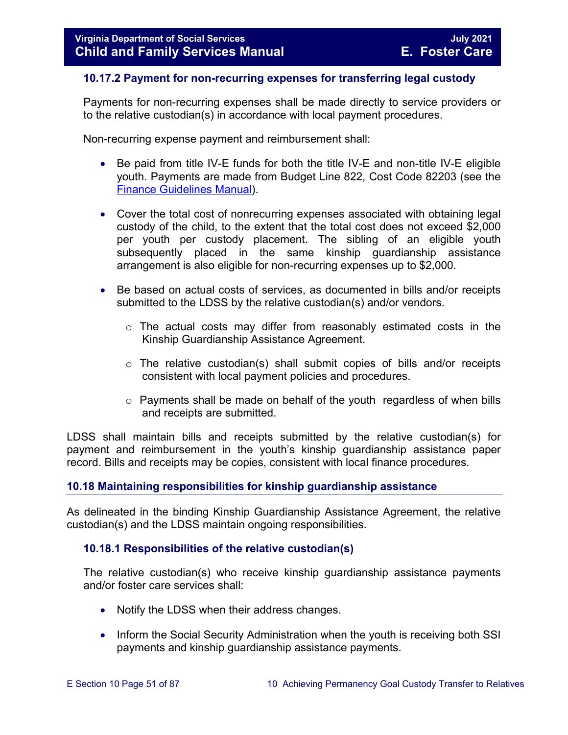### 10.17.2 Payment for non-recurring expenses for transferring legal custody

Payments for non-recurring expenses shall be made directly to service providers or to the relative custodian(s) in accordance with local payment procedures.

Non-recurring expense payment and reimbursement shall:

- Be paid from title IV-E funds for both the title IV-E and non-title IV-E eligible youth. Payments are made from Budget Line 822, Cost Code 82203 (see the Finance Guidelines Manual).

- Cover the total cost of nonrecurring expenses associated with obtaining legal custody of the child, to the extent that the total cost does not exceed $2,000 per youth per custody placement. The sibling of an eligible youth subsequently placed in the same kinship guardianship assistance arrangement is also eligible for non-recurring expenses up to $2,000.

- Be based on actual costs of services, as documented in bills and/or receipts submitted to the LDSS by the relative custodian(s) and/or vendors.

    - The actual costs may differ from reasonably estimated costs in the Kinship Guardianship Assistance Agreement.

    - The relative custodian(s) shall submit copies of bills and/or receipts consistent with local payment policies and procedures.

    - Payments shall be made on behalf of the youth regardless of when bills and receipts are submitted.

LDSS shall maintain bills and receipts submitted by the relative custodian(s) for payment and reimbursement in the youth's kinship guardianship assistance paper record. Bills and receipts may be copies, consistent with local finance procedures.

## 10.18 Maintaining responsibilities for kinship guardianship assistance

As delineated in the binding Kinship Guardianship Assistance Agreement, the relative custodian(s) and the LDSS maintain ongoing responsibilities.

### 10.18.1 Responsibilities of the relative custodian(s)

The relative custodian(s) who receive kinship guardianship assistance payments and/or foster care services shall:

- Notify the LDSS when their address changes.

- Inform the Social Security Administration when the youth is receiving both SSI payments and kinship guardianship assistance payments.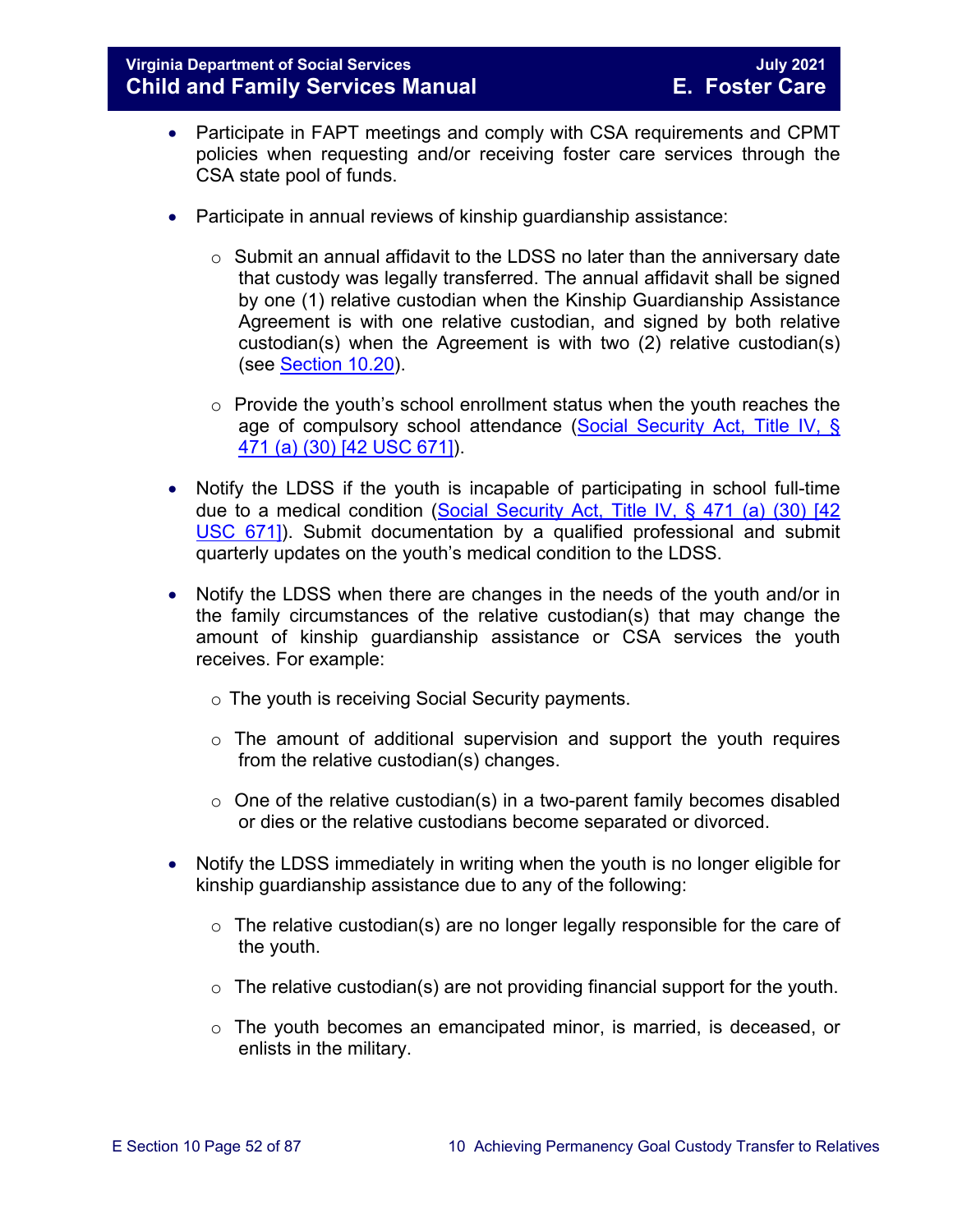- Participate in FAPT meetings and comply with CSA requirements and CPMT policies when requesting and/or receiving foster care services through the CSA state pool of funds.

- Participate in annual reviews of kinship guardianship assistance:

  - Submit an annual affidavit to the LDSS no later than the anniversary date that custody was legally transferred. The annual affidavit shall be signed by one (1) relative custodian when the Kinship Guardianship Assistance Agreement is with one relative custodian, and signed by both relative custodian(s) when the Agreement is with two (2) relative custodian(s) (see Section 10.20).

  - Provide the youth's school enrollment status when the youth reaches the age of compulsory school attendance (Social Security Act, Title IV, § 471 (a) (30) [42 USC 671]).

- Notify the LDSS if the youth is incapable of participating in school full-time due to a medical condition (Social Security Act, Title IV, § 471 (a) (30) [42 USC 671]). Submit documentation by a qualified professional and submit quarterly updates on the youth's medical condition to the LDSS.

- Notify the LDSS when there are changes in the needs of the youth and/or in the family circumstances of the relative custodian(s) that may change the amount of kinship guardianship assistance or CSA services the youth receives. For example:

  - The youth is receiving Social Security payments.

  - The amount of additional supervision and support the youth requires from the relative custodian(s) changes.

  - One of the relative custodian(s) in a two-parent family becomes disabled or dies or the relative custodians become separated or divorced.

- Notify the LDSS immediately in writing when the youth is no longer eligible for kinship guardianship assistance due to any of the following:

  - The relative custodian(s) are no longer legally responsible for the care of the youth.

  - The relative custodian(s) are not providing financial support for the youth.

  - The youth becomes an emancipated minor, is married, is deceased, or enlists in the military.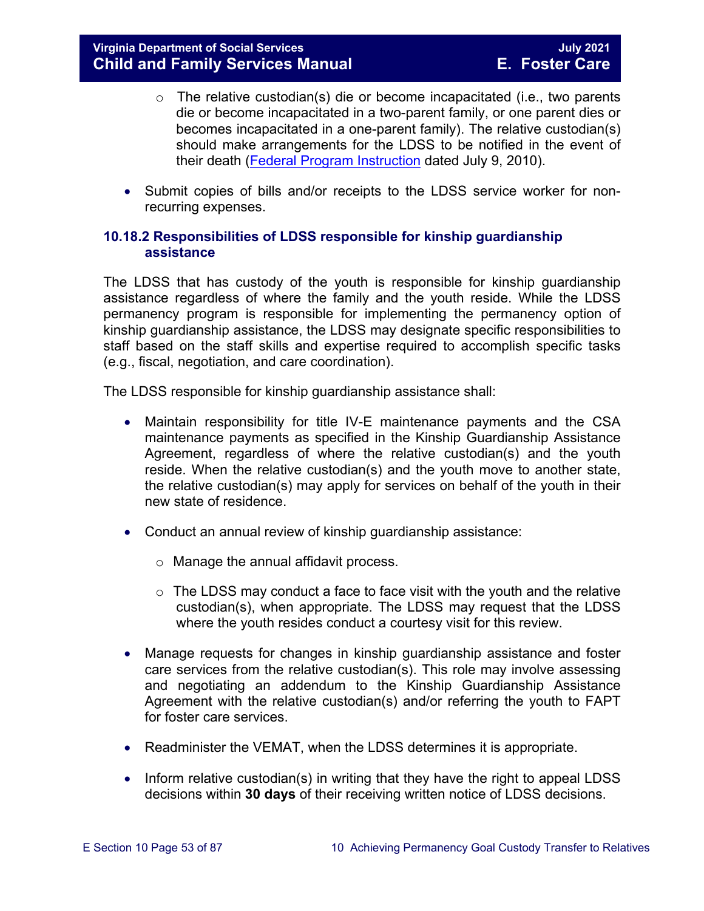- The relative custodian(s) die or become incapacitated (i.e., two parents die or become incapacitated in a two-parent family, or one parent dies or becomes incapacitated in a one-parent family). The relative custodian(s) should make arrangements for the LDSS to be notified in the event of their death (Federal Program Instruction dated July 9, 2010).

- Submit copies of bills and/or receipts to the LDSS service worker for non-recurring expenses.

### 10.18.2 Responsibilities of LDSS responsible for kinship guardianship assistance

The LDSS that has custody of the youth is responsible for kinship guardianship assistance regardless of where the family and the youth reside. While the LDSS permanency program is responsible for implementing the permanency option of kinship guardianship assistance, the LDSS may designate specific responsibilities to staff based on the staff skills and expertise required to accomplish specific tasks (e.g., fiscal, negotiation, and care coordination).

The LDSS responsible for kinship guardianship assistance shall:

- Maintain responsibility for title IV-E maintenance payments and the CSA maintenance payments as specified in the Kinship Guardianship Assistance Agreement, regardless of where the relative custodian(s) and the youth reside. When the relative custodian(s) and the youth move to another state, the relative custodian(s) may apply for services on behalf of the youth in their new state of residence.

- Conduct an annual review of kinship guardianship assistance:

    - Manage the annual affidavit process.

    - The LDSS may conduct a face to face visit with the youth and the relative custodian(s), when appropriate. The LDSS may request that the LDSS where the youth resides conduct a courtesy visit for this review.

- Manage requests for changes in kinship guardianship assistance and foster care services from the relative custodian(s). This role may involve assessing and negotiating an addendum to the Kinship Guardianship Assistance Agreement with the relative custodian(s) and/or referring the youth to FAPT for foster care services.

- Readminister the VEMAT, when the LDSS determines it is appropriate.

- Inform relative custodian(s) in writing that they have the right to appeal LDSS decisions within **30 days** of their receiving written notice of LDSS decisions.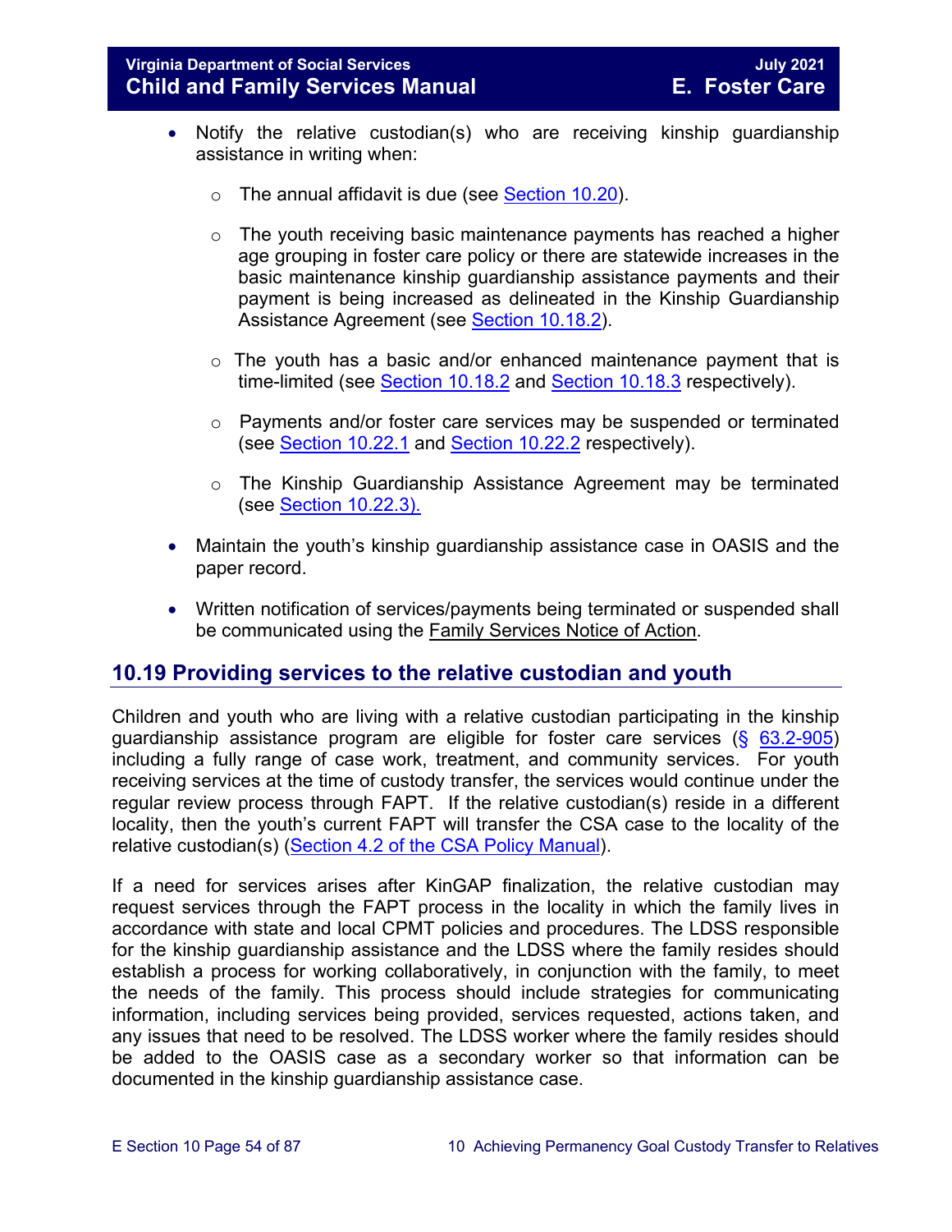- Notify the relative custodian(s) who are receiving kinship guardianship assistance in writing when:
  - The annual affidavit is due (see Section 10.20).
  - The youth receiving basic maintenance payments has reached a higher age grouping in foster care policy or there are statewide increases in the basic maintenance kinship guardianship assistance payments and their payment is being increased as delineated in the Kinship Guardianship Assistance Agreement (see Section 10.18.2).
  - The youth has a basic and/or enhanced maintenance payment that is time-limited (see Section 10.18.2 and Section 10.18.3 respectively).
  - Payments and/or foster care services may be suspended or terminated (see Section 10.22.1 and Section 10.22.2 respectively).
  - The Kinship Guardianship Assistance Agreement may be terminated (see Section 10.22.3).
- Maintain the youth's kinship guardianship assistance case in OASIS and the paper record.
- Written notification of services/payments being terminated or suspended shall be communicated using the Family Services Notice of Action.

## 10.19 Providing services to the relative custodian and youth

Children and youth who are living with a relative custodian participating in the kinship guardianship assistance program are eligible for foster care services (§ 63.2-905) including a fully range of case work, treatment, and community services. For youth receiving services at the time of custody transfer, the services would continue under the regular review process through FAPT. If the relative custodian(s) reside in a different locality, then the youth's current FAPT will transfer the CSA case to the locality of the relative custodian(s) (Section 4.2 of the CSA Policy Manual).

If a need for services arises after KinGAP finalization, the relative custodian may request services through the FAPT process in the locality in which the family lives in accordance with state and local CPMT policies and procedures. The LDSS responsible for the kinship guardianship assistance and the LDSS where the family resides should establish a process for working collaboratively, in conjunction with the family, to meet the needs of the family. This process should include strategies for communicating information, including services being provided, services requested, actions taken, and any issues that need to be resolved. The LDSS worker where the family resides should be added to the OASIS case as a secondary worker so that information can be documented in the kinship guardianship assistance case.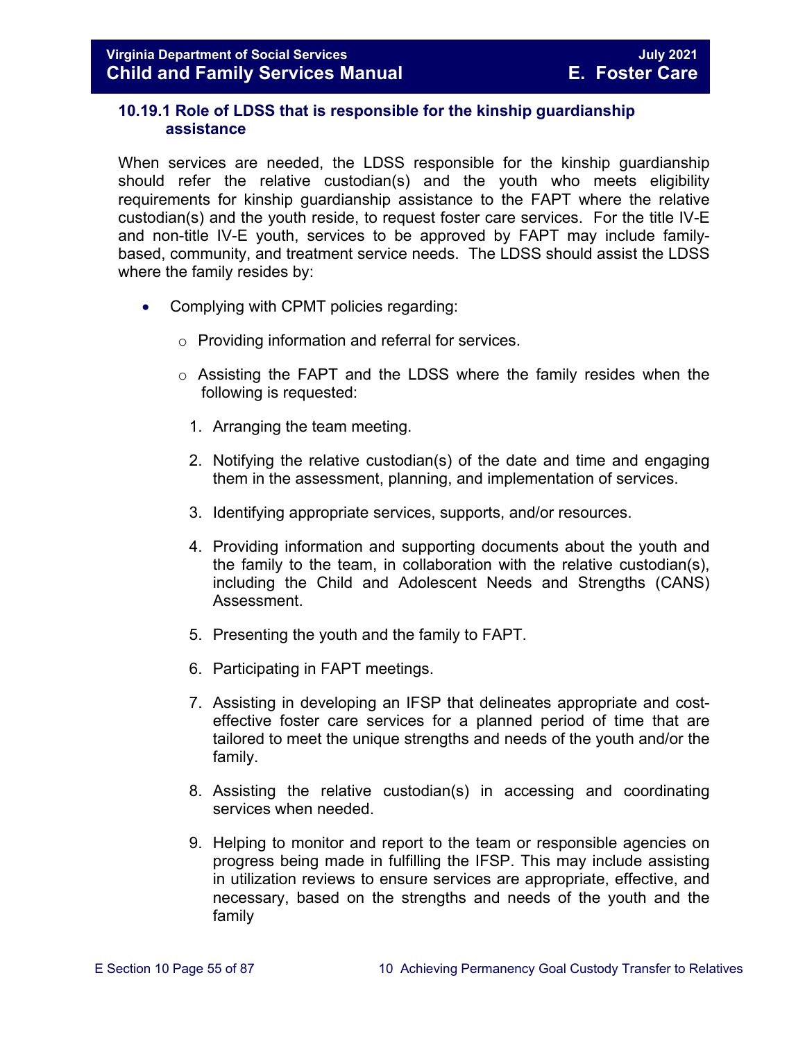### 10.19.1 Role of LDSS that is responsible for the kinship guardianship assistance

When services are needed, the LDSS responsible for the kinship guardianship should refer the relative custodian(s) and the youth who meets eligibility requirements for kinship guardianship assistance to the FAPT where the relative custodian(s) and the youth reside, to request foster care services. For the title IV-E and non-title IV-E youth, services to be approved by FAPT may include family-based, community, and treatment service needs. The LDSS should assist the LDSS where the family resides by:

- Complying with CPMT policies regarding:
  - Providing information and referral for services.
  - Assisting the FAPT and the LDSS where the family resides when the following is requested:
    1. Arranging the team meeting.
    2. Notifying the relative custodian(s) of the date and time and engaging them in the assessment, planning, and implementation of services.
    3. Identifying appropriate services, supports, and/or resources.
    4. Providing information and supporting documents about the youth and the family to the team, in collaboration with the relative custodian(s), including the Child and Adolescent Needs and Strengths (CANS) Assessment.
    5. Presenting the youth and the family to FAPT.
    6. Participating in FAPT meetings.
    7. Assisting in developing an IFSP that delineates appropriate and cost-effective foster care services for a planned period of time that are tailored to meet the unique strengths and needs of the youth and/or the family.
    8. Assisting the relative custodian(s) in accessing and coordinating services when needed.
    9. Helping to monitor and report to the team or responsible agencies on progress being made in fulfilling the IFSP. This may include assisting in utilization reviews to ensure services are appropriate, effective, and necessary, based on the strengths and needs of the youth and the family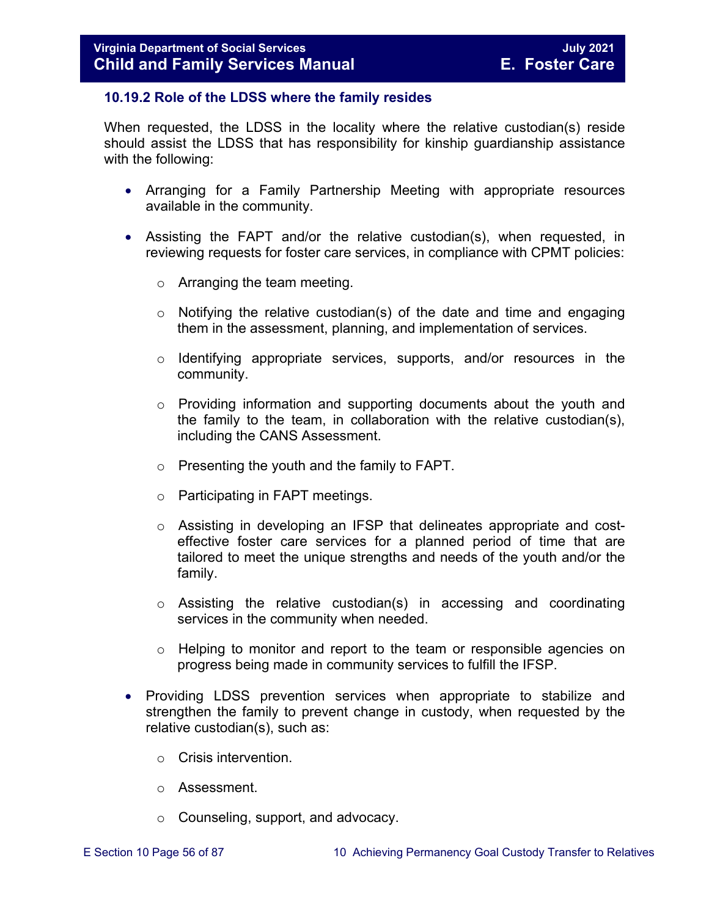### 10.19.2 Role of the LDSS where the family resides

When requested, the LDSS in the locality where the relative custodian(s) reside should assist the LDSS that has responsibility for kinship guardianship assistance with the following:

- Arranging for a Family Partnership Meeting with appropriate resources available in the community.
- Assisting the FAPT and/or the relative custodian(s), when requested, in reviewing requests for foster care services, in compliance with CPMT policies:
  - Arranging the team meeting.
  - Notifying the relative custodian(s) of the date and time and engaging them in the assessment, planning, and implementation of services.
  - Identifying appropriate services, supports, and/or resources in the community.
  - Providing information and supporting documents about the youth and the family to the team, in collaboration with the relative custodian(s), including the CANS Assessment.
  - Presenting the youth and the family to FAPT.
  - Participating in FAPT meetings.
  - Assisting in developing an IFSP that delineates appropriate and cost-effective foster care services for a planned period of time that are tailored to meet the unique strengths and needs of the youth and/or the family.
  - Assisting the relative custodian(s) in accessing and coordinating services in the community when needed.
  - Helping to monitor and report to the team or responsible agencies on progress being made in community services to fulfill the IFSP.
- Providing LDSS prevention services when appropriate to stabilize and strengthen the family to prevent change in custody, when requested by the relative custodian(s), such as:
  - Crisis intervention.
  - Assessment.
  - Counseling, support, and advocacy.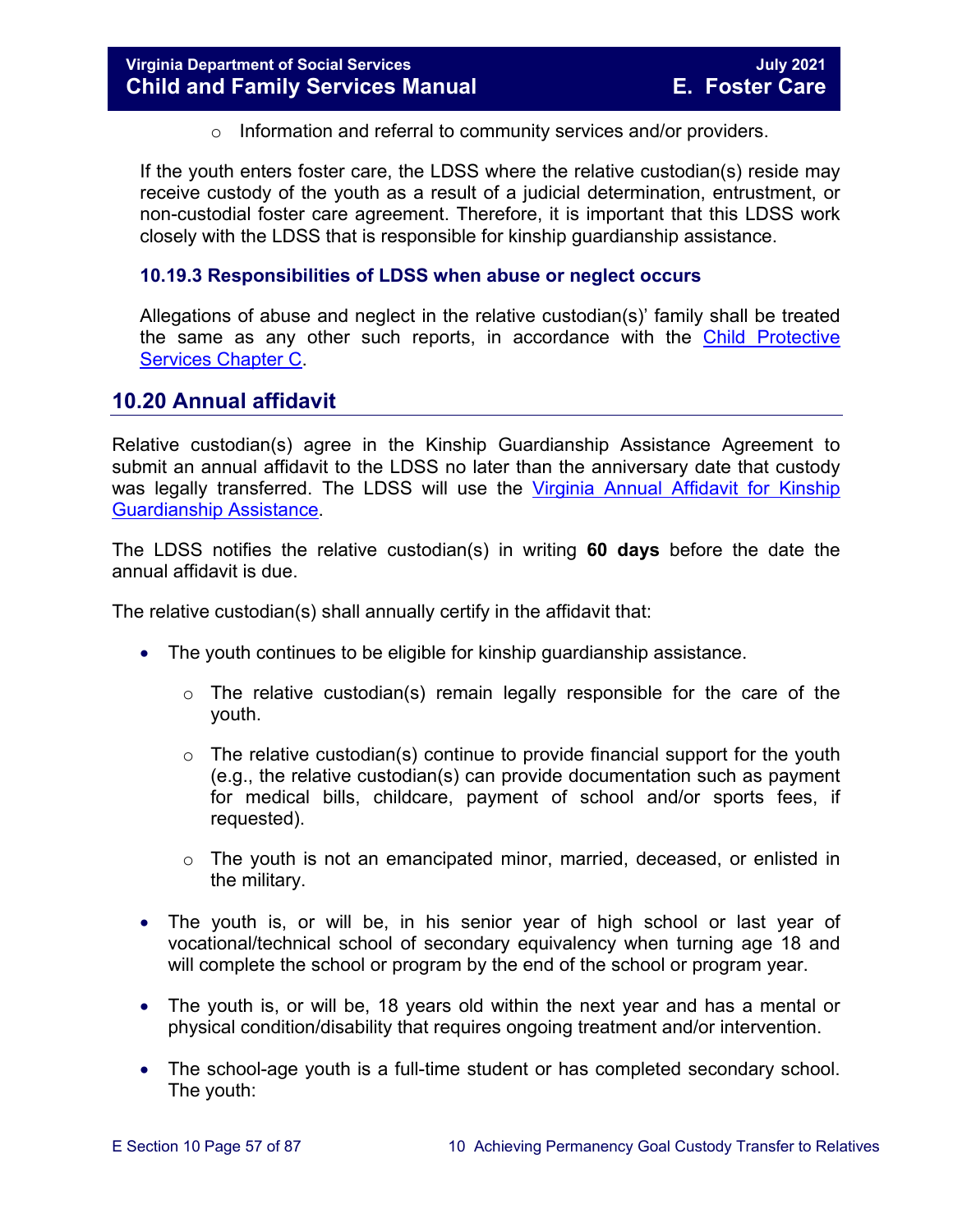- Information and referral to community services and/or providers.

If the youth enters foster care, the LDSS where the relative custodian(s) reside may receive custody of the youth as a result of a judicial determination, entrustment, or non-custodial foster care agreement. Therefore, it is important that this LDSS work closely with the LDSS that is responsible for kinship guardianship assistance.

### 10.19.3 Responsibilities of LDSS when abuse or neglect occurs

Allegations of abuse and neglect in the relative custodian(s)' family shall be treated the same as any other such reports, in accordance with the Child Protective Services Chapter C.

## 10.20 Annual affidavit

Relative custodian(s) agree in the Kinship Guardianship Assistance Agreement to submit an annual affidavit to the LDSS no later than the anniversary date that custody was legally transferred. The LDSS will use the Virginia Annual Affidavit for Kinship Guardianship Assistance.

The LDSS notifies the relative custodian(s) in writing **60 days** before the date the annual affidavit is due.

The relative custodian(s) shall annually certify in the affidavit that:

- The youth continues to be eligible for kinship guardianship assistance.
  - The relative custodian(s) remain legally responsible for the care of the youth.
  - The relative custodian(s) continue to provide financial support for the youth (e.g., the relative custodian(s) can provide documentation such as payment for medical bills, childcare, payment of school and/or sports fees, if requested).
  - The youth is not an emancipated minor, married, deceased, or enlisted in the military.
- The youth is, or will be, in his senior year of high school or last year of vocational/technical school of secondary equivalency when turning age 18 and will complete the school or program by the end of the school or program year.
- The youth is, or will be, 18 years old within the next year and has a mental or physical condition/disability that requires ongoing treatment and/or intervention.
- The school-age youth is a full-time student or has completed secondary school. The youth: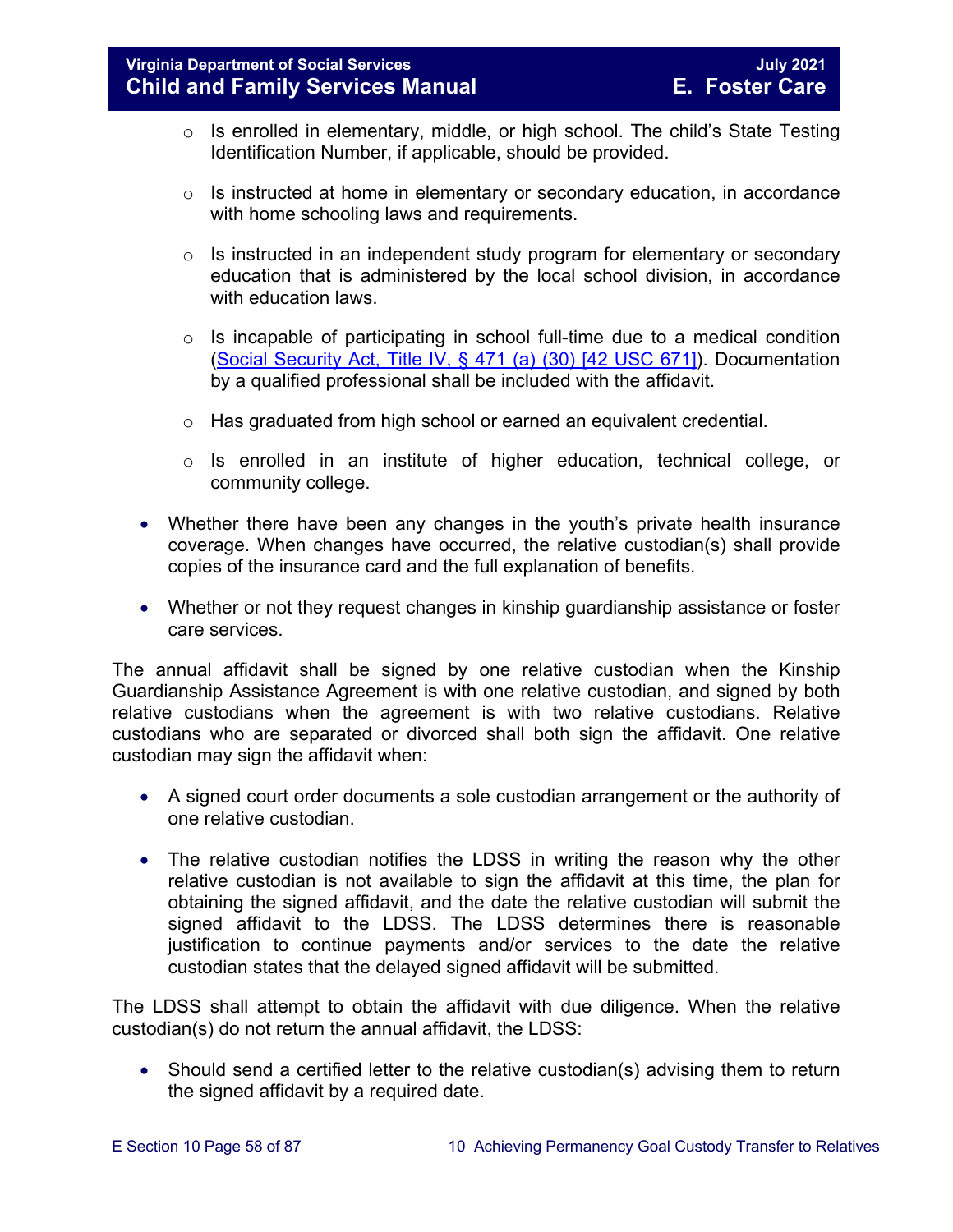- Is enrolled in elementary, middle, or high school. The child's State Testing Identification Number, if applicable, should be provided.

  - Is instructed at home in elementary or secondary education, in accordance with home schooling laws and requirements.

  - Is instructed in an independent study program for elementary or secondary education that is administered by the local school division, in accordance with education laws.

  - Is incapable of participating in school full-time due to a medical condition (Social Security Act, Title IV, § 471 (a) (30) [42 USC 671]). Documentation by a qualified professional shall be included with the affidavit.

  - Has graduated from high school or earned an equivalent credential.

  - Is enrolled in an institute of higher education, technical college, or community college.

- Whether there have been any changes in the youth's private health insurance coverage. When changes have occurred, the relative custodian(s) shall provide copies of the insurance card and the full explanation of benefits.

- Whether or not they request changes in kinship guardianship assistance or foster care services.

The annual affidavit shall be signed by one relative custodian when the Kinship Guardianship Assistance Agreement is with one relative custodian, and signed by both relative custodians when the agreement is with two relative custodians. Relative custodians who are separated or divorced shall both sign the affidavit. One relative custodian may sign the affidavit when:

- A signed court order documents a sole custodian arrangement or the authority of one relative custodian.

- The relative custodian notifies the LDSS in writing the reason why the other relative custodian is not available to sign the affidavit at this time, the plan for obtaining the signed affidavit, and the date the relative custodian will submit the signed affidavit to the LDSS. The LDSS determines there is reasonable justification to continue payments and/or services to the date the relative custodian states that the delayed signed affidavit will be submitted.

The LDSS shall attempt to obtain the affidavit with due diligence. When the relative custodian(s) do not return the annual affidavit, the LDSS:

- Should send a certified letter to the relative custodian(s) advising them to return the signed affidavit by a required date.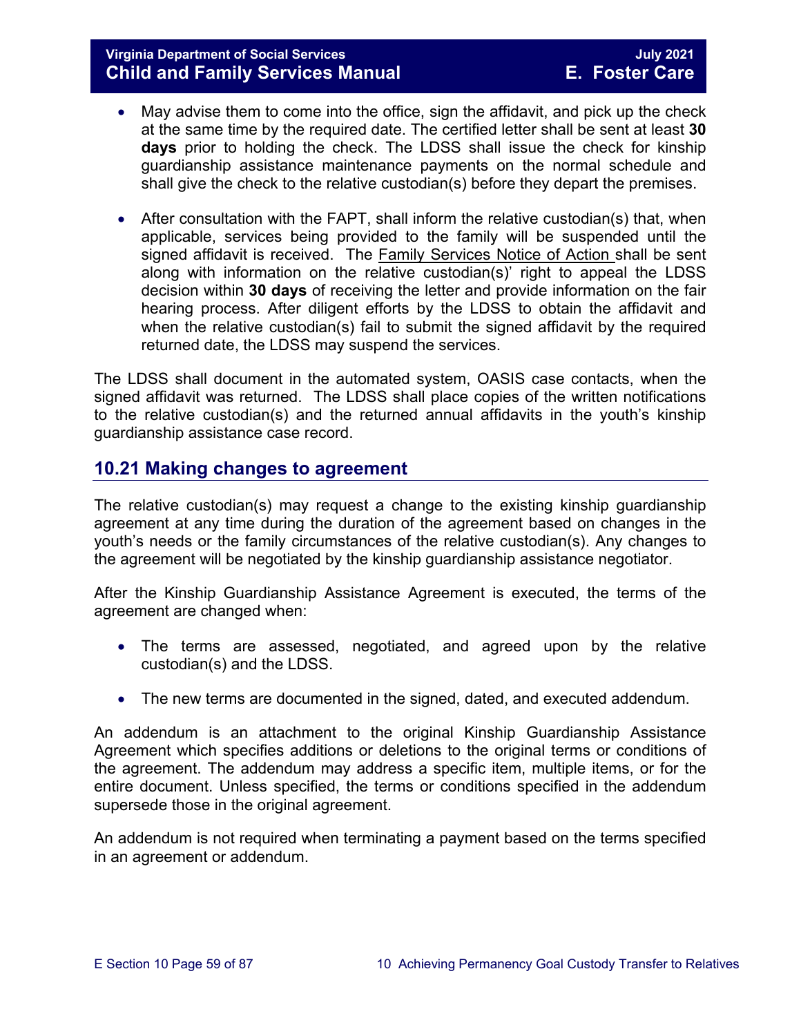- May advise them to come into the office, sign the affidavit, and pick up the check at the same time by the required date. The certified letter shall be sent at least **30 days** prior to holding the check. The LDSS shall issue the check for kinship guardianship assistance maintenance payments on the normal schedule and shall give the check to the relative custodian(s) before they depart the premises.

- After consultation with the FAPT, shall inform the relative custodian(s) that, when applicable, services being provided to the family will be suspended until the signed affidavit is received. The Family Services Notice of Action shall be sent along with information on the relative custodian(s)' right to appeal the LDSS decision within **30 days** of receiving the letter and provide information on the fair hearing process. After diligent efforts by the LDSS to obtain the affidavit and when the relative custodian(s) fail to submit the signed affidavit by the required returned date, the LDSS may suspend the services.

The LDSS shall document in the automated system, OASIS case contacts, when the signed affidavit was returned. The LDSS shall place copies of the written notifications to the relative custodian(s) and the returned annual affidavits in the youth's kinship guardianship assistance case record.

## 10.21 Making changes to agreement

The relative custodian(s) may request a change to the existing kinship guardianship agreement at any time during the duration of the agreement based on changes in the youth's needs or the family circumstances of the relative custodian(s). Any changes to the agreement will be negotiated by the kinship guardianship assistance negotiator.

After the Kinship Guardianship Assistance Agreement is executed, the terms of the agreement are changed when:

- The terms are assessed, negotiated, and agreed upon by the relative custodian(s) and the LDSS.

- The new terms are documented in the signed, dated, and executed addendum.

An addendum is an attachment to the original Kinship Guardianship Assistance Agreement which specifies additions or deletions to the original terms or conditions of the agreement. The addendum may address a specific item, multiple items, or for the entire document. Unless specified, the terms or conditions specified in the addendum supersede those in the original agreement.

An addendum is not required when terminating a payment based on the terms specified in an agreement or addendum.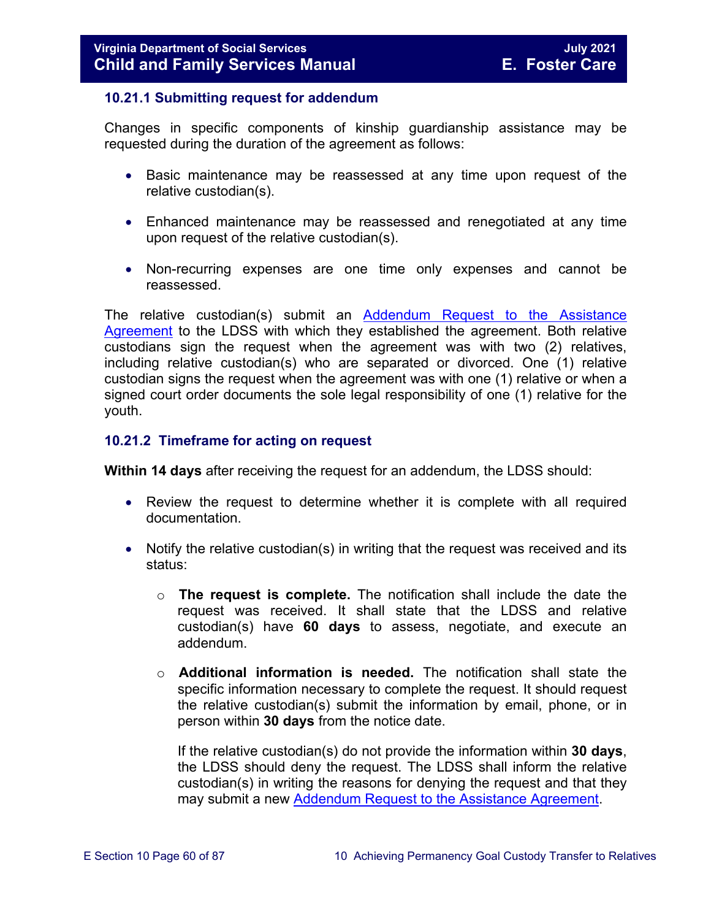### 10.21.1 Submitting request for addendum

Changes in specific components of kinship guardianship assistance may be requested during the duration of the agreement as follows:

- Basic maintenance may be reassessed at any time upon request of the relative custodian(s).
- Enhanced maintenance may be reassessed and renegotiated at any time upon request of the relative custodian(s).
- Non-recurring expenses are one time only expenses and cannot be reassessed.

The relative custodian(s) submit an Addendum Request to the Assistance Agreement to the LDSS with which they established the agreement. Both relative custodians sign the request when the agreement was with two (2) relatives, including relative custodian(s) who are separated or divorced. One (1) relative custodian signs the request when the agreement was with one (1) relative or when a signed court order documents the sole legal responsibility of one (1) relative for the youth.

### 10.21.2 Timeframe for acting on request

**Within 14 days** after receiving the request for an addendum, the LDSS should:

- Review the request to determine whether it is complete with all required documentation.
- Notify the relative custodian(s) in writing that the request was received and its status:
  - **The request is complete.** The notification shall include the date the request was received. It shall state that the LDSS and relative custodian(s) have **60 days** to assess, negotiate, and execute an addendum.
  - **Additional information is needed.** The notification shall state the specific information necessary to complete the request. It should request the relative custodian(s) submit the information by email, phone, or in person within **30 days** from the notice date.

    If the relative custodian(s) do not provide the information within **30 days**, the LDSS should deny the request. The LDSS shall inform the relative custodian(s) in writing the reasons for denying the request and that they may submit a new Addendum Request to the Assistance Agreement.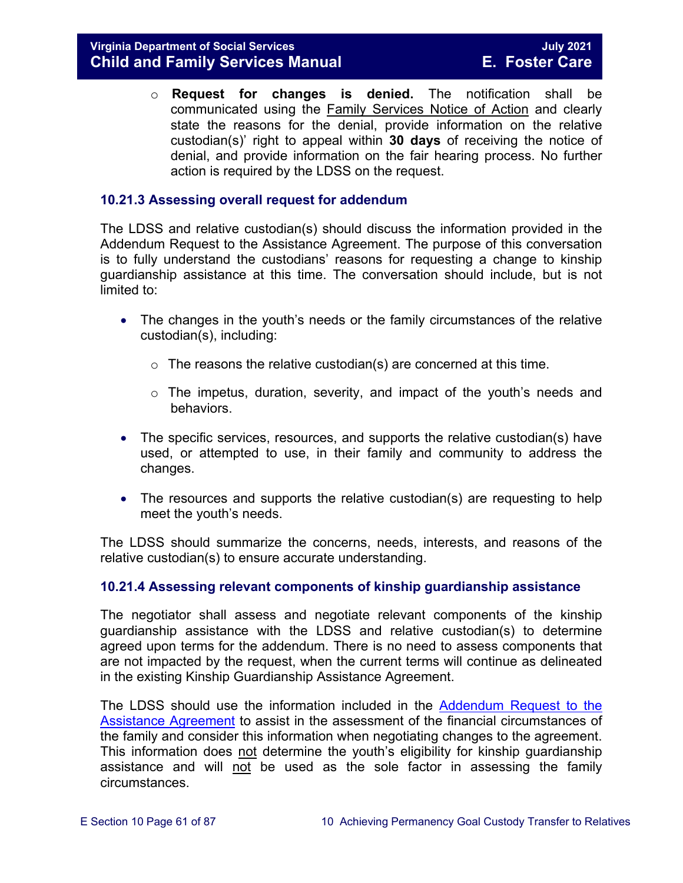- **Request for changes is denied.** The notification shall be communicated using the Family Services Notice of Action and clearly state the reasons for the denial, provide information on the relative custodian(s)' right to appeal within **30 days** of receiving the notice of denial, and provide information on the fair hearing process. No further action is required by the LDSS on the request.

### 10.21.3 Assessing overall request for addendum

The LDSS and relative custodian(s) should discuss the information provided in the Addendum Request to the Assistance Agreement. The purpose of this conversation is to fully understand the custodians' reasons for requesting a change to kinship guardianship assistance at this time. The conversation should include, but is not limited to:

- The changes in the youth's needs or the family circumstances of the relative custodian(s), including:
  - The reasons the relative custodian(s) are concerned at this time.
  - The impetus, duration, severity, and impact of the youth's needs and behaviors.
- The specific services, resources, and supports the relative custodian(s) have used, or attempted to use, in their family and community to address the changes.
- The resources and supports the relative custodian(s) are requesting to help meet the youth's needs.

The LDSS should summarize the concerns, needs, interests, and reasons of the relative custodian(s) to ensure accurate understanding.

### 10.21.4 Assessing relevant components of kinship guardianship assistance

The negotiator shall assess and negotiate relevant components of the kinship guardianship assistance with the LDSS and relative custodian(s) to determine agreed upon terms for the addendum. There is no need to assess components that are not impacted by the request, when the current terms will continue as delineated in the existing Kinship Guardianship Assistance Agreement.

The LDSS should use the information included in the Addendum Request to the Assistance Agreement to assist in the assessment of the financial circumstances of the family and consider this information when negotiating changes to the agreement. This information does not determine the youth's eligibility for kinship guardianship assistance and will not be used as the sole factor in assessing the family circumstances.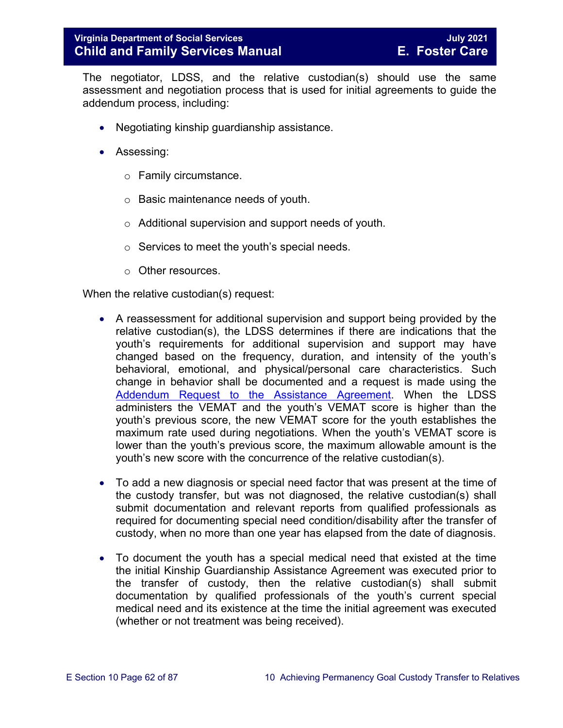The negotiator, LDSS, and the relative custodian(s) should use the same assessment and negotiation process that is used for initial agreements to guide the addendum process, including:

- Negotiating kinship guardianship assistance.
- Assessing:
  - Family circumstance.
  - Basic maintenance needs of youth.
  - Additional supervision and support needs of youth.
  - Services to meet the youth's special needs.
  - Other resources.

When the relative custodian(s) request:

- A reassessment for additional supervision and support being provided by the relative custodian(s), the LDSS determines if there are indications that the youth's requirements for additional supervision and support may have changed based on the frequency, duration, and intensity of the youth's behavioral, emotional, and physical/personal care characteristics. Such change in behavior shall be documented and a request is made using the Addendum Request to the Assistance Agreement. When the LDSS administers the VEMAT and the youth's VEMAT score is higher than the youth's previous score, the new VEMAT score for the youth establishes the maximum rate used during negotiations. When the youth's VEMAT score is lower than the youth's previous score, the maximum allowable amount is the youth's new score with the concurrence of the relative custodian(s).

- To add a new diagnosis or special need factor that was present at the time of the custody transfer, but was not diagnosed, the relative custodian(s) shall submit documentation and relevant reports from qualified professionals as required for documenting special need condition/disability after the transfer of custody, when no more than one year has elapsed from the date of diagnosis.

- To document the youth has a special medical need that existed at the time the initial Kinship Guardianship Assistance Agreement was executed prior to the transfer of custody, then the relative custodian(s) shall submit documentation by qualified professionals of the youth's current special medical need and its existence at the time the initial agreement was executed (whether or not treatment was being received).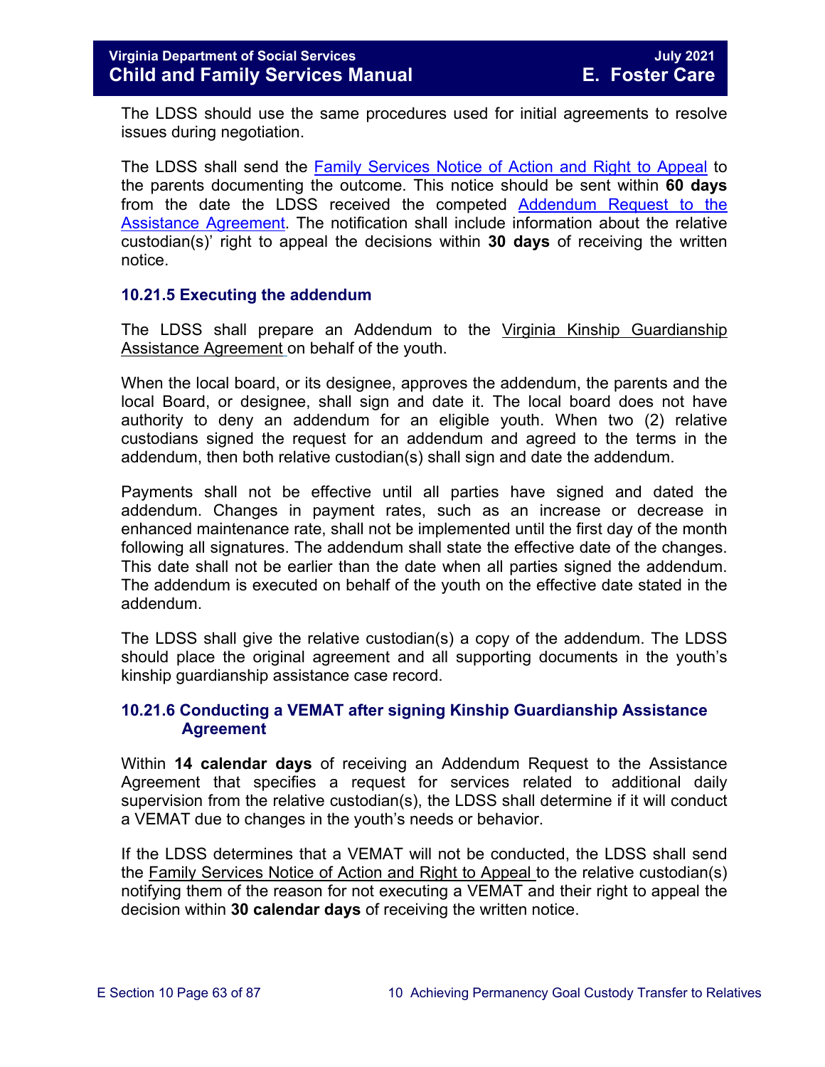The LDSS should use the same procedures used for initial agreements to resolve issues during negotiation.

The LDSS shall send the Family Services Notice of Action and Right to Appeal to the parents documenting the outcome. This notice should be sent within **60 days** from the date the LDSS received the competed Addendum Request to the Assistance Agreement. The notification shall include information about the relative custodian(s)' right to appeal the decisions within **30 days** of receiving the written notice.

### 10.21.5 Executing the addendum

The LDSS shall prepare an Addendum to the Virginia Kinship Guardianship Assistance Agreement on behalf of the youth.

When the local board, or its designee, approves the addendum, the parents and the local Board, or designee, shall sign and date it. The local board does not have authority to deny an addendum for an eligible youth. When two (2) relative custodians signed the request for an addendum and agreed to the terms in the addendum, then both relative custodian(s) shall sign and date the addendum.

Payments shall not be effective until all parties have signed and dated the addendum. Changes in payment rates, such as an increase or decrease in enhanced maintenance rate, shall not be implemented until the first day of the month following all signatures. The addendum shall state the effective date of the changes. This date shall not be earlier than the date when all parties signed the addendum. The addendum is executed on behalf of the youth on the effective date stated in the addendum.

The LDSS shall give the relative custodian(s) a copy of the addendum. The LDSS should place the original agreement and all supporting documents in the youth's kinship guardianship assistance case record.

### 10.21.6 Conducting a VEMAT after signing Kinship Guardianship Assistance Agreement

Within **14 calendar days** of receiving an Addendum Request to the Assistance Agreement that specifies a request for services related to additional daily supervision from the relative custodian(s), the LDSS shall determine if it will conduct a VEMAT due to changes in the youth's needs or behavior.

If the LDSS determines that a VEMAT will not be conducted, the LDSS shall send the Family Services Notice of Action and Right to Appeal to the relative custodian(s) notifying them of the reason for not executing a VEMAT and their right to appeal the decision within **30 calendar days** of receiving the written notice.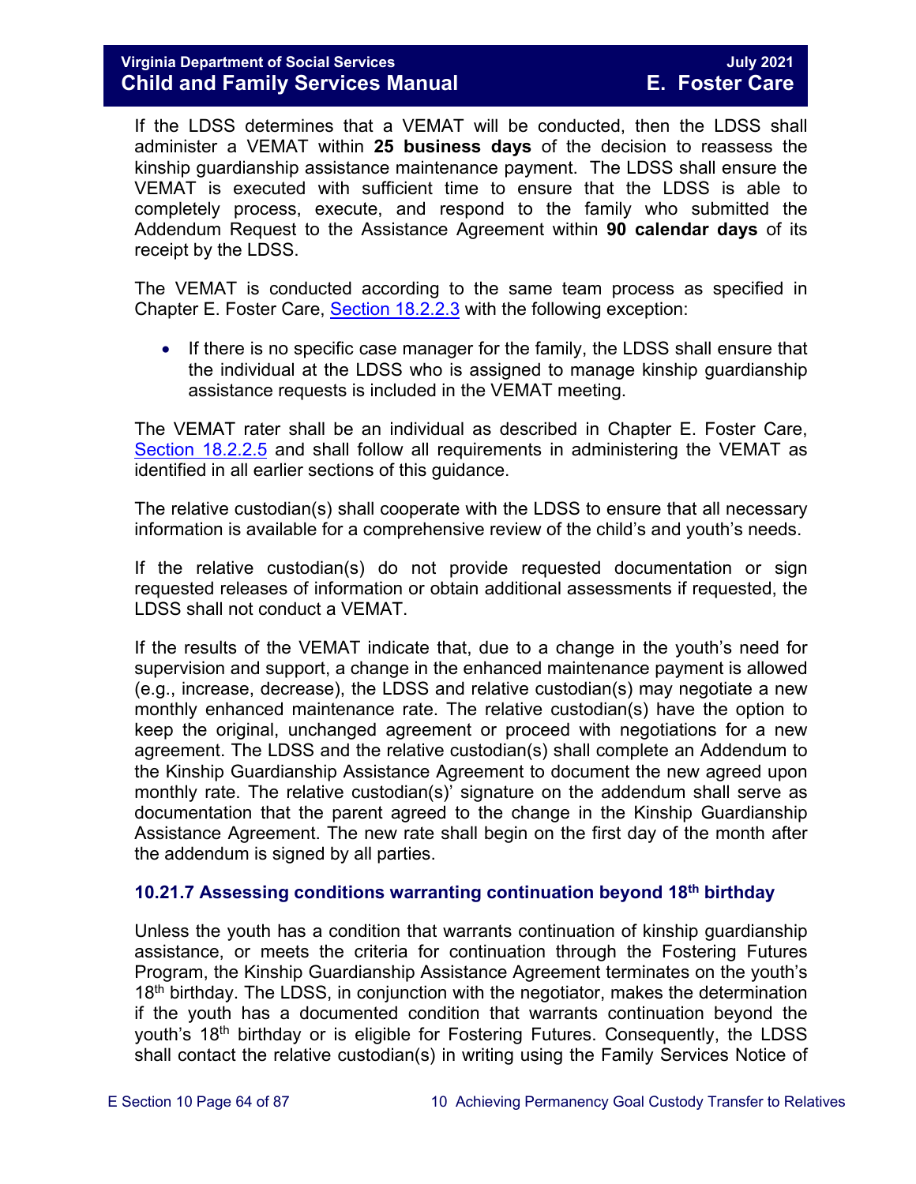If the LDSS determines that a VEMAT will be conducted, then the LDSS shall administer a VEMAT within **25 business days** of the decision to reassess the kinship guardianship assistance maintenance payment. The LDSS shall ensure the VEMAT is executed with sufficient time to ensure that the LDSS is able to completely process, execute, and respond to the family who submitted the Addendum Request to the Assistance Agreement within **90 calendar days** of its receipt by the LDSS.

The VEMAT is conducted according to the same team process as specified in Chapter E. Foster Care, Section 18.2.2.3 with the following exception:

- If there is no specific case manager for the family, the LDSS shall ensure that the individual at the LDSS who is assigned to manage kinship guardianship assistance requests is included in the VEMAT meeting.

The VEMAT rater shall be an individual as described in Chapter E. Foster Care, Section 18.2.2.5 and shall follow all requirements in administering the VEMAT as identified in all earlier sections of this guidance.

The relative custodian(s) shall cooperate with the LDSS to ensure that all necessary information is available for a comprehensive review of the child's and youth's needs.

If the relative custodian(s) do not provide requested documentation or sign requested releases of information or obtain additional assessments if requested, the LDSS shall not conduct a VEMAT.

If the results of the VEMAT indicate that, due to a change in the youth's need for supervision and support, a change in the enhanced maintenance payment is allowed (e.g., increase, decrease), the LDSS and relative custodian(s) may negotiate a new monthly enhanced maintenance rate. The relative custodian(s) have the option to keep the original, unchanged agreement or proceed with negotiations for a new agreement. The LDSS and the relative custodian(s) shall complete an Addendum to the Kinship Guardianship Assistance Agreement to document the new agreed upon monthly rate. The relative custodian(s)' signature on the addendum shall serve as documentation that the parent agreed to the change in the Kinship Guardianship Assistance Agreement. The new rate shall begin on the first day of the month after the addendum is signed by all parties.

### 10.21.7 Assessing conditions warranting continuation beyond 18th birthday

Unless the youth has a condition that warrants continuation of kinship guardianship assistance, or meets the criteria for continuation through the Fostering Futures Program, the Kinship Guardianship Assistance Agreement terminates on the youth's 18th birthday. The LDSS, in conjunction with the negotiator, makes the determination if the youth has a documented condition that warrants continuation beyond the youth's 18th birthday or is eligible for Fostering Futures. Consequently, the LDSS shall contact the relative custodian(s) in writing using the Family Services Notice of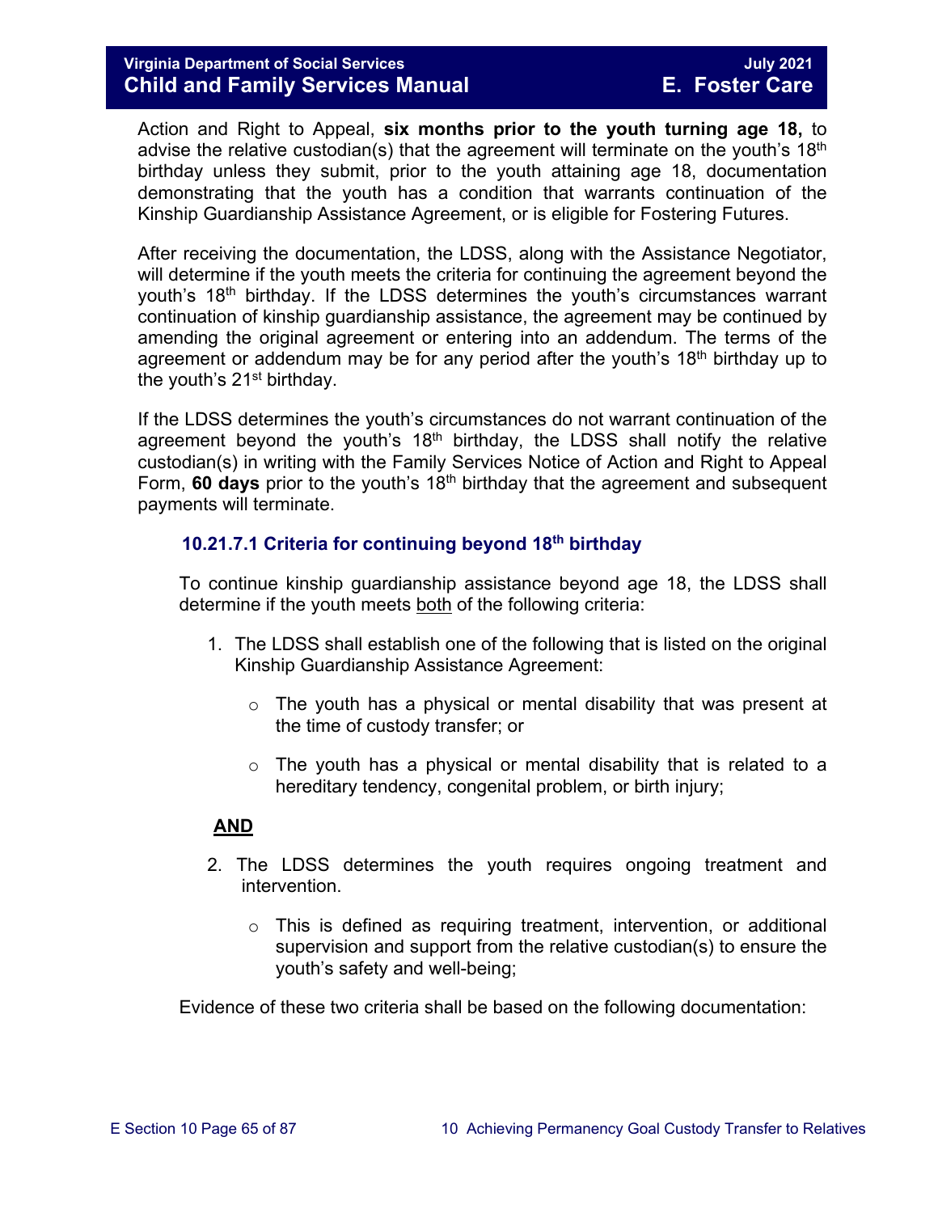Action and Right to Appeal, **six months prior to the youth turning age 18,** to advise the relative custodian(s) that the agreement will terminate on the youth's 18th birthday unless they submit, prior to the youth attaining age 18, documentation demonstrating that the youth has a condition that warrants continuation of the Kinship Guardianship Assistance Agreement, or is eligible for Fostering Futures.

After receiving the documentation, the LDSS, along with the Assistance Negotiator, will determine if the youth meets the criteria for continuing the agreement beyond the youth's 18th birthday. If the LDSS determines the youth's circumstances warrant continuation of kinship guardianship assistance, the agreement may be continued by amending the original agreement or entering into an addendum. The terms of the agreement or addendum may be for any period after the youth's 18th birthday up to the youth's 21st birthday.

If the LDSS determines the youth's circumstances do not warrant continuation of the agreement beyond the youth's 18th birthday, the LDSS shall notify the relative custodian(s) in writing with the Family Services Notice of Action and Right to Appeal Form, **60 days** prior to the youth's 18th birthday that the agreement and subsequent payments will terminate.

### 10.21.7.1 Criteria for continuing beyond 18th birthday

To continue kinship guardianship assistance beyond age 18, the LDSS shall determine if the youth meets both of the following criteria:

1. The LDSS shall establish one of the following that is listed on the original Kinship Guardianship Assistance Agreement:
   - The youth has a physical or mental disability that was present at the time of custody transfer; or
   - The youth has a physical or mental disability that is related to a hereditary tendency, congenital problem, or birth injury;

**AND**

2. The LDSS determines the youth requires ongoing treatment and intervention.
   - This is defined as requiring treatment, intervention, or additional supervision and support from the relative custodian(s) to ensure the youth's safety and well-being;

Evidence of these two criteria shall be based on the following documentation: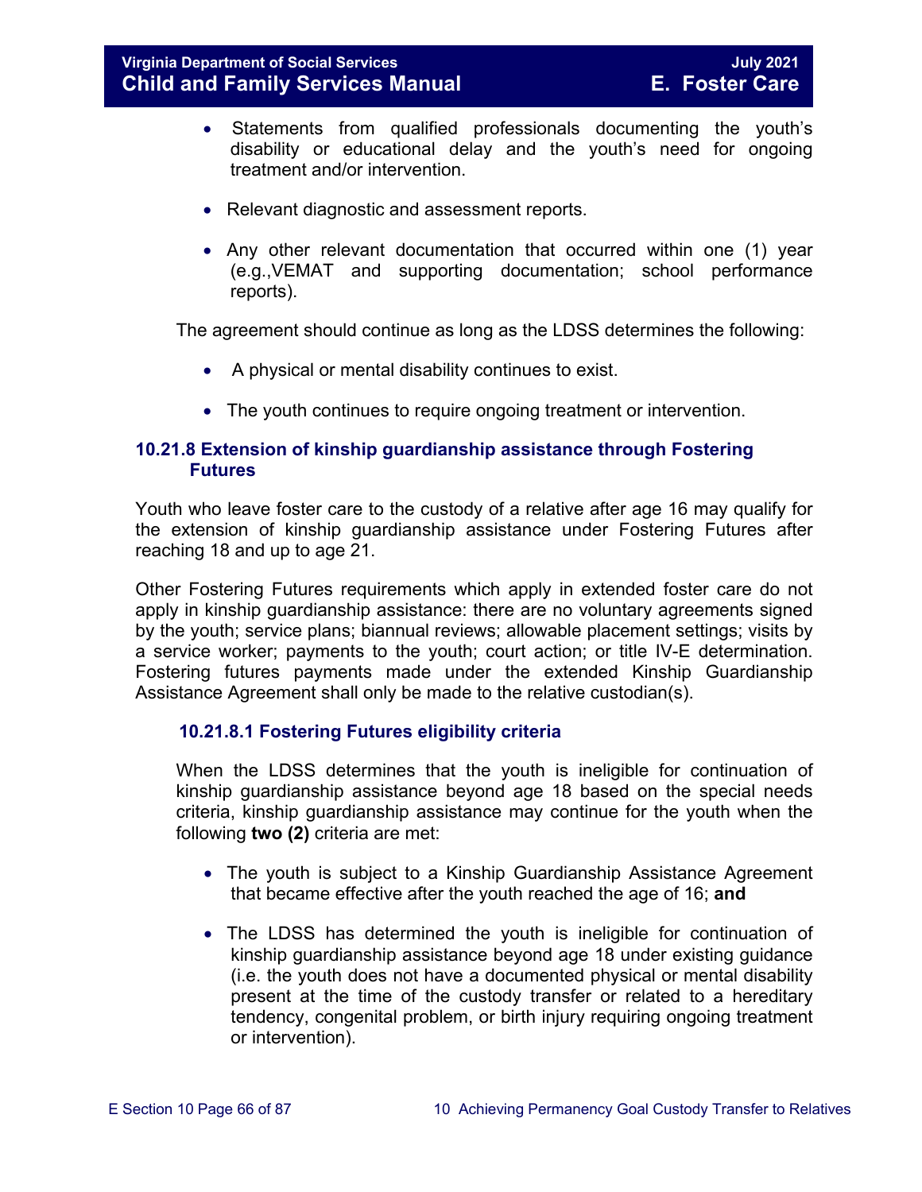- Statements from qualified professionals documenting the youth's disability or educational delay and the youth's need for ongoing treatment and/or intervention.

- Relevant diagnostic and assessment reports.

- Any other relevant documentation that occurred within one (1) year (e.g.,VEMAT and supporting documentation; school performance reports).

The agreement should continue as long as the LDSS determines the following:

- A physical or mental disability continues to exist.

- The youth continues to require ongoing treatment or intervention.

### 10.21.8 Extension of kinship guardianship assistance through Fostering Futures

Youth who leave foster care to the custody of a relative after age 16 may qualify for the extension of kinship guardianship assistance under Fostering Futures after reaching 18 and up to age 21.

Other Fostering Futures requirements which apply in extended foster care do not apply in kinship guardianship assistance: there are no voluntary agreements signed by the youth; service plans; biannual reviews; allowable placement settings; visits by a service worker; payments to the youth; court action; or title IV-E determination. Fostering futures payments made under the extended Kinship Guardianship Assistance Agreement shall only be made to the relative custodian(s).

#### 10.21.8.1 Fostering Futures eligibility criteria

When the LDSS determines that the youth is ineligible for continuation of kinship guardianship assistance beyond age 18 based on the special needs criteria, kinship guardianship assistance may continue for the youth when the following **two (2)** criteria are met:

- The youth is subject to a Kinship Guardianship Assistance Agreement that became effective after the youth reached the age of 16; **and**

- The LDSS has determined the youth is ineligible for continuation of kinship guardianship assistance beyond age 18 under existing guidance (i.e. the youth does not have a documented physical or mental disability present at the time of the custody transfer or related to a hereditary tendency, congenital problem, or birth injury requiring ongoing treatment or intervention).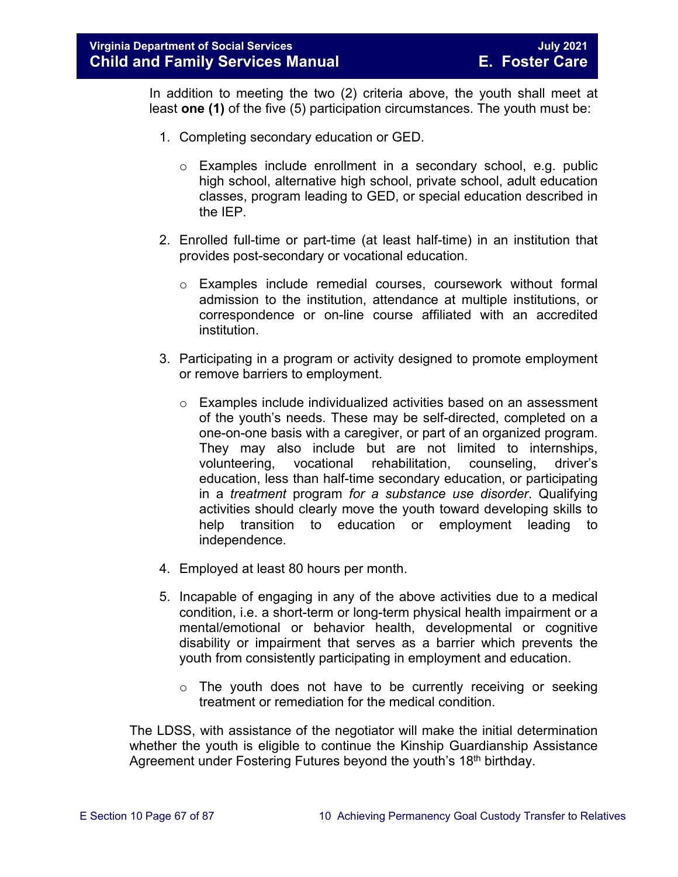In addition to meeting the two (2) criteria above, the youth shall meet at least **one (1)** of the five (5) participation circumstances. The youth must be:

1. Completing secondary education or GED.
   - Examples include enrollment in a secondary school, e.g. public high school, alternative high school, private school, adult education classes, program leading to GED, or special education described in the IEP.
2. Enrolled full-time or part-time (at least half-time) in an institution that provides post-secondary or vocational education.
   - Examples include remedial courses, coursework without formal admission to the institution, attendance at multiple institutions, or correspondence or on-line course affiliated with an accredited institution.
3. Participating in a program or activity designed to promote employment or remove barriers to employment.
   - Examples include individualized activities based on an assessment of the youth's needs. These may be self-directed, completed on a one-on-one basis with a caregiver, or part of an organized program. They may also include but are not limited to internships, volunteering, vocational rehabilitation, counseling, driver's education, less than half-time secondary education, or participating in a *treatment* program *for a substance use disorder*. Qualifying activities should clearly move the youth toward developing skills to help transition to education or employment leading to independence.
4. Employed at least 80 hours per month.
5. Incapable of engaging in any of the above activities due to a medical condition, i.e. a short-term or long-term physical health impairment or a mental/emotional or behavior health, developmental or cognitive disability or impairment that serves as a barrier which prevents the youth from consistently participating in employment and education.
   - The youth does not have to be currently receiving or seeking treatment or remediation for the medical condition.

The LDSS, with assistance of the negotiator will make the initial determination whether the youth is eligible to continue the Kinship Guardianship Assistance Agreement under Fostering Futures beyond the youth's 18th birthday.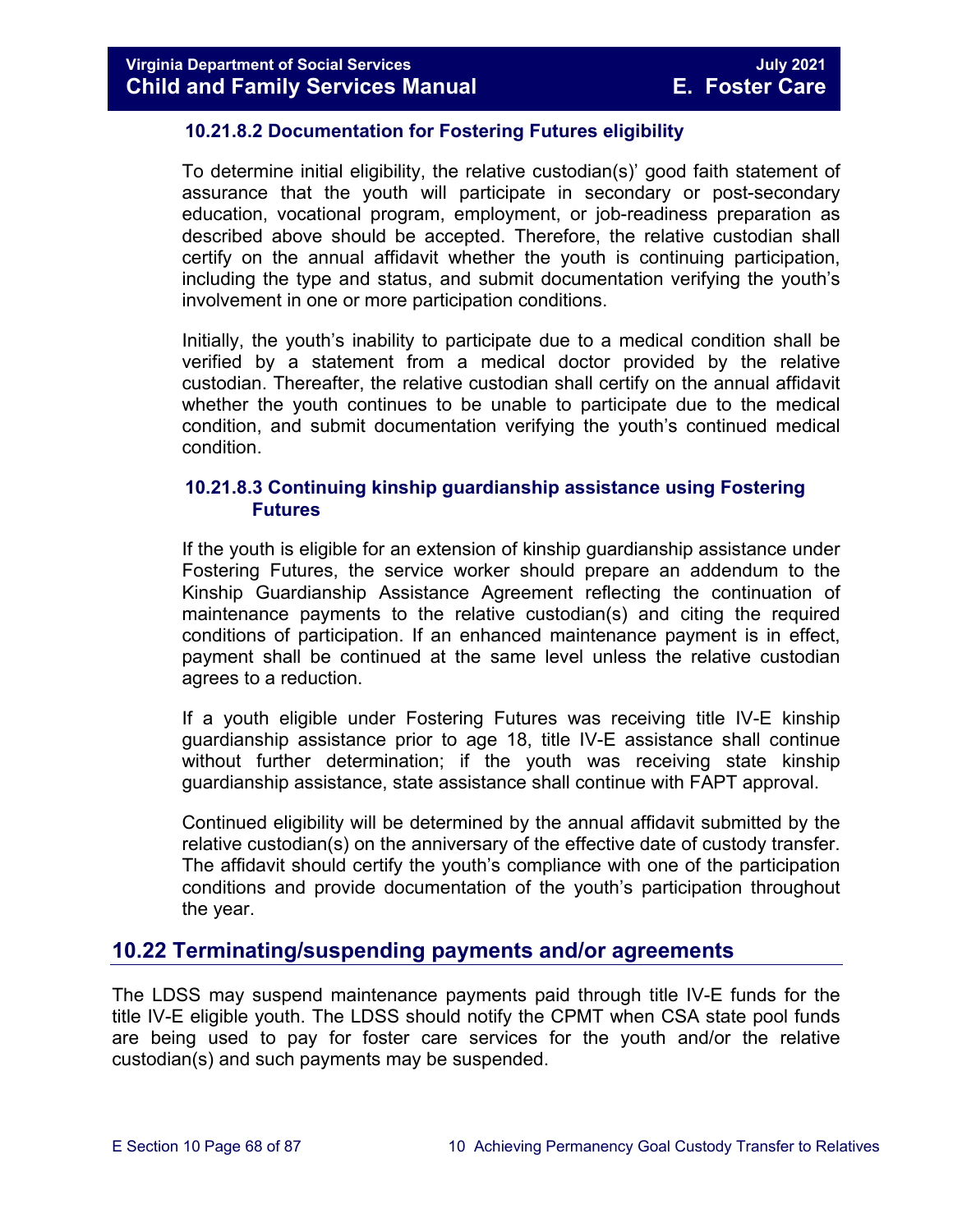#### 10.21.8.2 Documentation for Fostering Futures eligibility

To determine initial eligibility, the relative custodian(s)' good faith statement of assurance that the youth will participate in secondary or post-secondary education, vocational program, employment, or job-readiness preparation as described above should be accepted. Therefore, the relative custodian shall certify on the annual affidavit whether the youth is continuing participation, including the type and status, and submit documentation verifying the youth's involvement in one or more participation conditions.

Initially, the youth's inability to participate due to a medical condition shall be verified by a statement from a medical doctor provided by the relative custodian. Thereafter, the relative custodian shall certify on the annual affidavit whether the youth continues to be unable to participate due to the medical condition, and submit documentation verifying the youth's continued medical condition.

#### 10.21.8.3 Continuing kinship guardianship assistance using Fostering Futures

If the youth is eligible for an extension of kinship guardianship assistance under Fostering Futures, the service worker should prepare an addendum to the Kinship Guardianship Assistance Agreement reflecting the continuation of maintenance payments to the relative custodian(s) and citing the required conditions of participation. If an enhanced maintenance payment is in effect, payment shall be continued at the same level unless the relative custodian agrees to a reduction.

If a youth eligible under Fostering Futures was receiving title IV-E kinship guardianship assistance prior to age 18, title IV-E assistance shall continue without further determination; if the youth was receiving state kinship guardianship assistance, state assistance shall continue with FAPT approval.

Continued eligibility will be determined by the annual affidavit submitted by the relative custodian(s) on the anniversary of the effective date of custody transfer. The affidavit should certify the youth's compliance with one of the participation conditions and provide documentation of the youth's participation throughout the year.

## 10.22 Terminating/suspending payments and/or agreements

The LDSS may suspend maintenance payments paid through title IV-E funds for the title IV-E eligible youth. The LDSS should notify the CPMT when CSA state pool funds are being used to pay for foster care services for the youth and/or the relative custodian(s) and such payments may be suspended.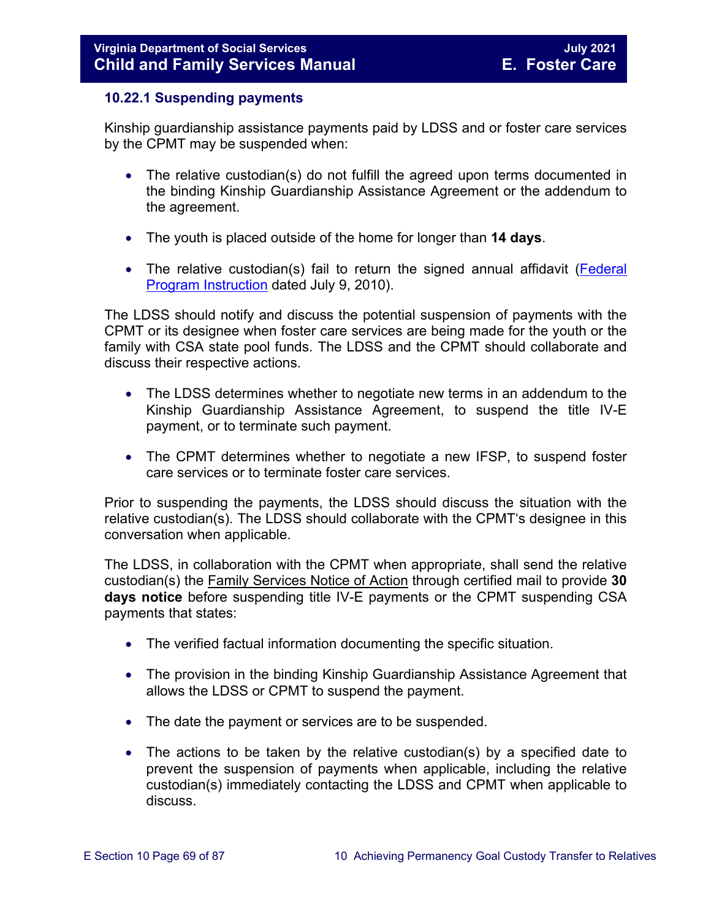### 10.22.1 Suspending payments

Kinship guardianship assistance payments paid by LDSS and or foster care services by the CPMT may be suspended when:

- The relative custodian(s) do not fulfill the agreed upon terms documented in the binding Kinship Guardianship Assistance Agreement or the addendum to the agreement.
- The youth is placed outside of the home for longer than **14 days**.
- The relative custodian(s) fail to return the signed annual affidavit (Federal Program Instruction dated July 9, 2010).

The LDSS should notify and discuss the potential suspension of payments with the CPMT or its designee when foster care services are being made for the youth or the family with CSA state pool funds. The LDSS and the CPMT should collaborate and discuss their respective actions.

- The LDSS determines whether to negotiate new terms in an addendum to the Kinship Guardianship Assistance Agreement, to suspend the title IV-E payment, or to terminate such payment.
- The CPMT determines whether to negotiate a new IFSP, to suspend foster care services or to terminate foster care services.

Prior to suspending the payments, the LDSS should discuss the situation with the relative custodian(s). The LDSS should collaborate with the CPMT's designee in this conversation when applicable.

The LDSS, in collaboration with the CPMT when appropriate, shall send the relative custodian(s) the Family Services Notice of Action through certified mail to provide **30 days notice** before suspending title IV-E payments or the CPMT suspending CSA payments that states:

- The verified factual information documenting the specific situation.
- The provision in the binding Kinship Guardianship Assistance Agreement that allows the LDSS or CPMT to suspend the payment.
- The date the payment or services are to be suspended.
- The actions to be taken by the relative custodian(s) by a specified date to prevent the suspension of payments when applicable, including the relative custodian(s) immediately contacting the LDSS and CPMT when applicable to discuss.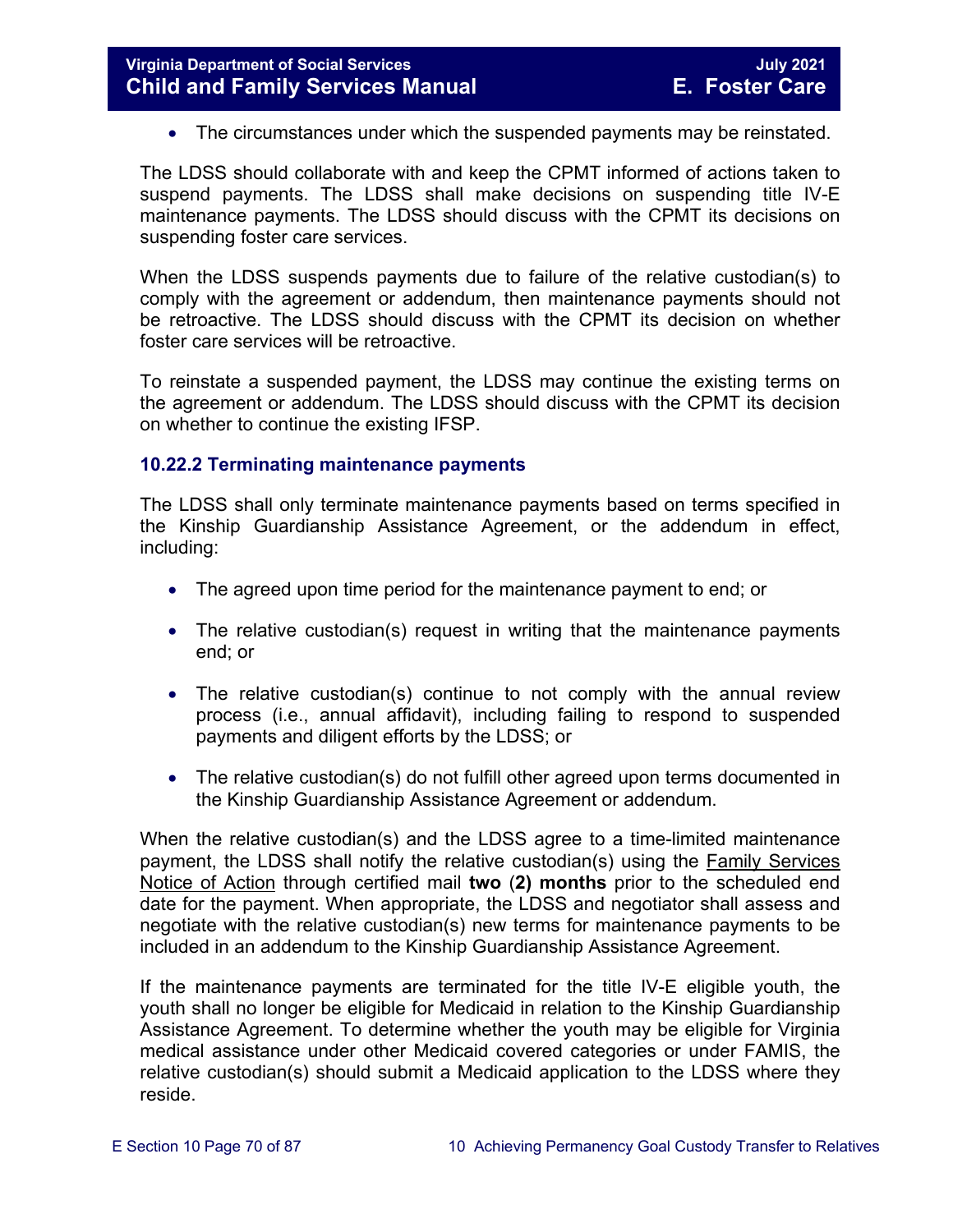- The circumstances under which the suspended payments may be reinstated.

The LDSS should collaborate with and keep the CPMT informed of actions taken to suspend payments. The LDSS shall make decisions on suspending title IV-E maintenance payments. The LDSS should discuss with the CPMT its decisions on suspending foster care services.

When the LDSS suspends payments due to failure of the relative custodian(s) to comply with the agreement or addendum, then maintenance payments should not be retroactive. The LDSS should discuss with the CPMT its decision on whether foster care services will be retroactive.

To reinstate a suspended payment, the LDSS may continue the existing terms on the agreement or addendum. The LDSS should discuss with the CPMT its decision on whether to continue the existing IFSP.

### 10.22.2 Terminating maintenance payments

The LDSS shall only terminate maintenance payments based on terms specified in the Kinship Guardianship Assistance Agreement, or the addendum in effect, including:

- The agreed upon time period for the maintenance payment to end; or
- The relative custodian(s) request in writing that the maintenance payments end; or
- The relative custodian(s) continue to not comply with the annual review process (i.e., annual affidavit), including failing to respond to suspended payments and diligent efforts by the LDSS; or
- The relative custodian(s) do not fulfill other agreed upon terms documented in the Kinship Guardianship Assistance Agreement or addendum.

When the relative custodian(s) and the LDSS agree to a time-limited maintenance payment, the LDSS shall notify the relative custodian(s) using the Family Services Notice of Action through certified mail **two** (**2) months** prior to the scheduled end date for the payment. When appropriate, the LDSS and negotiator shall assess and negotiate with the relative custodian(s) new terms for maintenance payments to be included in an addendum to the Kinship Guardianship Assistance Agreement.

If the maintenance payments are terminated for the title IV-E eligible youth, the youth shall no longer be eligible for Medicaid in relation to the Kinship Guardianship Assistance Agreement. To determine whether the youth may be eligible for Virginia medical assistance under other Medicaid covered categories or under FAMIS, the relative custodian(s) should submit a Medicaid application to the LDSS where they reside.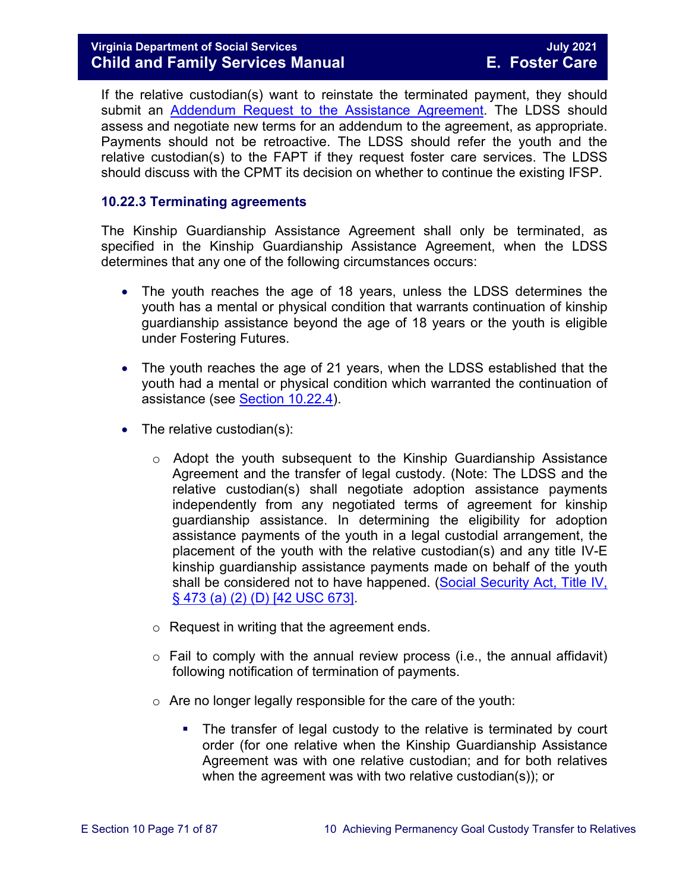If the relative custodian(s) want to reinstate the terminated payment, they should submit an [Addendum Request to the Assistance Agreement](). The LDSS should assess and negotiate new terms for an addendum to the agreement, as appropriate. Payments should not be retroactive. The LDSS should refer the youth and the relative custodian(s) to the FAPT if they request foster care services. The LDSS should discuss with the CPMT its decision on whether to continue the existing IFSP.

### 10.22.3 Terminating agreements

The Kinship Guardianship Assistance Agreement shall only be terminated, as specified in the Kinship Guardianship Assistance Agreement, when the LDSS determines that any one of the following circumstances occurs:

- The youth reaches the age of 18 years, unless the LDSS determines the youth has a mental or physical condition that warrants continuation of kinship guardianship assistance beyond the age of 18 years or the youth is eligible under Fostering Futures.

- The youth reaches the age of 21 years, when the LDSS established that the youth had a mental or physical condition which warranted the continuation of assistance (see [Section 10.22.4]()).

- The relative custodian(s):

    - Adopt the youth subsequent to the Kinship Guardianship Assistance Agreement and the transfer of legal custody. (Note: The LDSS and the relative custodian(s) shall negotiate adoption assistance payments independently from any negotiated terms of agreement for kinship guardianship assistance. In determining the eligibility for adoption assistance payments of the youth in a legal custodial arrangement, the placement of the youth with the relative custodian(s) and any title IV-E kinship guardianship assistance payments made on behalf of the youth shall be considered not to have happened. ([Social Security Act, Title IV, § 473 (a) (2) (D) [42 USC 673]]()).

    - Request in writing that the agreement ends.

    - Fail to comply with the annual review process (i.e., the annual affidavit) following notification of termination of payments.

    - Are no longer legally responsible for the care of the youth:

        - The transfer of legal custody to the relative is terminated by court order (for one relative when the Kinship Guardianship Assistance Agreement was with one relative custodian; and for both relatives when the agreement was with two relative custodian(s)); or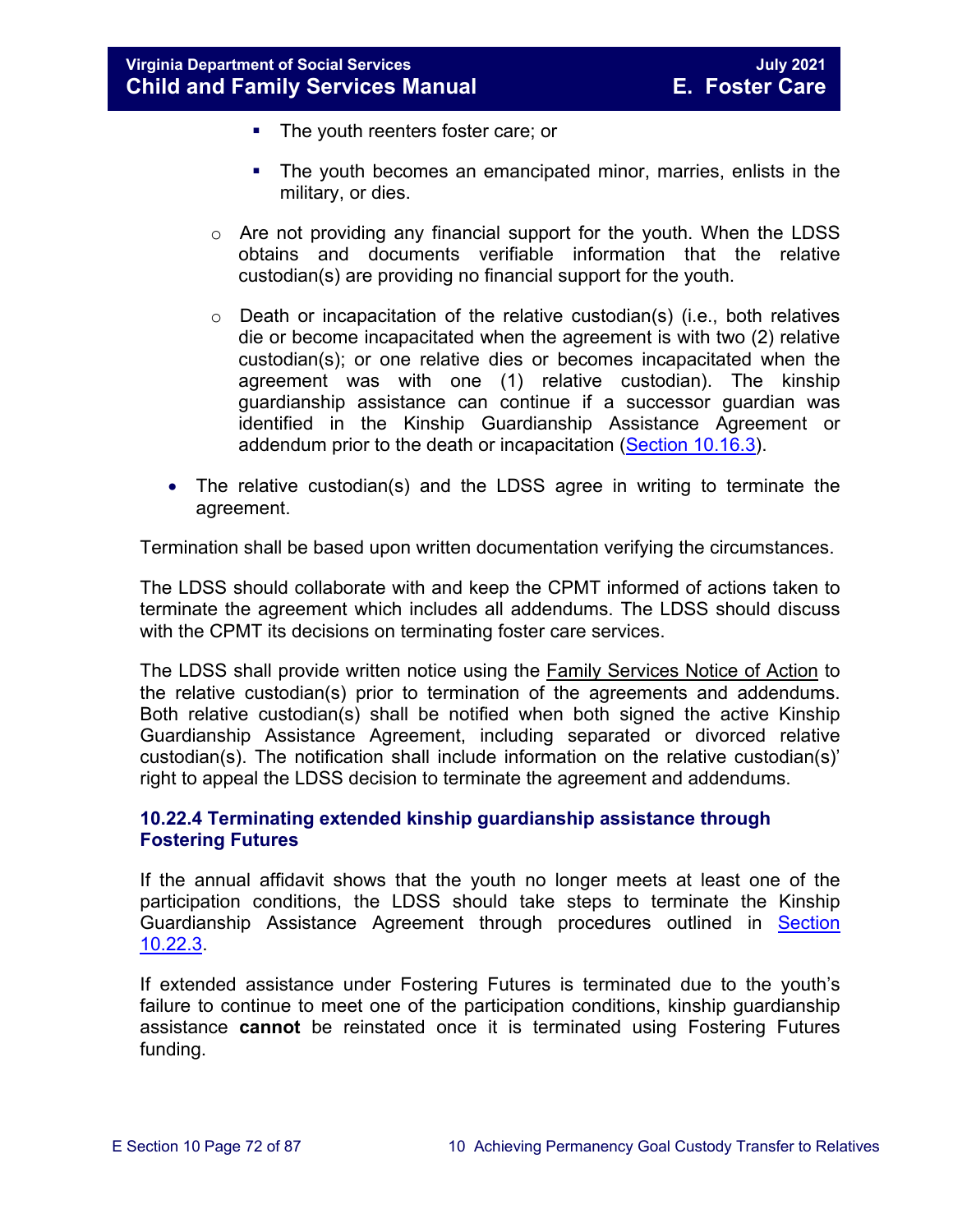- The youth reenters foster care; or
        - The youth becomes an emancipated minor, marries, enlists in the military, or dies.
    - Are not providing any financial support for the youth. When the LDSS obtains and documents verifiable information that the relative custodian(s) are providing no financial support for the youth.
    - Death or incapacitation of the relative custodian(s) (i.e., both relatives die or become incapacitated when the agreement is with two (2) relative custodian(s); or one relative dies or becomes incapacitated when the agreement was with one (1) relative custodian). The kinship guardianship assistance can continue if a successor guardian was identified in the Kinship Guardianship Assistance Agreement or addendum prior to the death or incapacitation (Section 10.16.3).
- The relative custodian(s) and the LDSS agree in writing to terminate the agreement.

Termination shall be based upon written documentation verifying the circumstances.

The LDSS should collaborate with and keep the CPMT informed of actions taken to terminate the agreement which includes all addendums. The LDSS should discuss with the CPMT its decisions on terminating foster care services.

The LDSS shall provide written notice using the Family Services Notice of Action to the relative custodian(s) prior to termination of the agreements and addendums. Both relative custodian(s) shall be notified when both signed the active Kinship Guardianship Assistance Agreement, including separated or divorced relative custodian(s). The notification shall include information on the relative custodian(s)' right to appeal the LDSS decision to terminate the agreement and addendums.

### 10.22.4 Terminating extended kinship guardianship assistance through Fostering Futures

If the annual affidavit shows that the youth no longer meets at least one of the participation conditions, the LDSS should take steps to terminate the Kinship Guardianship Assistance Agreement through procedures outlined in Section 10.22.3.

If extended assistance under Fostering Futures is terminated due to the youth's failure to continue to meet one of the participation conditions, kinship guardianship assistance **cannot** be reinstated once it is terminated using Fostering Futures funding.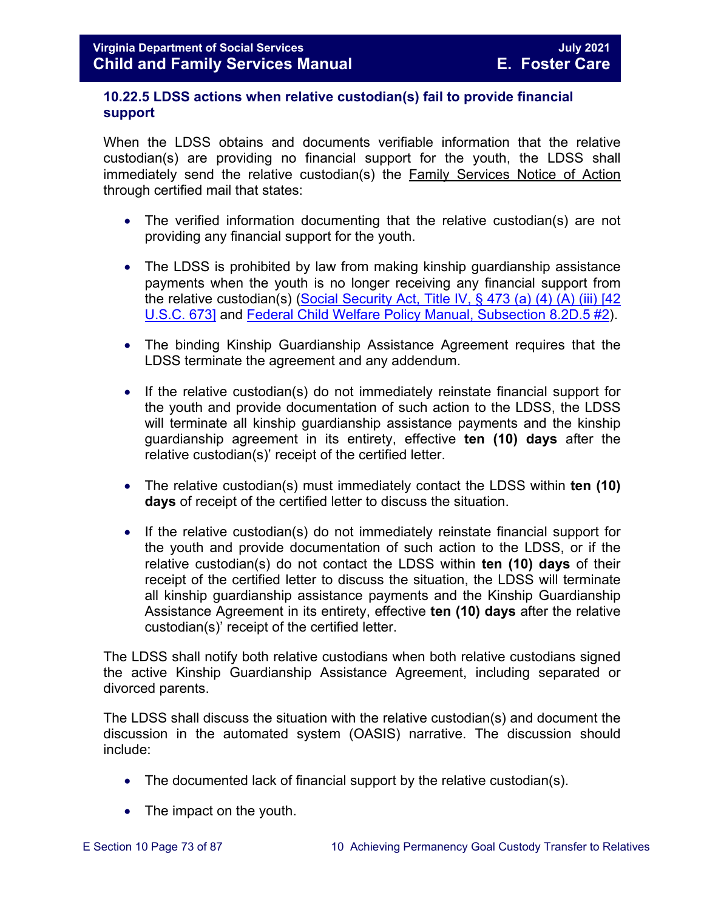### 10.22.5 LDSS actions when relative custodian(s) fail to provide financial support

When the LDSS obtains and documents verifiable information that the relative custodian(s) are providing no financial support for the youth, the LDSS shall immediately send the relative custodian(s) the Family Services Notice of Action through certified mail that states:

- The verified information documenting that the relative custodian(s) are not providing any financial support for the youth.
- The LDSS is prohibited by law from making kinship guardianship assistance payments when the youth is no longer receiving any financial support from the relative custodian(s) (Social Security Act, Title IV, § 473 (a) (4) (A) (iii) [42 U.S.C. 673] and Federal Child Welfare Policy Manual, Subsection 8.2D.5 #2).
- The binding Kinship Guardianship Assistance Agreement requires that the LDSS terminate the agreement and any addendum.
- If the relative custodian(s) do not immediately reinstate financial support for the youth and provide documentation of such action to the LDSS, the LDSS will terminate all kinship guardianship assistance payments and the kinship guardianship agreement in its entirety, effective **ten (10) days** after the relative custodian(s)' receipt of the certified letter.
- The relative custodian(s) must immediately contact the LDSS within **ten (10) days** of receipt of the certified letter to discuss the situation.
- If the relative custodian(s) do not immediately reinstate financial support for the youth and provide documentation of such action to the LDSS, or if the relative custodian(s) do not contact the LDSS within **ten (10) days** of their receipt of the certified letter to discuss the situation, the LDSS will terminate all kinship guardianship assistance payments and the Kinship Guardianship Assistance Agreement in its entirety, effective **ten (10) days** after the relative custodian(s)' receipt of the certified letter.

The LDSS shall notify both relative custodians when both relative custodians signed the active Kinship Guardianship Assistance Agreement, including separated or divorced parents.

The LDSS shall discuss the situation with the relative custodian(s) and document the discussion in the automated system (OASIS) narrative. The discussion should include:

- The documented lack of financial support by the relative custodian(s).
- The impact on the youth.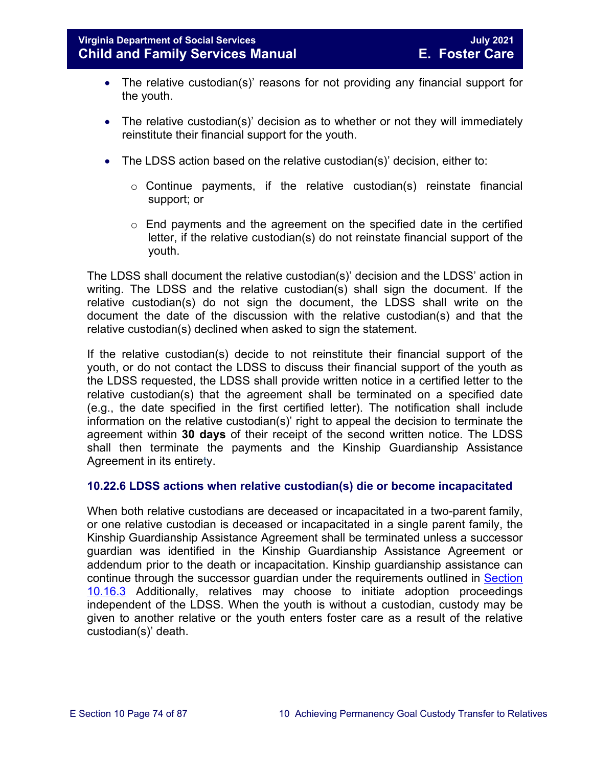- The relative custodian(s)' reasons for not providing any financial support for the youth.
- The relative custodian(s)' decision as to whether or not they will immediately reinstitute their financial support for the youth.
- The LDSS action based on the relative custodian(s)' decision, either to:
  - Continue payments, if the relative custodian(s) reinstate financial support; or
  - End payments and the agreement on the specified date in the certified letter, if the relative custodian(s) do not reinstate financial support of the youth.

The LDSS shall document the relative custodian(s)' decision and the LDSS' action in writing. The LDSS and the relative custodian(s) shall sign the document. If the relative custodian(s) do not sign the document, the LDSS shall write on the document the date of the discussion with the relative custodian(s) and that the relative custodian(s) declined when asked to sign the statement.

If the relative custodian(s) decide to not reinstitute their financial support of the youth, or do not contact the LDSS to discuss their financial support of the youth as the LDSS requested, the LDSS shall provide written notice in a certified letter to the relative custodian(s) that the agreement shall be terminated on a specified date (e.g., the date specified in the first certified letter). The notification shall include information on the relative custodian(s)' right to appeal the decision to terminate the agreement within **30 days** of their receipt of the second written notice. The LDSS shall then terminate the payments and the Kinship Guardianship Assistance Agreement in its entirety.

### 10.22.6 LDSS actions when relative custodian(s) die or become incapacitated

When both relative custodians are deceased or incapacitated in a two-parent family, or one relative custodian is deceased or incapacitated in a single parent family, the Kinship Guardianship Assistance Agreement shall be terminated unless a successor guardian was identified in the Kinship Guardianship Assistance Agreement or addendum prior to the death or incapacitation. Kinship guardianship assistance can continue through the successor guardian under the requirements outlined in Section 10.16.3 Additionally, relatives may choose to initiate adoption proceedings independent of the LDSS. When the youth is without a custodian, custody may be given to another relative or the youth enters foster care as a result of the relative custodian(s)' death.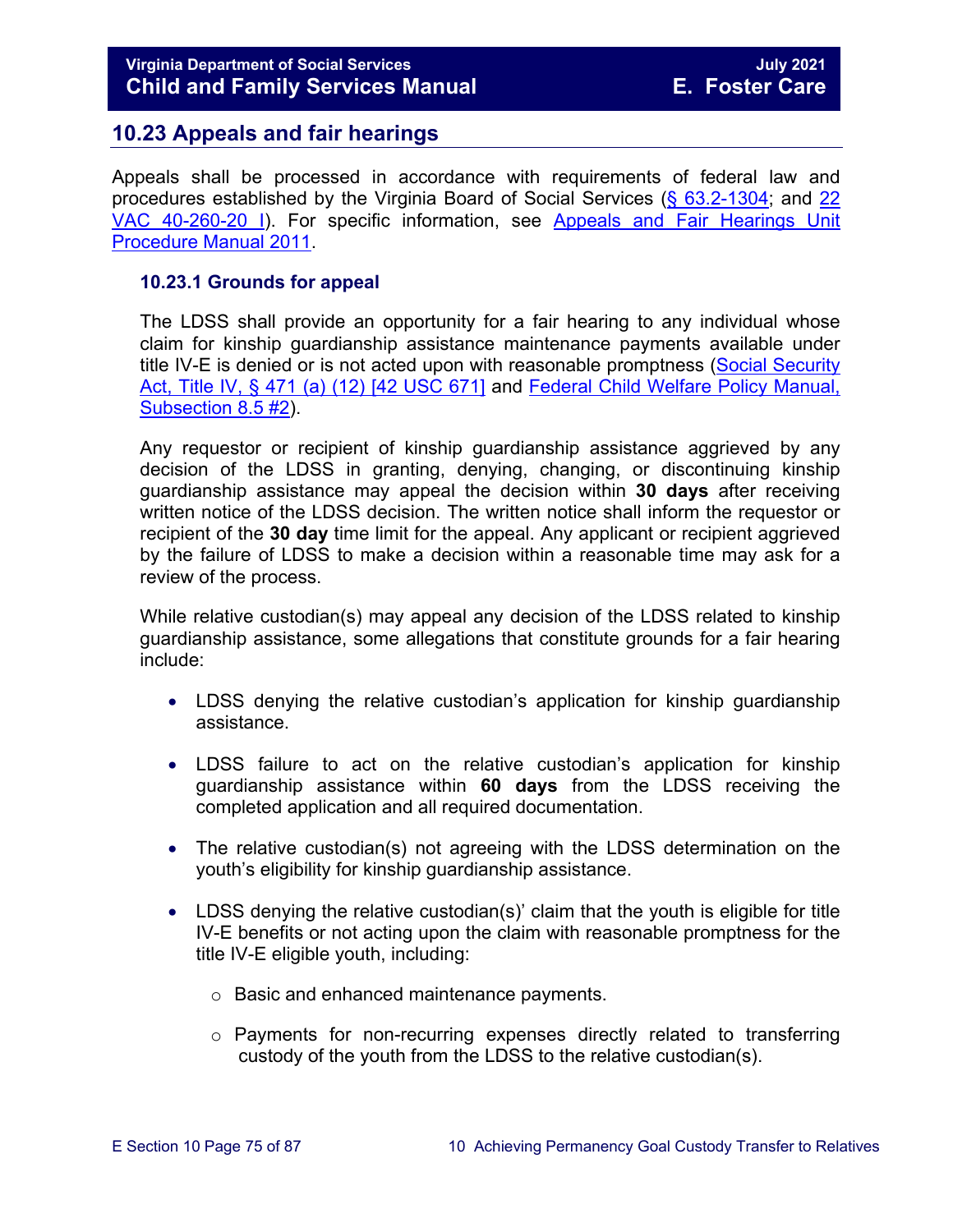## 10.23 Appeals and fair hearings

Appeals shall be processed in accordance with requirements of federal law and procedures established by the Virginia Board of Social Services (§ 63.2-1304; and 22 VAC 40-260-20 I). For specific information, see Appeals and Fair Hearings Unit Procedure Manual 2011.

### 10.23.1 Grounds for appeal

The LDSS shall provide an opportunity for a fair hearing to any individual whose claim for kinship guardianship assistance maintenance payments available under title IV-E is denied or is not acted upon with reasonable promptness (Social Security Act, Title IV, § 471 (a) (12) [42 USC 671] and Federal Child Welfare Policy Manual, Subsection 8.5 #2).

Any requestor or recipient of kinship guardianship assistance aggrieved by any decision of the LDSS in granting, denying, changing, or discontinuing kinship guardianship assistance may appeal the decision within **30 days** after receiving written notice of the LDSS decision. The written notice shall inform the requestor or recipient of the **30 day** time limit for the appeal. Any applicant or recipient aggrieved by the failure of LDSS to make a decision within a reasonable time may ask for a review of the process.

While relative custodian(s) may appeal any decision of the LDSS related to kinship guardianship assistance, some allegations that constitute grounds for a fair hearing include:

- LDSS denying the relative custodian's application for kinship guardianship assistance.
- LDSS failure to act on the relative custodian's application for kinship guardianship assistance within **60 days** from the LDSS receiving the completed application and all required documentation.
- The relative custodian(s) not agreeing with the LDSS determination on the youth's eligibility for kinship guardianship assistance.
- LDSS denying the relative custodian(s)' claim that the youth is eligible for title IV-E benefits or not acting upon the claim with reasonable promptness for the title IV-E eligible youth, including:
  - Basic and enhanced maintenance payments.
  - Payments for non-recurring expenses directly related to transferring custody of the youth from the LDSS to the relative custodian(s).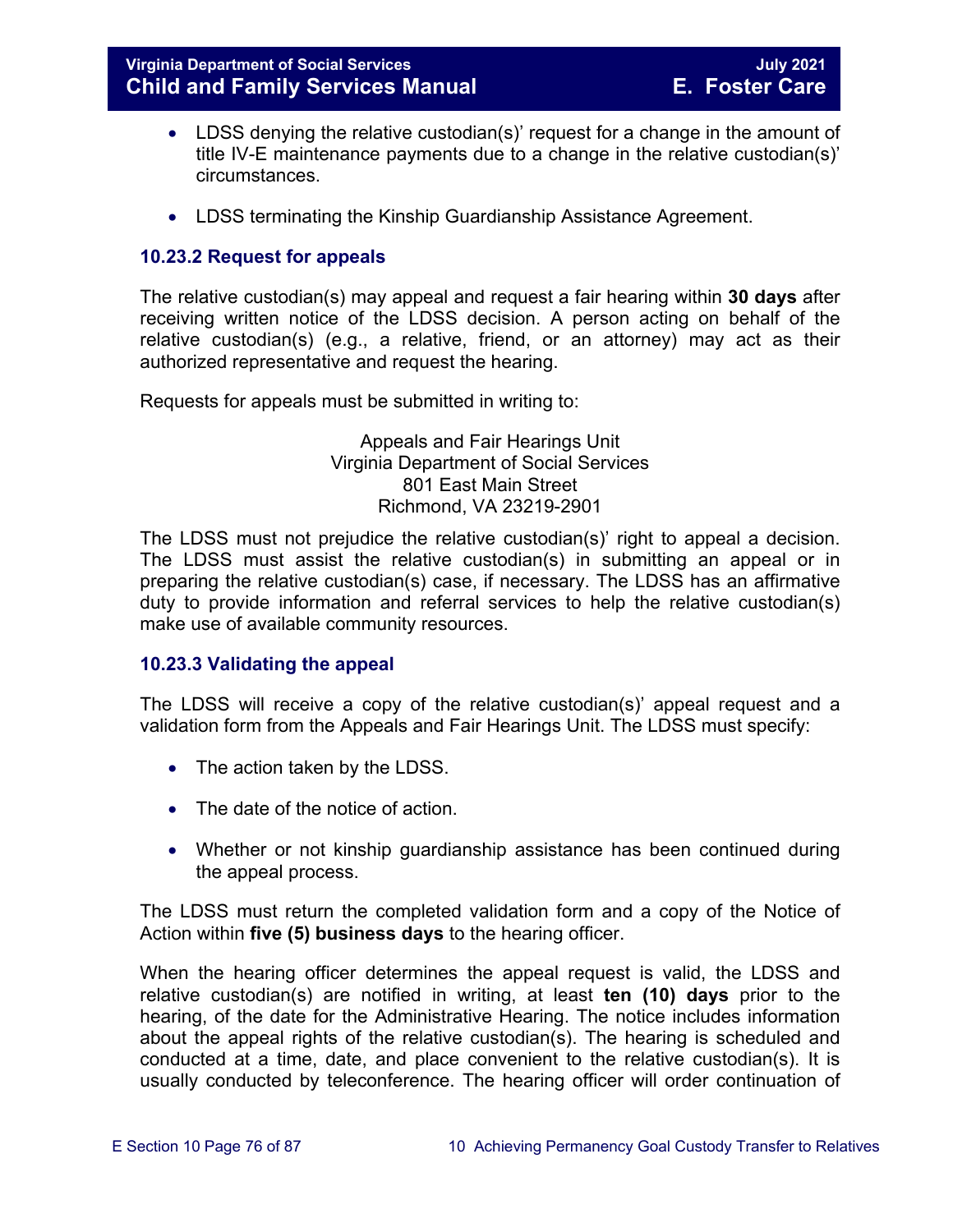- LDSS denying the relative custodian(s)' request for a change in the amount of title IV-E maintenance payments due to a change in the relative custodian(s)' circumstances.

- LDSS terminating the Kinship Guardianship Assistance Agreement.

### 10.23.2 Request for appeals

The relative custodian(s) may appeal and request a fair hearing within **30 days** after receiving written notice of the LDSS decision. A person acting on behalf of the relative custodian(s) (e.g., a relative, friend, or an attorney) may act as their authorized representative and request the hearing.

Requests for appeals must be submitted in writing to:

Appeals and Fair Hearings Unit
Virginia Department of Social Services
801 East Main Street
Richmond, VA 23219-2901

The LDSS must not prejudice the relative custodian(s)' right to appeal a decision. The LDSS must assist the relative custodian(s) in submitting an appeal or in preparing the relative custodian(s) case, if necessary. The LDSS has an affirmative duty to provide information and referral services to help the relative custodian(s) make use of available community resources.

### 10.23.3 Validating the appeal

The LDSS will receive a copy of the relative custodian(s)' appeal request and a validation form from the Appeals and Fair Hearings Unit. The LDSS must specify:

- The action taken by the LDSS.

- The date of the notice of action.

- Whether or not kinship guardianship assistance has been continued during the appeal process.

The LDSS must return the completed validation form and a copy of the Notice of Action within **five (5) business days** to the hearing officer.

When the hearing officer determines the appeal request is valid, the LDSS and relative custodian(s) are notified in writing, at least **ten (10) days** prior to the hearing, of the date for the Administrative Hearing. The notice includes information about the appeal rights of the relative custodian(s). The hearing is scheduled and conducted at a time, date, and place convenient to the relative custodian(s). It is usually conducted by teleconference. The hearing officer will order continuation of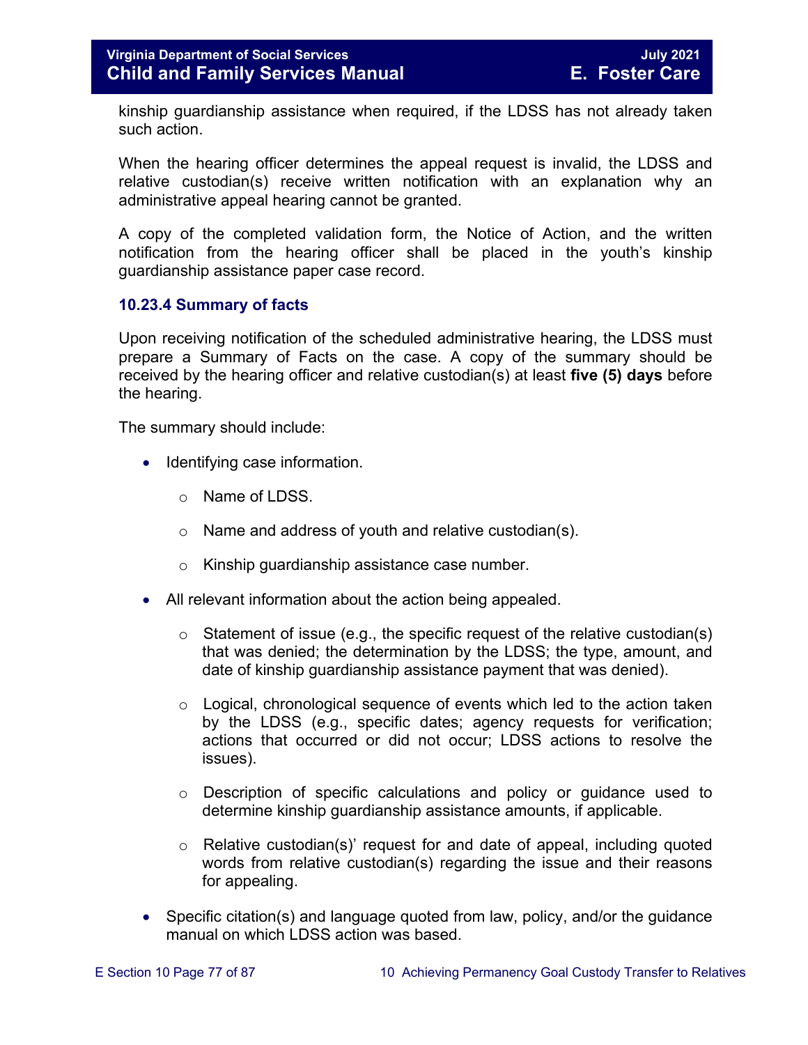kinship guardianship assistance when required, if the LDSS has not already taken such action.

When the hearing officer determines the appeal request is invalid, the LDSS and relative custodian(s) receive written notification with an explanation why an administrative appeal hearing cannot be granted.

A copy of the completed validation form, the Notice of Action, and the written notification from the hearing officer shall be placed in the youth's kinship guardianship assistance paper case record.

### 10.23.4 Summary of facts

Upon receiving notification of the scheduled administrative hearing, the LDSS must prepare a Summary of Facts on the case. A copy of the summary should be received by the hearing officer and relative custodian(s) at least **five (5) days** before the hearing.

The summary should include:

- Identifying case information.
  - Name of LDSS.
  - Name and address of youth and relative custodian(s).
  - Kinship guardianship assistance case number.
- All relevant information about the action being appealed.
  - Statement of issue (e.g., the specific request of the relative custodian(s) that was denied; the determination by the LDSS; the type, amount, and date of kinship guardianship assistance payment that was denied).
  - Logical, chronological sequence of events which led to the action taken by the LDSS (e.g., specific dates; agency requests for verification; actions that occurred or did not occur; LDSS actions to resolve the issues).
  - Description of specific calculations and policy or guidance used to determine kinship guardianship assistance amounts, if applicable.
  - Relative custodian(s)' request for and date of appeal, including quoted words from relative custodian(s) regarding the issue and their reasons for appealing.
- Specific citation(s) and language quoted from law, policy, and/or the guidance manual on which LDSS action was based.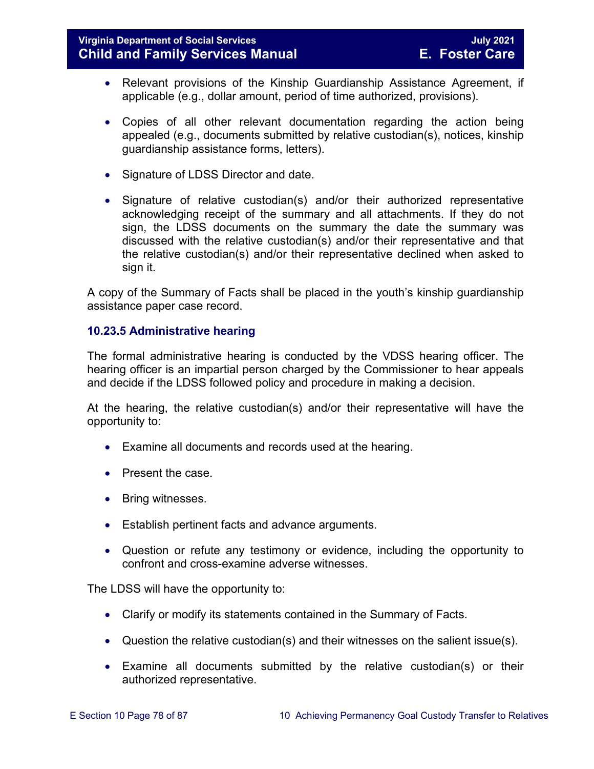- Relevant provisions of the Kinship Guardianship Assistance Agreement, if applicable (e.g., dollar amount, period of time authorized, provisions).

- Copies of all other relevant documentation regarding the action being appealed (e.g., documents submitted by relative custodian(s), notices, kinship guardianship assistance forms, letters).

- Signature of LDSS Director and date.

- Signature of relative custodian(s) and/or their authorized representative acknowledging receipt of the summary and all attachments. If they do not sign, the LDSS documents on the summary the date the summary was discussed with the relative custodian(s) and/or their representative and that the relative custodian(s) and/or their representative declined when asked to sign it.

A copy of the Summary of Facts shall be placed in the youth's kinship guardianship assistance paper case record.

### 10.23.5 Administrative hearing

The formal administrative hearing is conducted by the VDSS hearing officer. The hearing officer is an impartial person charged by the Commissioner to hear appeals and decide if the LDSS followed policy and procedure in making a decision.

At the hearing, the relative custodian(s) and/or their representative will have the opportunity to:

- Examine all documents and records used at the hearing.

- Present the case.

- Bring witnesses.

- Establish pertinent facts and advance arguments.

- Question or refute any testimony or evidence, including the opportunity to confront and cross-examine adverse witnesses.

The LDSS will have the opportunity to:

- Clarify or modify its statements contained in the Summary of Facts.

- Question the relative custodian(s) and their witnesses on the salient issue(s).

- Examine all documents submitted by the relative custodian(s) or their authorized representative.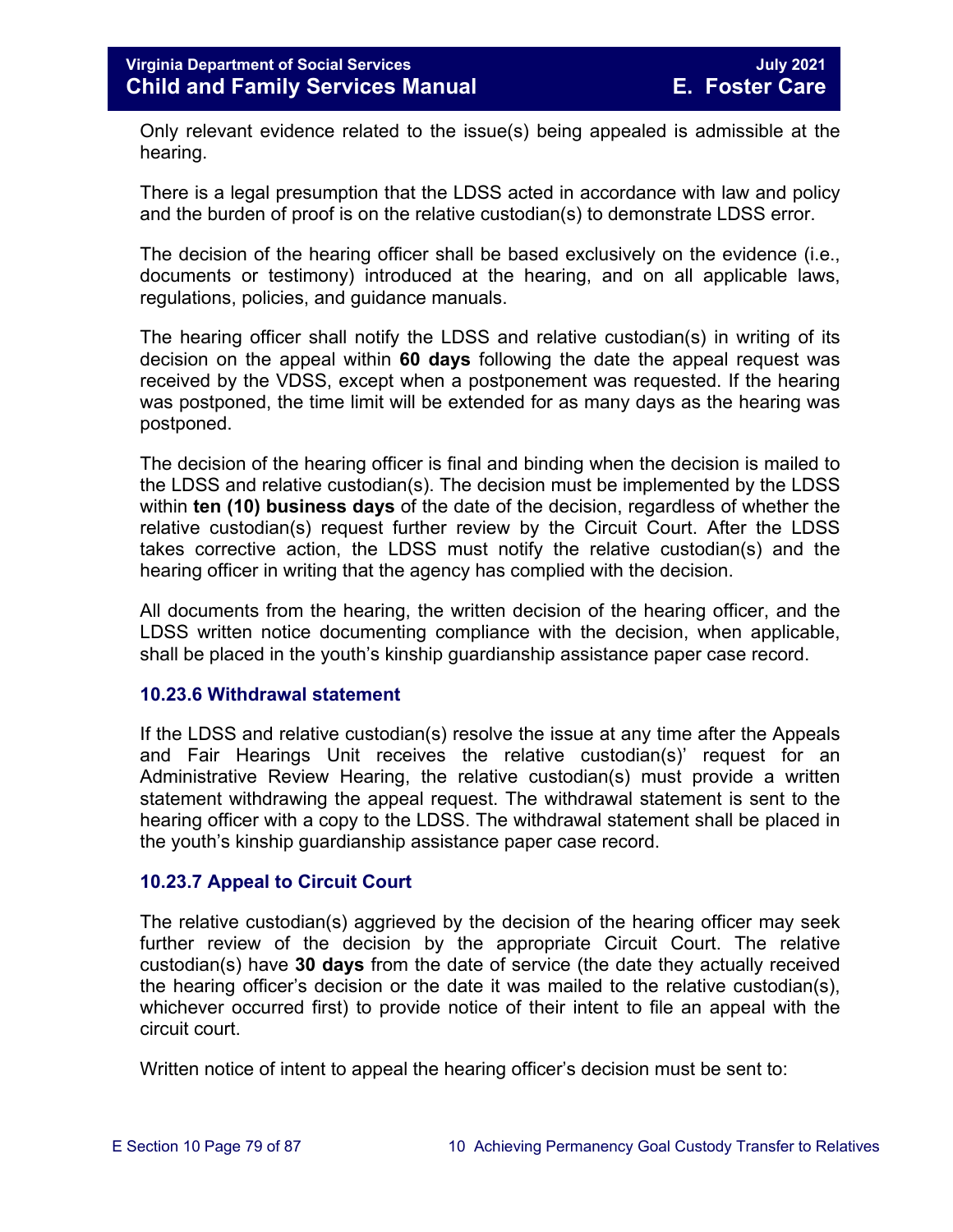Only relevant evidence related to the issue(s) being appealed is admissible at the hearing.

There is a legal presumption that the LDSS acted in accordance with law and policy and the burden of proof is on the relative custodian(s) to demonstrate LDSS error.

The decision of the hearing officer shall be based exclusively on the evidence (i.e., documents or testimony) introduced at the hearing, and on all applicable laws, regulations, policies, and guidance manuals.

The hearing officer shall notify the LDSS and relative custodian(s) in writing of its decision on the appeal within **60 days** following the date the appeal request was received by the VDSS, except when a postponement was requested. If the hearing was postponed, the time limit will be extended for as many days as the hearing was postponed.

The decision of the hearing officer is final and binding when the decision is mailed to the LDSS and relative custodian(s). The decision must be implemented by the LDSS within **ten (10) business days** of the date of the decision, regardless of whether the relative custodian(s) request further review by the Circuit Court. After the LDSS takes corrective action, the LDSS must notify the relative custodian(s) and the hearing officer in writing that the agency has complied with the decision.

All documents from the hearing, the written decision of the hearing officer, and the LDSS written notice documenting compliance with the decision, when applicable, shall be placed in the youth's kinship guardianship assistance paper case record.

### 10.23.6 Withdrawal statement

If the LDSS and relative custodian(s) resolve the issue at any time after the Appeals and Fair Hearings Unit receives the relative custodian(s)' request for an Administrative Review Hearing, the relative custodian(s) must provide a written statement withdrawing the appeal request. The withdrawal statement is sent to the hearing officer with a copy to the LDSS. The withdrawal statement shall be placed in the youth's kinship guardianship assistance paper case record.

### 10.23.7 Appeal to Circuit Court

The relative custodian(s) aggrieved by the decision of the hearing officer may seek further review of the decision by the appropriate Circuit Court. The relative custodian(s) have **30 days** from the date of service (the date they actually received the hearing officer's decision or the date it was mailed to the relative custodian(s), whichever occurred first) to provide notice of their intent to file an appeal with the circuit court.

Written notice of intent to appeal the hearing officer's decision must be sent to: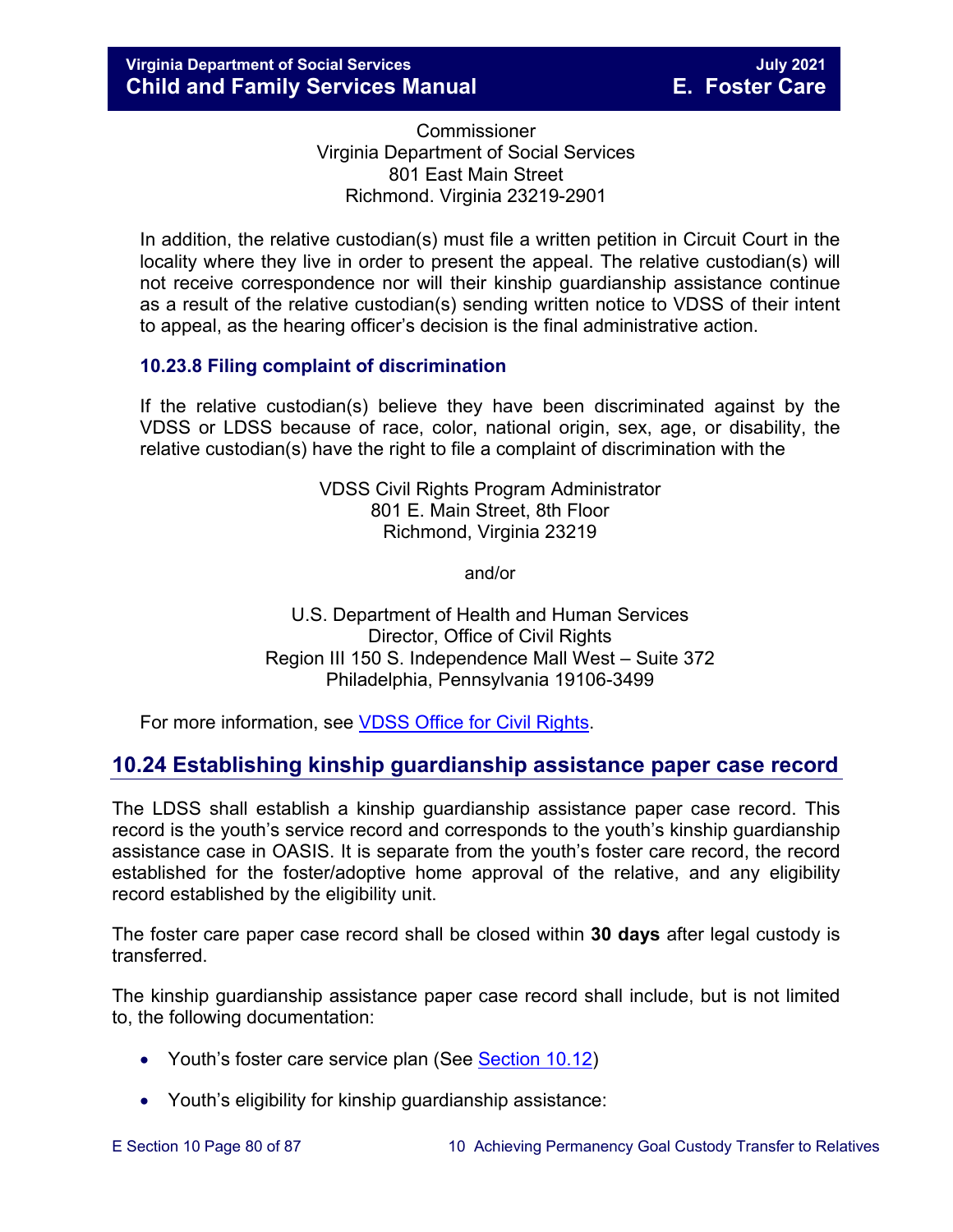Commissioner
Virginia Department of Social Services
801 East Main Street
Richmond. Virginia 23219-2901

In addition, the relative custodian(s) must file a written petition in Circuit Court in the locality where they live in order to present the appeal. The relative custodian(s) will not receive correspondence nor will their kinship guardianship assistance continue as a result of the relative custodian(s) sending written notice to VDSS of their intent to appeal, as the hearing officer's decision is the final administrative action.

### 10.23.8 Filing complaint of discrimination

If the relative custodian(s) believe they have been discriminated against by the VDSS or LDSS because of race, color, national origin, sex, age, or disability, the relative custodian(s) have the right to file a complaint of discrimination with the

VDSS Civil Rights Program Administrator
801 E. Main Street, 8th Floor
Richmond, Virginia 23219

and/or

U.S. Department of Health and Human Services
Director, Office of Civil Rights
Region III 150 S. Independence Mall West – Suite 372
Philadelphia, Pennsylvania 19106-3499

For more information, see VDSS Office for Civil Rights.

## 10.24 Establishing kinship guardianship assistance paper case record

The LDSS shall establish a kinship guardianship assistance paper case record. This record is the youth's service record and corresponds to the youth's kinship guardianship assistance case in OASIS. It is separate from the youth's foster care record, the record established for the foster/adoptive home approval of the relative, and any eligibility record established by the eligibility unit.

The foster care paper case record shall be closed within **30 days** after legal custody is transferred.

The kinship guardianship assistance paper case record shall include, but is not limited to, the following documentation:

- Youth's foster care service plan (See Section 10.12)
- Youth's eligibility for kinship guardianship assistance: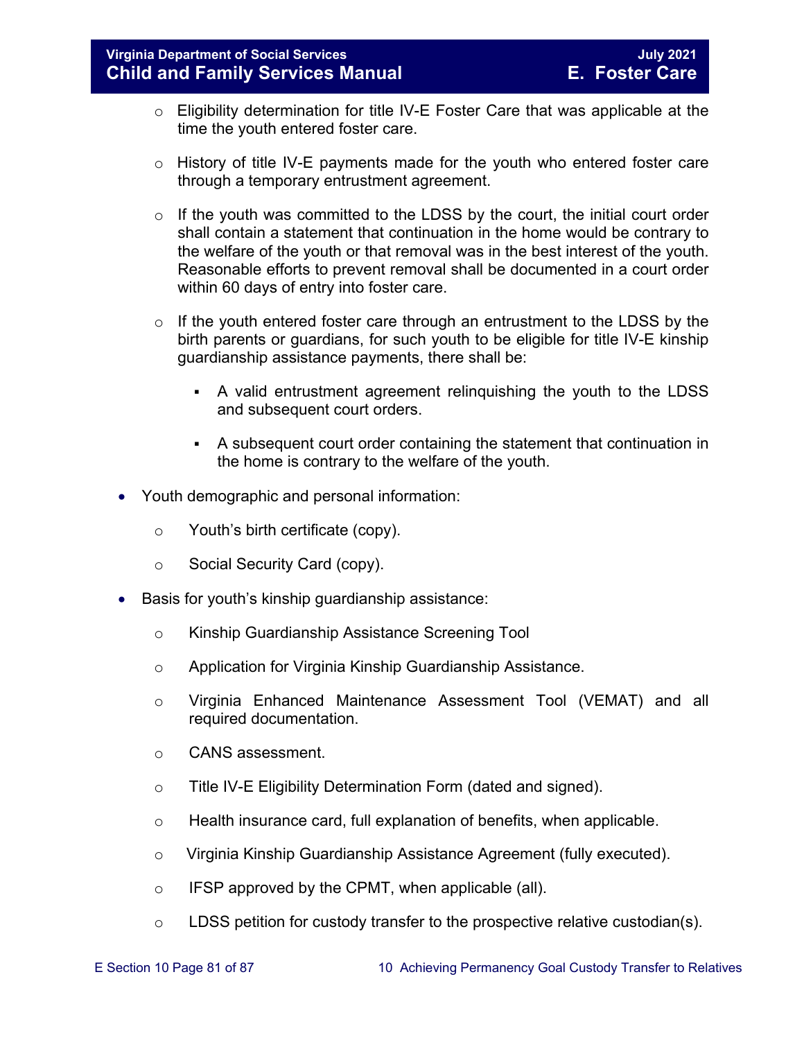- Eligibility determination for title IV-E Foster Care that was applicable at the time the youth entered foster care.

   - History of title IV-E payments made for the youth who entered foster care through a temporary entrustment agreement.

   - If the youth was committed to the LDSS by the court, the initial court order shall contain a statement that continuation in the home would be contrary to the welfare of the youth or that removal was in the best interest of the youth. Reasonable efforts to prevent removal shall be documented in a court order within 60 days of entry into foster care.

   - If the youth entered foster care through an entrustment to the LDSS by the birth parents or guardians, for such youth to be eligible for title IV-E kinship guardianship assistance payments, there shall be:

     - A valid entrustment agreement relinquishing the youth to the LDSS and subsequent court orders.

     - A subsequent court order containing the statement that continuation in the home is contrary to the welfare of the youth.

- Youth demographic and personal information:

   - Youth's birth certificate (copy).

   - Social Security Card (copy).

- Basis for youth's kinship guardianship assistance:

   - Kinship Guardianship Assistance Screening Tool

   - Application for Virginia Kinship Guardianship Assistance.

   - Virginia Enhanced Maintenance Assessment Tool (VEMAT) and all required documentation.

   - CANS assessment.

   - Title IV-E Eligibility Determination Form (dated and signed).

   - Health insurance card, full explanation of benefits, when applicable.

   - Virginia Kinship Guardianship Assistance Agreement (fully executed).

   - IFSP approved by the CPMT, when applicable (all).

   - LDSS petition for custody transfer to the prospective relative custodian(s).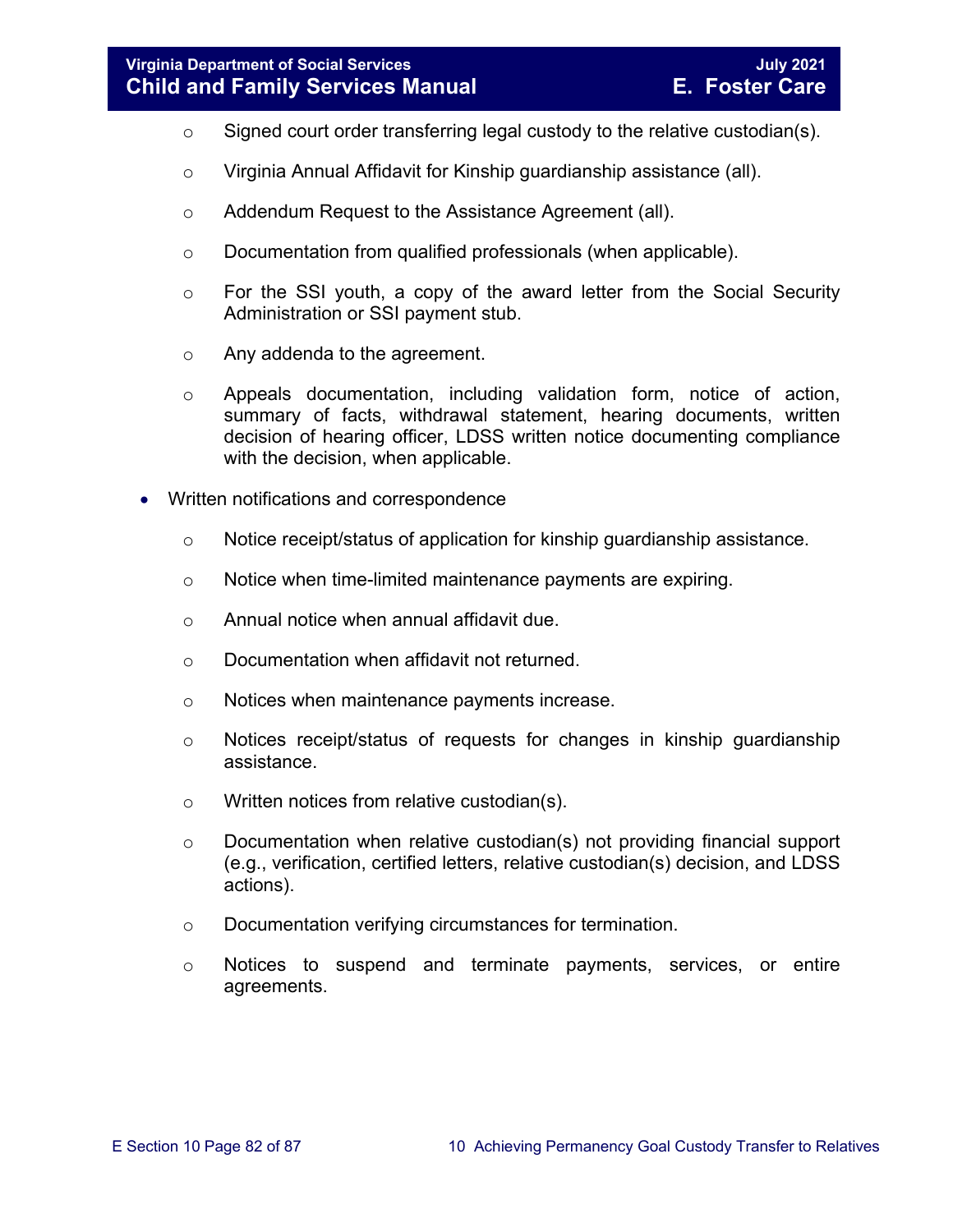- Signed court order transferring legal custody to the relative custodian(s).
    - Virginia Annual Affidavit for Kinship guardianship assistance (all).
    - Addendum Request to the Assistance Agreement (all).
    - Documentation from qualified professionals (when applicable).
    - For the SSI youth, a copy of the award letter from the Social Security Administration or SSI payment stub.
    - Any addenda to the agreement.
    - Appeals documentation, including validation form, notice of action, summary of facts, withdrawal statement, hearing documents, written decision of hearing officer, LDSS written notice documenting compliance with the decision, when applicable.

- Written notifications and correspondence
    - Notice receipt/status of application for kinship guardianship assistance.
    - Notice when time-limited maintenance payments are expiring.
    - Annual notice when annual affidavit due.
    - Documentation when affidavit not returned.
    - Notices when maintenance payments increase.
    - Notices receipt/status of requests for changes in kinship guardianship assistance.
    - Written notices from relative custodian(s).
    - Documentation when relative custodian(s) not providing financial support (e.g., verification, certified letters, relative custodian(s) decision, and LDSS actions).
    - Documentation verifying circumstances for termination.
    - Notices to suspend and terminate payments, services, or entire agreements.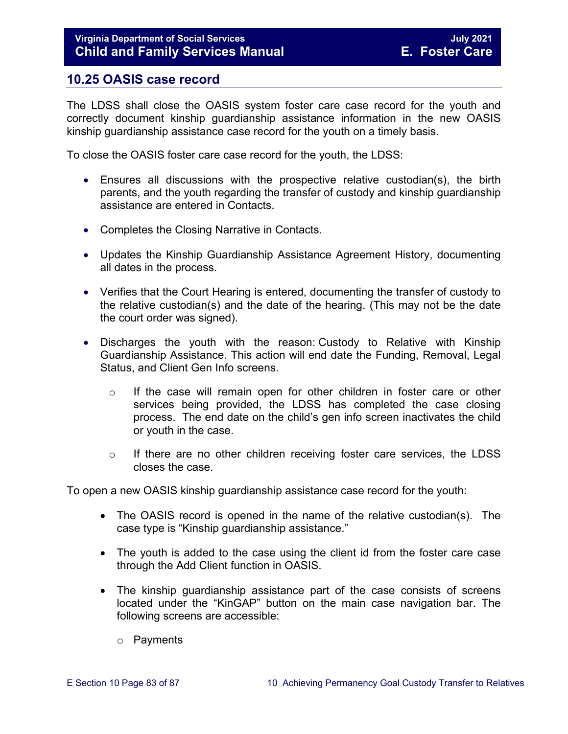## 10.25 OASIS case record

The LDSS shall close the OASIS system foster care case record for the youth and correctly document kinship guardianship assistance information in the new OASIS kinship guardianship assistance case record for the youth on a timely basis.

To close the OASIS foster care case record for the youth, the LDSS:

- Ensures all discussions with the prospective relative custodian(s), the birth parents, and the youth regarding the transfer of custody and kinship guardianship assistance are entered in Contacts.
- Completes the Closing Narrative in Contacts.
- Updates the Kinship Guardianship Assistance Agreement History, documenting all dates in the process.
- Verifies that the Court Hearing is entered, documenting the transfer of custody to the relative custodian(s) and the date of the hearing. (This may not be the date the court order was signed).
- Discharges the youth with the reason: Custody to Relative with Kinship Guardianship Assistance. This action will end date the Funding, Removal, Legal Status, and Client Gen Info screens.
  - If the case will remain open for other children in foster care or other services being provided, the LDSS has completed the case closing process. The end date on the child's gen info screen inactivates the child or youth in the case.
  - If there are no other children receiving foster care services, the LDSS closes the case.

To open a new OASIS kinship guardianship assistance case record for the youth:

- The OASIS record is opened in the name of the relative custodian(s). The case type is "Kinship guardianship assistance."
- The youth is added to the case using the client id from the foster care case through the Add Client function in OASIS.
- The kinship guardianship assistance part of the case consists of screens located under the "KinGAP" button on the main case navigation bar. The following screens are accessible:
  - Payments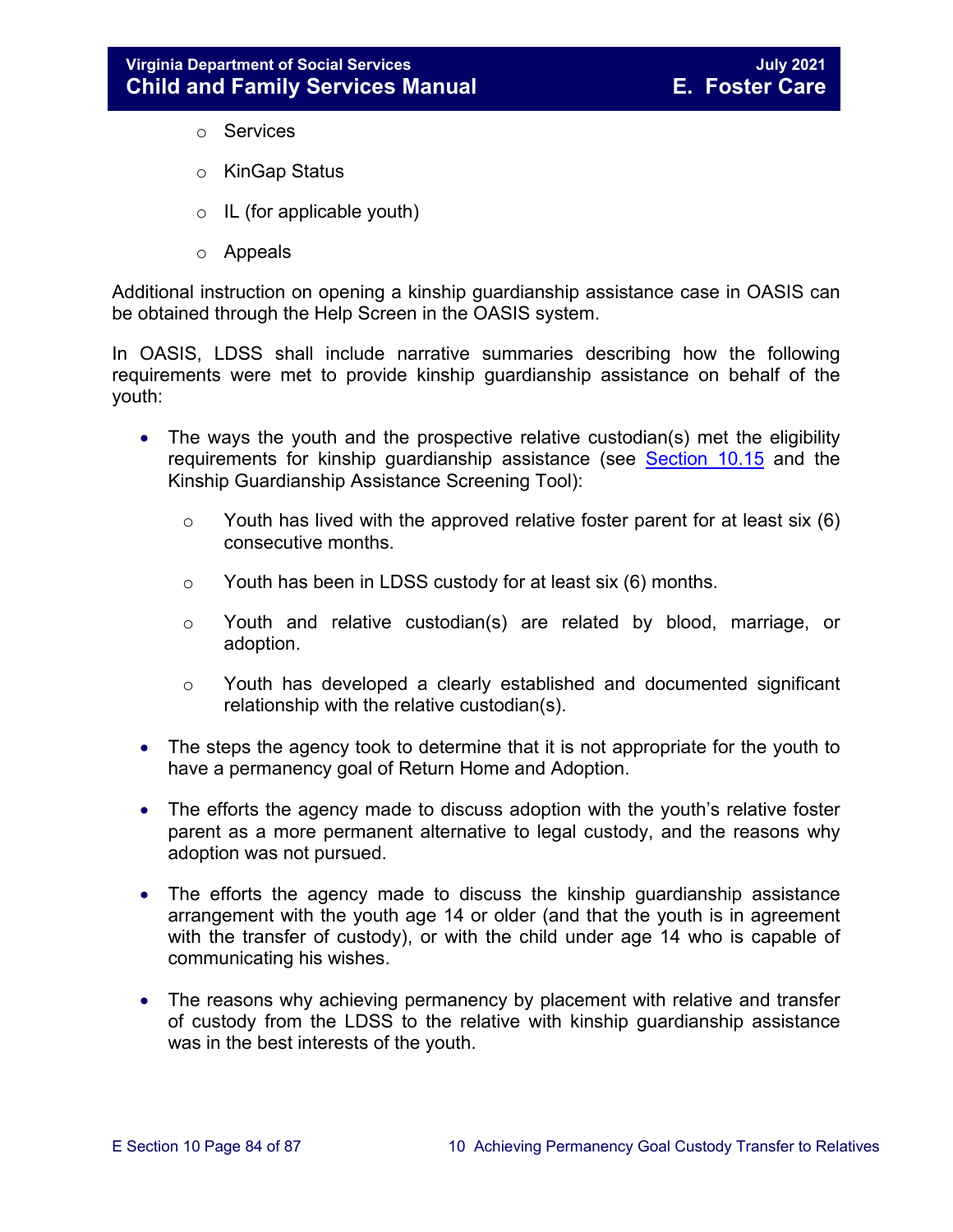- Services
  - KinGap Status
  - IL (for applicable youth)
  - Appeals

Additional instruction on opening a kinship guardianship assistance case in OASIS can be obtained through the Help Screen in the OASIS system.

In OASIS, LDSS shall include narrative summaries describing how the following requirements were met to provide kinship guardianship assistance on behalf of the youth:

- The ways the youth and the prospective relative custodian(s) met the eligibility requirements for kinship guardianship assistance (see [Section 10.15](#) and the Kinship Guardianship Assistance Screening Tool):
  - Youth has lived with the approved relative foster parent for at least six (6) consecutive months.
  - Youth has been in LDSS custody for at least six (6) months.
  - Youth and relative custodian(s) are related by blood, marriage, or adoption.
  - Youth has developed a clearly established and documented significant relationship with the relative custodian(s).
- The steps the agency took to determine that it is not appropriate for the youth to have a permanency goal of Return Home and Adoption.
- The efforts the agency made to discuss adoption with the youth's relative foster parent as a more permanent alternative to legal custody, and the reasons why adoption was not pursued.
- The efforts the agency made to discuss the kinship guardianship assistance arrangement with the youth age 14 or older (and that the youth is in agreement with the transfer of custody), or with the child under age 14 who is capable of communicating his wishes.
- The reasons why achieving permanency by placement with relative and transfer of custody from the LDSS to the relative with kinship guardianship assistance was in the best interests of the youth.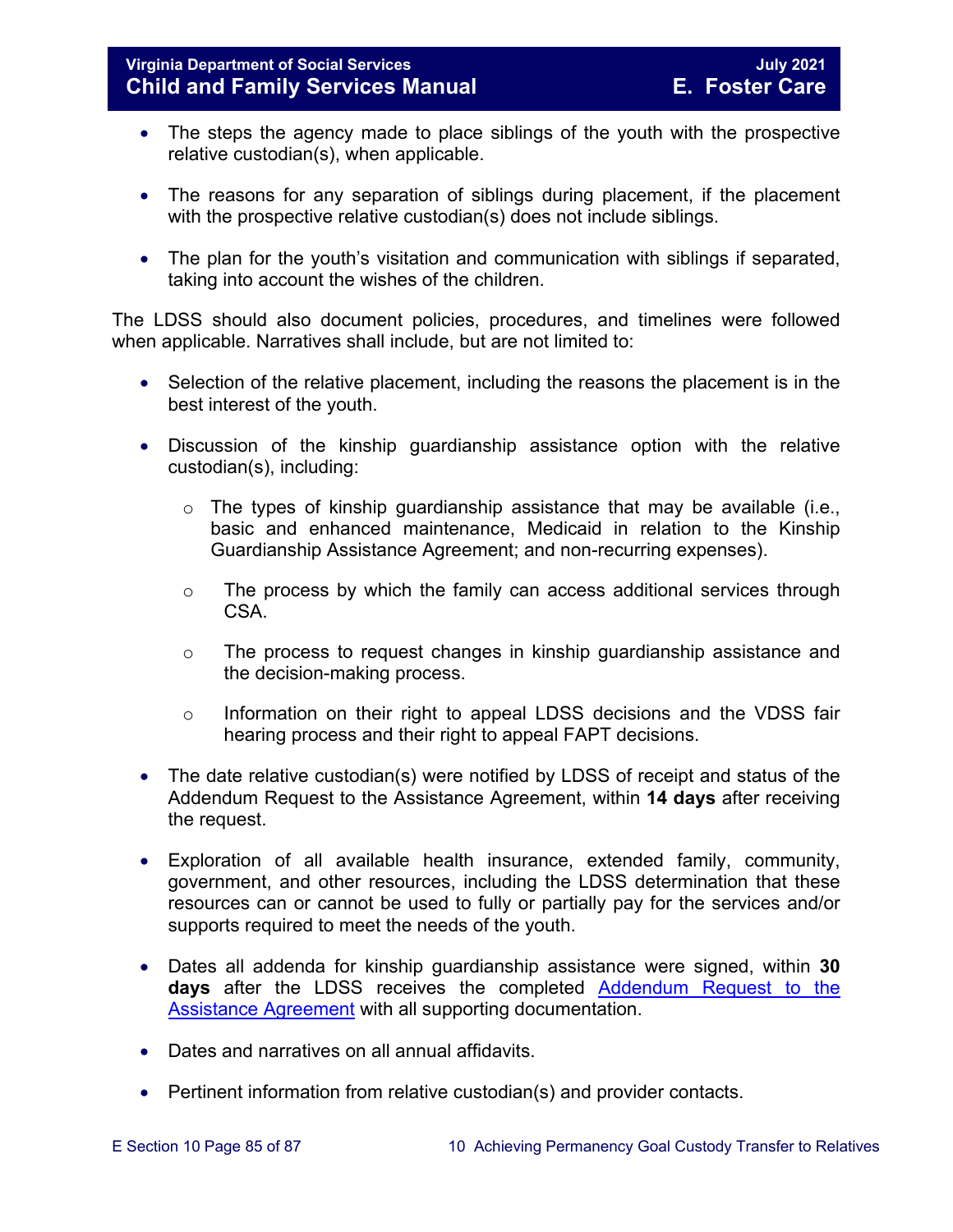- The steps the agency made to place siblings of the youth with the prospective relative custodian(s), when applicable.

- The reasons for any separation of siblings during placement, if the placement with the prospective relative custodian(s) does not include siblings.

- The plan for the youth's visitation and communication with siblings if separated, taking into account the wishes of the children.

The LDSS should also document policies, procedures, and timelines were followed when applicable. Narratives shall include, but are not limited to:

- Selection of the relative placement, including the reasons the placement is in the best interest of the youth.

- Discussion of the kinship guardianship assistance option with the relative custodian(s), including:

  - The types of kinship guardianship assistance that may be available (i.e., basic and enhanced maintenance, Medicaid in relation to the Kinship Guardianship Assistance Agreement; and non-recurring expenses).

  - The process by which the family can access additional services through CSA.

  - The process to request changes in kinship guardianship assistance and the decision-making process.

  - Information on their right to appeal LDSS decisions and the VDSS fair hearing process and their right to appeal FAPT decisions.

- The date relative custodian(s) were notified by LDSS of receipt and status of the Addendum Request to the Assistance Agreement, within **14 days** after receiving the request.

- Exploration of all available health insurance, extended family, community, government, and other resources, including the LDSS determination that these resources can or cannot be used to fully or partially pay for the services and/or supports required to meet the needs of the youth.

- Dates all addenda for kinship guardianship assistance were signed, within **30 days** after the LDSS receives the completed Addendum Request to the Assistance Agreement with all supporting documentation.

- Dates and narratives on all annual affidavits.

- Pertinent information from relative custodian(s) and provider contacts.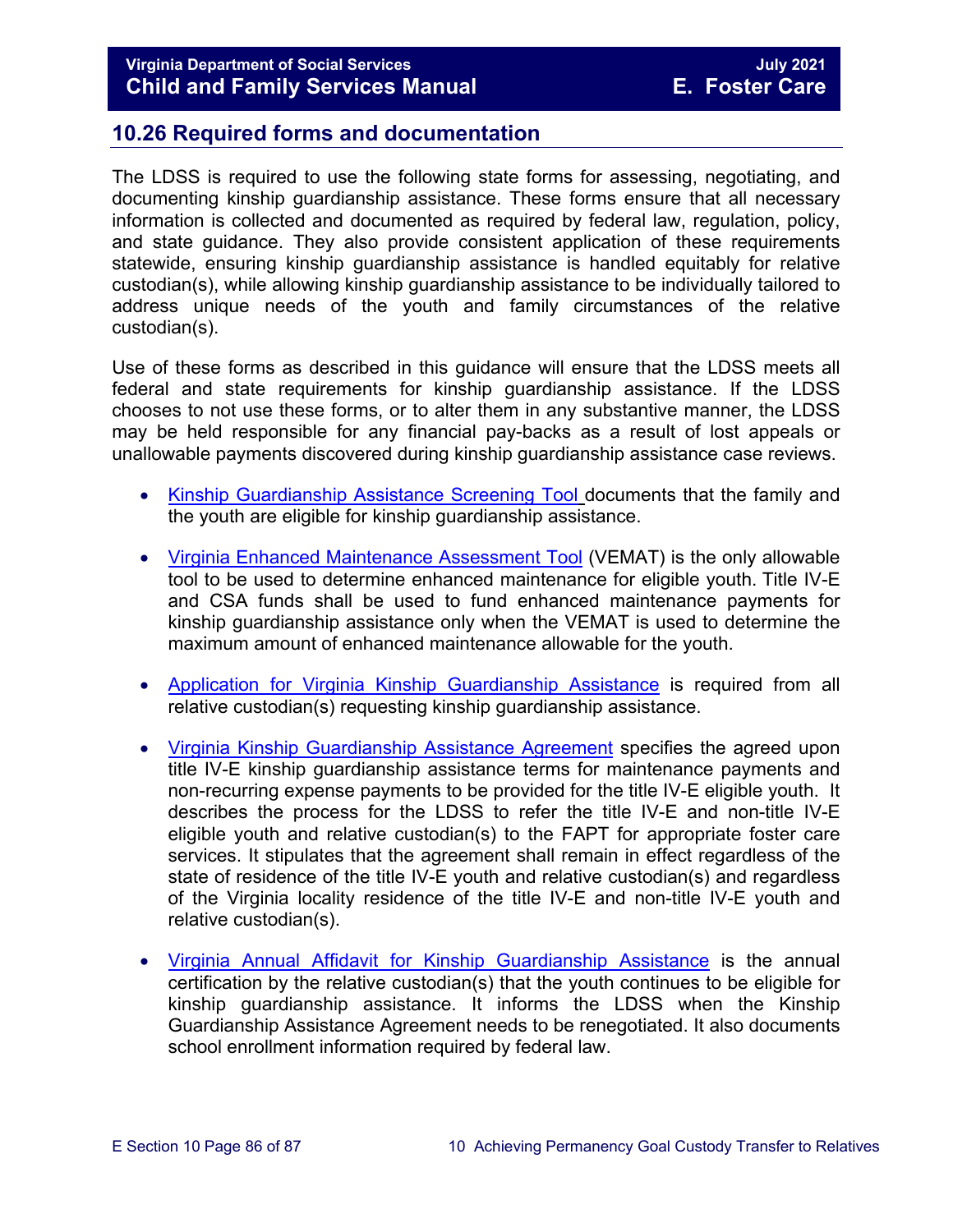## 10.26 Required forms and documentation

The LDSS is required to use the following state forms for assessing, negotiating, and documenting kinship guardianship assistance. These forms ensure that all necessary information is collected and documented as required by federal law, regulation, policy, and state guidance. They also provide consistent application of these requirements statewide, ensuring kinship guardianship assistance is handled equitably for relative custodian(s), while allowing kinship guardianship assistance to be individually tailored to address unique needs of the youth and family circumstances of the relative custodian(s).

Use of these forms as described in this guidance will ensure that the LDSS meets all federal and state requirements for kinship guardianship assistance. If the LDSS chooses to not use these forms, or to alter them in any substantive manner, the LDSS may be held responsible for any financial pay-backs as a result of lost appeals or unallowable payments discovered during kinship guardianship assistance case reviews.

- Kinship Guardianship Assistance Screening Tool documents that the family and the youth are eligible for kinship guardianship assistance.
- Virginia Enhanced Maintenance Assessment Tool (VEMAT) is the only allowable tool to be used to determine enhanced maintenance for eligible youth. Title IV-E and CSA funds shall be used to fund enhanced maintenance payments for kinship guardianship assistance only when the VEMAT is used to determine the maximum amount of enhanced maintenance allowable for the youth.
- Application for Virginia Kinship Guardianship Assistance is required from all relative custodian(s) requesting kinship guardianship assistance.
- Virginia Kinship Guardianship Assistance Agreement specifies the agreed upon title IV-E kinship guardianship assistance terms for maintenance payments and non-recurring expense payments to be provided for the title IV-E eligible youth. It describes the process for the LDSS to refer the title IV-E and non-title IV-E eligible youth and relative custodian(s) to the FAPT for appropriate foster care services. It stipulates that the agreement shall remain in effect regardless of the state of residence of the title IV-E youth and relative custodian(s) and regardless of the Virginia locality residence of the title IV-E and non-title IV-E youth and relative custodian(s).
- Virginia Annual Affidavit for Kinship Guardianship Assistance is the annual certification by the relative custodian(s) that the youth continues to be eligible for kinship guardianship assistance. It informs the LDSS when the Kinship Guardianship Assistance Agreement needs to be renegotiated. It also documents school enrollment information required by federal law.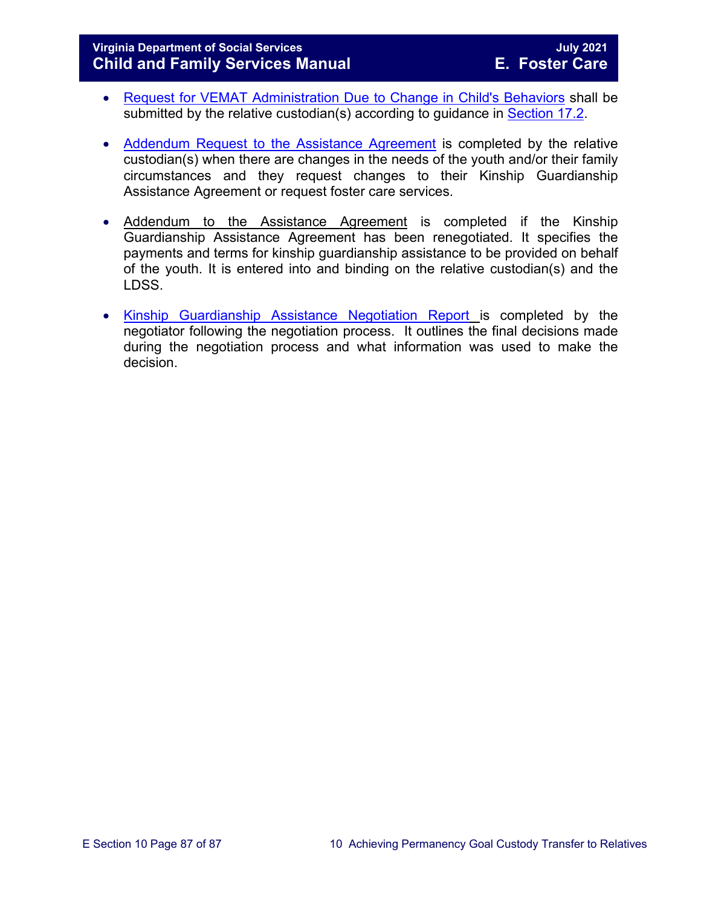- Request for VEMAT Administration Due to Change in Child's Behaviors shall be submitted by the relative custodian(s) according to guidance in Section 17.2.

- Addendum Request to the Assistance Agreement is completed by the relative custodian(s) when there are changes in the needs of the youth and/or their family circumstances and they request changes to their Kinship Guardianship Assistance Agreement or request foster care services.

- Addendum to the Assistance Agreement is completed if the Kinship Guardianship Assistance Agreement has been renegotiated. It specifies the payments and terms for kinship guardianship assistance to be provided on behalf of the youth. It is entered into and binding on the relative custodian(s) and the LDSS.

- Kinship Guardianship Assistance Negotiation Report is completed by the negotiator following the negotiation process. It outlines the final decisions made during the negotiation process and what information was used to make the decision.